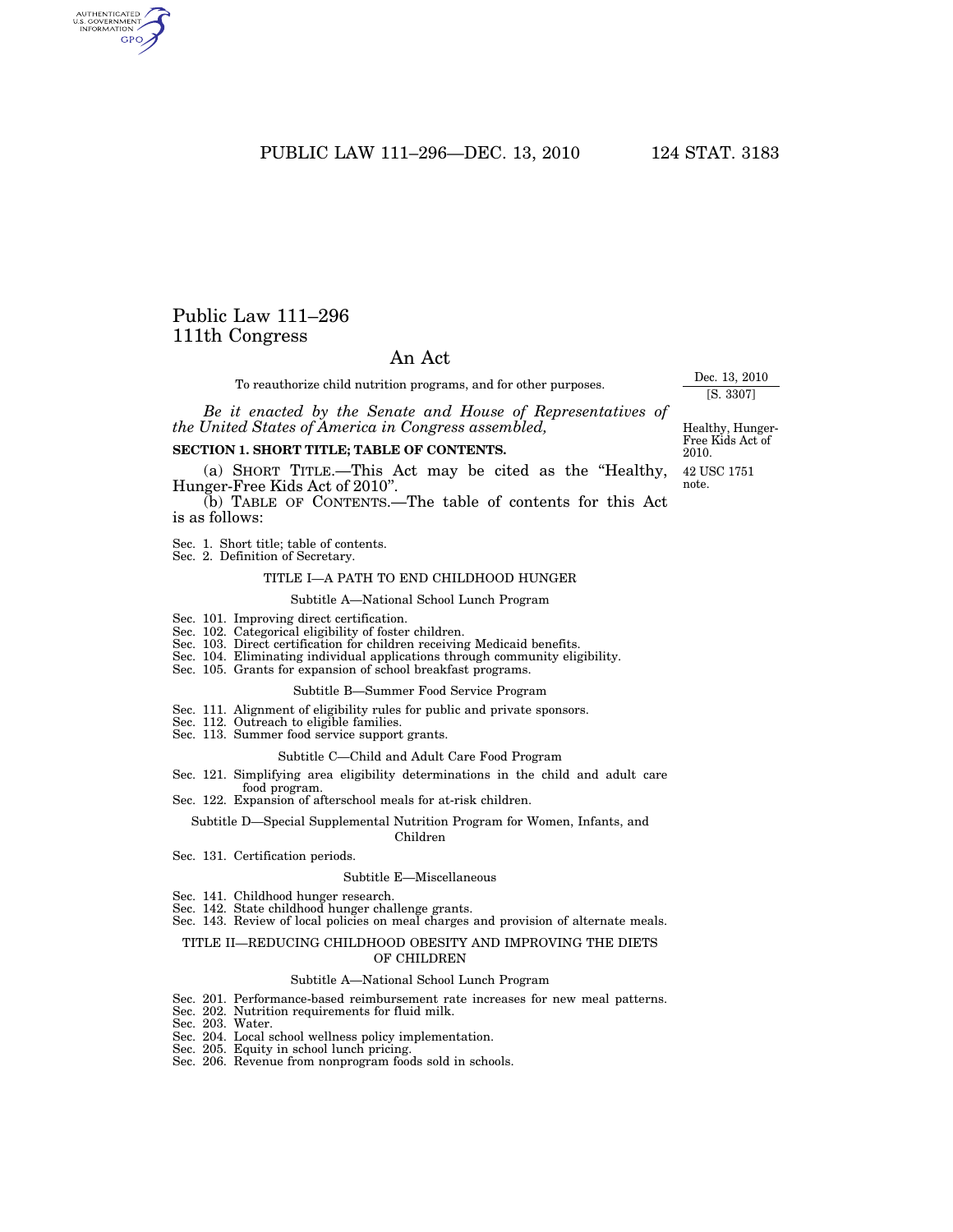# Public Law 111–296
## 111th Congress

## An Act

To reauthorize child nutrition programs, and for other purposes.

Dec. 13, 2010
[S. 3307]

*Be it enacted by the Senate and House of Representatives of the United States of America in Congress assembled,*

Healthy, Hunger-Free Kids Act of 2010.

42 USC 1751 note.

**SECTION 1. SHORT TITLE; TABLE OF CONTENTS.**

(a) SHORT TITLE.—This Act may be cited as the "Healthy, Hunger-Free Kids Act of 2010".

(b) TABLE OF CONTENTS.—The table of contents for this Act is as follows:

Sec. 1. Short title; table of contents.
Sec. 2. Definition of Secretary.

TITLE I—A PATH TO END CHILDHOOD HUNGER

Subtitle A—National School Lunch Program

Sec. 101. Improving direct certification.
Sec. 102. Categorical eligibility of foster children.
Sec. 103. Direct certification for children receiving Medicaid benefits.
Sec. 104. Eliminating individual applications through community eligibility.
Sec. 105. Grants for expansion of school breakfast programs.

Subtitle B—Summer Food Service Program

Sec. 111. Alignment of eligibility rules for public and private sponsors.
Sec. 112. Outreach to eligible families.
Sec. 113. Summer food service support grants.

Subtitle C—Child and Adult Care Food Program

Sec. 121. Simplifying area eligibility determinations in the child and adult care food program.
Sec. 122. Expansion of afterschool meals for at-risk children.

Subtitle D—Special Supplemental Nutrition Program for Women, Infants, and Children

Sec. 131. Certification periods.

Subtitle E—Miscellaneous

Sec. 141. Childhood hunger research.
Sec. 142. State childhood hunger challenge grants.
Sec. 143. Review of local policies on meal charges and provision of alternate meals.

TITLE II—REDUCING CHILDHOOD OBESITY AND IMPROVING THE DIETS OF CHILDREN

Subtitle A—National School Lunch Program

Sec. 201. Performance-based reimbursement rate increases for new meal patterns.
Sec. 202. Nutrition requirements for fluid milk.
Sec. 203. Water.
Sec. 204. Local school wellness policy implementation.
Sec. 205. Equity in school lunch pricing.
Sec. 206. Revenue from nonprogram foods sold in schools.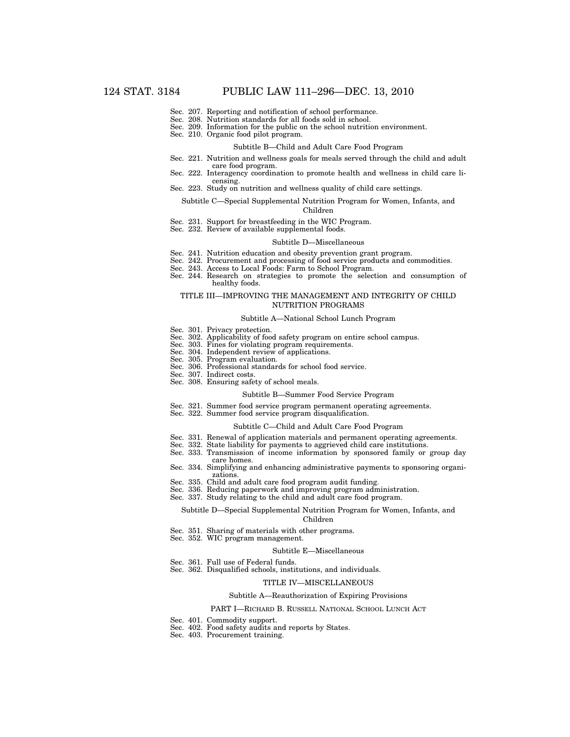Sec. 207. Reporting and notification of school performance.
Sec. 208. Nutrition standards for all foods sold in school.
Sec. 209. Information for the public on the school nutrition environment.
Sec. 210. Organic food pilot program.

Subtitle B—Child and Adult Care Food Program

Sec. 221. Nutrition and wellness goals for meals served through the child and adult care food program.
Sec. 222. Interagency coordination to promote health and wellness in child care licensing.
Sec. 223. Study on nutrition and wellness quality of child care settings.

Subtitle C—Special Supplemental Nutrition Program for Women, Infants, and Children

Sec. 231. Support for breastfeeding in the WIC Program.
Sec. 232. Review of available supplemental foods.

Subtitle D—Miscellaneous

Sec. 241. Nutrition education and obesity prevention grant program.
Sec. 242. Procurement and processing of food service products and commodities.
Sec. 243. Access to Local Foods: Farm to School Program.
Sec. 244. Research on strategies to promote the selection and consumption of healthy foods.

TITLE III—IMPROVING THE MANAGEMENT AND INTEGRITY OF CHILD NUTRITION PROGRAMS

Subtitle A—National School Lunch Program

Sec. 301. Privacy protection.
Sec. 302. Applicability of food safety program on entire school campus.
Sec. 303. Fines for violating program requirements.
Sec. 304. Independent review of applications.
Sec. 305. Program evaluation.
Sec. 306. Professional standards for school food service.
Sec. 307. Indirect costs.
Sec. 308. Ensuring safety of school meals.

Subtitle B—Summer Food Service Program

Sec. 321. Summer food service program permanent operating agreements.
Sec. 322. Summer food service program disqualification.

Subtitle C—Child and Adult Care Food Program

Sec. 331. Renewal of application materials and permanent operating agreements.
Sec. 332. State liability for payments to aggrieved child care institutions.
Sec. 333. Transmission of income information by sponsored family or group day care homes.
Sec. 334. Simplifying and enhancing administrative payments to sponsoring organizations.
Sec. 335. Child and adult care food program audit funding.
Sec. 336. Reducing paperwork and improving program administration.
Sec. 337. Study relating to the child and adult care food program.

Subtitle D—Special Supplemental Nutrition Program for Women, Infants, and Children

Sec. 351. Sharing of materials with other programs.
Sec. 352. WIC program management.

Subtitle E—Miscellaneous

Sec. 361. Full use of Federal funds.
Sec. 362. Disqualified schools, institutions, and individuals.

TITLE IV—MISCELLANEOUS

Subtitle A—Reauthorization of Expiring Provisions

PART I—RICHARD B. RUSSELL NATIONAL SCHOOL LUNCH ACT

Sec. 401. Commodity support.
Sec. 402. Food safety audits and reports by States.
Sec. 403. Procurement training.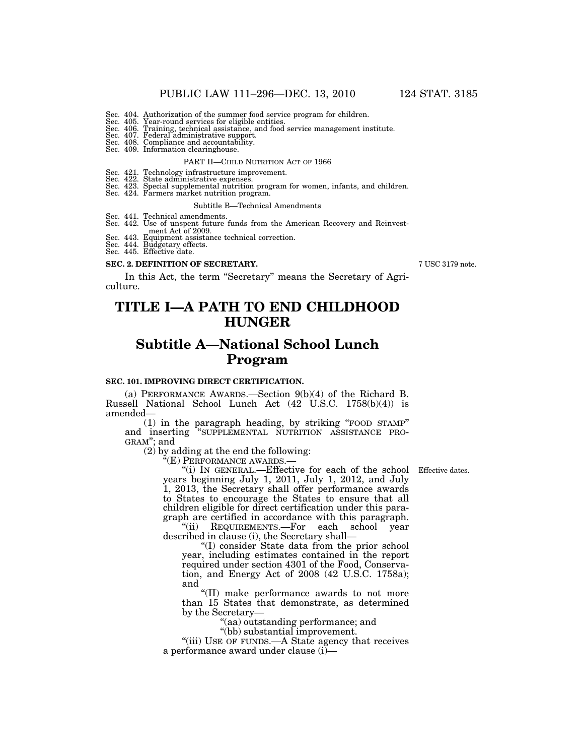Sec. 404. Authorization of the summer food service program for children.
Sec. 405. Year-round services for eligible entities.
Sec. 406. Training, technical assistance, and food service management institute.
Sec. 407. Federal administrative support.
Sec. 408. Compliance and accountability.
Sec. 409. Information clearinghouse.

PART II—CHILD NUTRITION ACT OF 1966

Sec. 421. Technology infrastructure improvement.
Sec. 422. State administrative expenses.
Sec. 423. Special supplemental nutrition program for women, infants, and children.
Sec. 424. Farmers market nutrition program.

Subtitle B—Technical Amendments

Sec. 441. Technical amendments.
Sec. 442. Use of unspent future funds from the American Recovery and Reinvestment Act of 2009.
Sec. 443. Equipment assistance technical correction.
Sec. 444. Budgetary effects.
Sec. 445. Effective date.

**SEC. 2. DEFINITION OF SECRETARY.**

7 USC 3179 note.

In this Act, the term "Secretary" means the Secretary of Agriculture.

# TITLE I—A PATH TO END CHILDHOOD HUNGER

## Subtitle A—National School Lunch Program

**SEC. 101. IMPROVING DIRECT CERTIFICATION.**

(a) PERFORMANCE AWARDS.—Section 9(b)(4) of the Richard B. Russell National School Lunch Act (42 U.S.C. 1758(b)(4)) is amended—

(1) in the paragraph heading, by striking "FOOD STAMP" and inserting "SUPPLEMENTAL NUTRITION ASSISTANCE PROGRAM"; and

(2) by adding at the end the following:

"(E) PERFORMANCE AWARDS.—

Effective dates.

"(i) IN GENERAL.—Effective for each of the school years beginning July 1, 2011, July 1, 2012, and July 1, 2013, the Secretary shall offer performance awards to States to encourage the States to ensure that all children eligible for direct certification under this paragraph are certified in accordance with this paragraph.

"(ii) REQUIREMENTS.—For each school year described in clause (i), the Secretary shall—

"(I) consider State data from the prior school year, including estimates contained in the report required under section 4301 of the Food, Conservation, and Energy Act of 2008 (42 U.S.C. 1758a); and

"(II) make performance awards to not more than 15 States that demonstrate, as determined by the Secretary—

"(aa) outstanding performance; and

"(bb) substantial improvement.

"(iii) USE OF FUNDS.—A State agency that receives a performance award under clause (i)—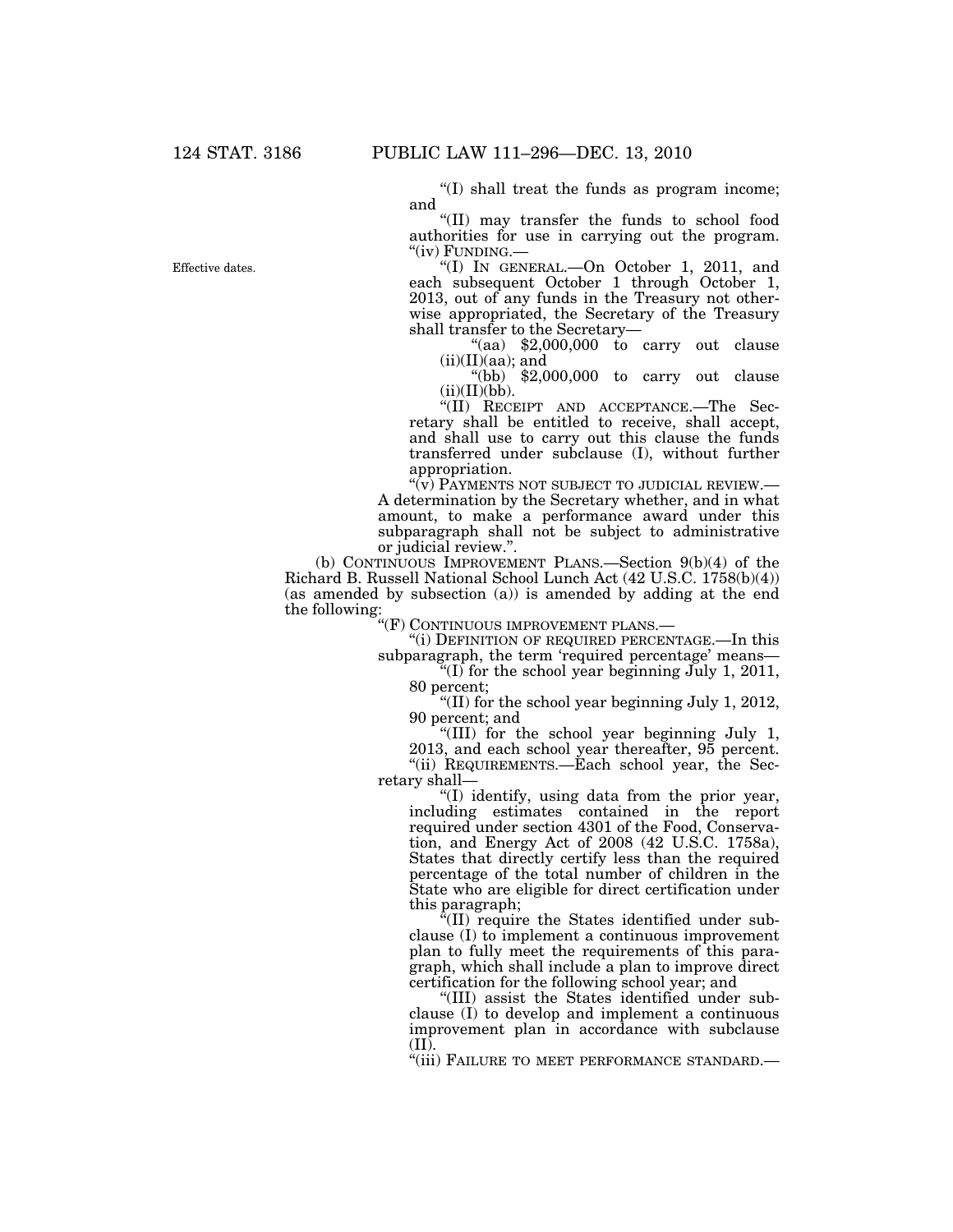"(I) shall treat the funds as program income; and

"(II) may transfer the funds to school food authorities for use in carrying out the program.

"(iv) FUNDING.—

Effective dates.

"(I) IN GENERAL.—On October 1, 2011, and each subsequent October 1 through October 1, 2013, out of any funds in the Treasury not otherwise appropriated, the Secretary of the Treasury shall transfer to the Secretary—

"(aa) $2,000,000 to carry out clause (ii)(II)(aa); and

"(bb) $2,000,000 to carry out clause (ii)(II)(bb).

"(II) RECEIPT AND ACCEPTANCE.—The Secretary shall be entitled to receive, shall accept, and shall use to carry out this clause the funds transferred under subclause (I), without further appropriation.

"(v) PAYMENTS NOT SUBJECT TO JUDICIAL REVIEW.—A determination by the Secretary whether, and in what amount, to make a performance award under this subparagraph shall not be subject to administrative or judicial review.".

(b) CONTINUOUS IMPROVEMENT PLANS.—Section 9(b)(4) of the Richard B. Russell National School Lunch Act (42 U.S.C. 1758(b)(4)) (as amended by subsection (a)) is amended by adding at the end the following:

"(F) CONTINUOUS IMPROVEMENT PLANS.—

"(i) DEFINITION OF REQUIRED PERCENTAGE.—In this subparagraph, the term 'required percentage' means—

"(I) for the school year beginning July 1, 2011, 80 percent;

"(II) for the school year beginning July 1, 2012, 90 percent; and

"(III) for the school year beginning July 1, 2013, and each school year thereafter, 95 percent.

"(ii) REQUIREMENTS.—Each school year, the Secretary shall—

"(I) identify, using data from the prior year, including estimates contained in the report required under section 4301 of the Food, Conservation, and Energy Act of 2008 (42 U.S.C. 1758a), States that directly certify less than the required percentage of the total number of children in the State who are eligible for direct certification under this paragraph;

"(II) require the States identified under subclause (I) to implement a continuous improvement plan to fully meet the requirements of this paragraph, which shall include a plan to improve direct certification for the following school year; and

"(III) assist the States identified under subclause (I) to develop and implement a continuous improvement plan in accordance with subclause (II).

"(iii) FAILURE TO MEET PERFORMANCE STANDARD.—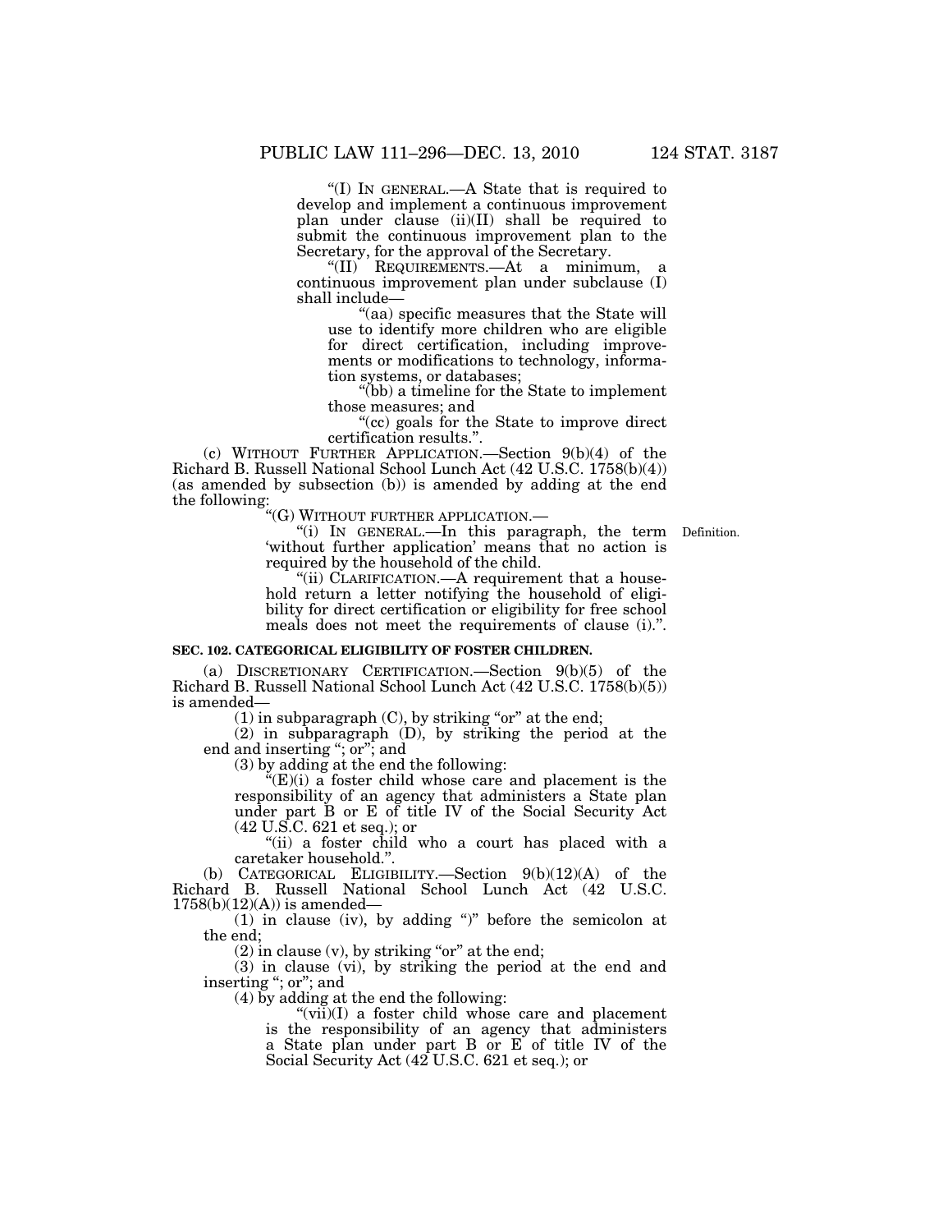"(I) IN GENERAL.—A State that is required to develop and implement a continuous improvement plan under clause (ii)(II) shall be required to submit the continuous improvement plan to the Secretary, for the approval of the Secretary.

"(II) REQUIREMENTS.—At a minimum, a continuous improvement plan under subclause (I) shall include—

"(aa) specific measures that the State will use to identify more children who are eligible for direct certification, including improvements or modifications to technology, information systems, or databases;

"(bb) a timeline for the State to implement those measures; and

"(cc) goals for the State to improve direct certification results.".

(c) WITHOUT FURTHER APPLICATION.—Section 9(b)(4) of the Richard B. Russell National School Lunch Act (42 U.S.C. 1758(b)(4)) (as amended by subsection (b)) is amended by adding at the end the following:

"(G) WITHOUT FURTHER APPLICATION.—

Definition.

"(i) IN GENERAL.—In this paragraph, the term 'without further application' means that no action is required by the household of the child.

"(ii) CLARIFICATION.—A requirement that a household return a letter notifying the household of eligibility for direct certification or eligibility for free school meals does not meet the requirements of clause (i).".

**SEC. 102. CATEGORICAL ELIGIBILITY OF FOSTER CHILDREN.**

(a) DISCRETIONARY CERTIFICATION.—Section 9(b)(5) of the Richard B. Russell National School Lunch Act (42 U.S.C. 1758(b)(5)) is amended—

(1) in subparagraph (C), by striking "or" at the end;

(2) in subparagraph (D), by striking the period at the end and inserting "; or"; and

(3) by adding at the end the following:

"(E)(i) a foster child whose care and placement is the responsibility of an agency that administers a State plan under part B or E of title IV of the Social Security Act (42 U.S.C. 621 et seq.); or

"(ii) a foster child who a court has placed with a caretaker household.".

(b) CATEGORICAL ELIGIBILITY.—Section 9(b)(12)(A) of the Richard B. Russell National School Lunch Act (42 U.S.C. 1758(b)(12)(A)) is amended—

(1) in clause (iv), by adding ")" before the semicolon at the end;

(2) in clause (v), by striking "or" at the end;

(3) in clause (vi), by striking the period at the end and inserting "; or"; and

(4) by adding at the end the following:

"(vii)(I) a foster child whose care and placement is the responsibility of an agency that administers a State plan under part B or E of title IV of the Social Security Act (42 U.S.C. 621 et seq.); or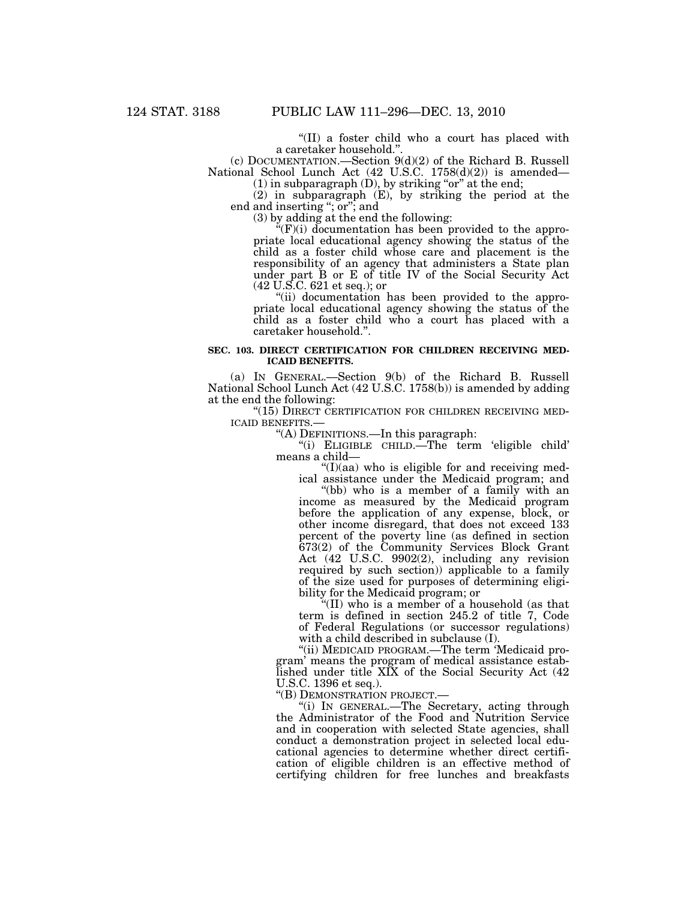"(II) a foster child who a court has placed with a caretaker household.".

(c) DOCUMENTATION.—Section 9(d)(2) of the Richard B. Russell National School Lunch Act (42 U.S.C. 1758(d)(2)) is amended—

(1) in subparagraph (D), by striking "or" at the end;

(2) in subparagraph (E), by striking the period at the end and inserting "; or"; and

(3) by adding at the end the following:

"(F)(i) documentation has been provided to the appropriate local educational agency showing the status of the child as a foster child whose care and placement is the responsibility of an agency that administers a State plan under part B or E of title IV of the Social Security Act (42 U.S.C. 621 et seq.); or

"(ii) documentation has been provided to the appropriate local educational agency showing the status of the child as a foster child who a court has placed with a caretaker household.".

**SEC. 103. DIRECT CERTIFICATION FOR CHILDREN RECEIVING MEDICAID BENEFITS.**

(a) IN GENERAL.—Section 9(b) of the Richard B. Russell National School Lunch Act (42 U.S.C. 1758(b)) is amended by adding at the end the following:

"(15) DIRECT CERTIFICATION FOR CHILDREN RECEIVING MEDICAID BENEFITS.—

"(A) DEFINITIONS.—In this paragraph:

"(i) ELIGIBLE CHILD.—The term 'eligible child' means a child—

"(I)(aa) who is eligible for and receiving medical assistance under the Medicaid program; and

"(bb) who is a member of a family with an income as measured by the Medicaid program before the application of any expense, block, or other income disregard, that does not exceed 133 percent of the poverty line (as defined in section 673(2) of the Community Services Block Grant Act (42 U.S.C. 9902(2), including any revision required by such section)) applicable to a family of the size used for purposes of determining eligibility for the Medicaid program; or

"(II) who is a member of a household (as that term is defined in section 245.2 of title 7, Code of Federal Regulations (or successor regulations) with a child described in subclause (I).

"(ii) MEDICAID PROGRAM.—The term 'Medicaid program' means the program of medical assistance established under title XIX of the Social Security Act (42 U.S.C. 1396 et seq.).

"(B) DEMONSTRATION PROJECT.—

"(i) IN GENERAL.—The Secretary, acting through the Administrator of the Food and Nutrition Service and in cooperation with selected State agencies, shall conduct a demonstration project in selected local educational agencies to determine whether direct certification of eligible children is an effective method of certifying children for free lunches and breakfasts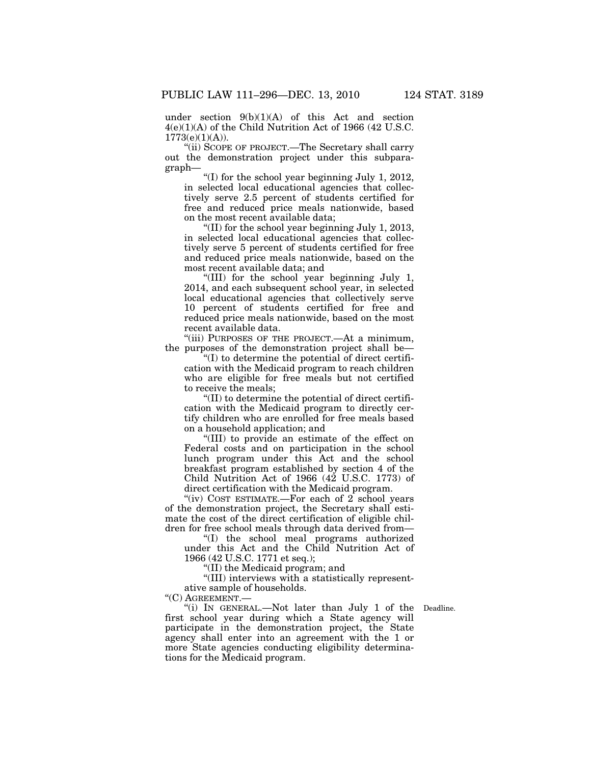under section 9(b)(1)(A) of this Act and section 4(e)(1)(A) of the Child Nutrition Act of 1966 (42 U.S.C. 1773(e)(1)(A)).

"(ii) SCOPE OF PROJECT.—The Secretary shall carry out the demonstration project under this subparagraph—

"(I) for the school year beginning July 1, 2012, in selected local educational agencies that collectively serve 2.5 percent of students certified for free and reduced price meals nationwide, based on the most recent available data;

"(II) for the school year beginning July 1, 2013, in selected local educational agencies that collectively serve 5 percent of students certified for free and reduced price meals nationwide, based on the most recent available data; and

"(III) for the school year beginning July 1, 2014, and each subsequent school year, in selected local educational agencies that collectively serve 10 percent of students certified for free and reduced price meals nationwide, based on the most recent available data.

"(iii) PURPOSES OF THE PROJECT.—At a minimum, the purposes of the demonstration project shall be—

"(I) to determine the potential of direct certification with the Medicaid program to reach children who are eligible for free meals but not certified to receive the meals;

"(II) to determine the potential of direct certification with the Medicaid program to directly certify children who are enrolled for free meals based on a household application; and

"(III) to provide an estimate of the effect on Federal costs and on participation in the school lunch program under this Act and the school breakfast program established by section 4 of the Child Nutrition Act of 1966 (42 U.S.C. 1773) of direct certification with the Medicaid program.

"(iv) COST ESTIMATE.—For each of 2 school years of the demonstration project, the Secretary shall estimate the cost of the direct certification of eligible children for free school meals through data derived from—

"(I) the school meal programs authorized under this Act and the Child Nutrition Act of 1966 (42 U.S.C. 1771 et seq.);

"(II) the Medicaid program; and

"(III) interviews with a statistically representative sample of households.

"(C) AGREEMENT.—

"(i) IN GENERAL.—Not later than July 1 of the first school year during which a State agency will participate in the demonstration project, the State agency shall enter into an agreement with the 1 or more State agencies conducting eligibility determinations for the Medicaid program.

Deadline.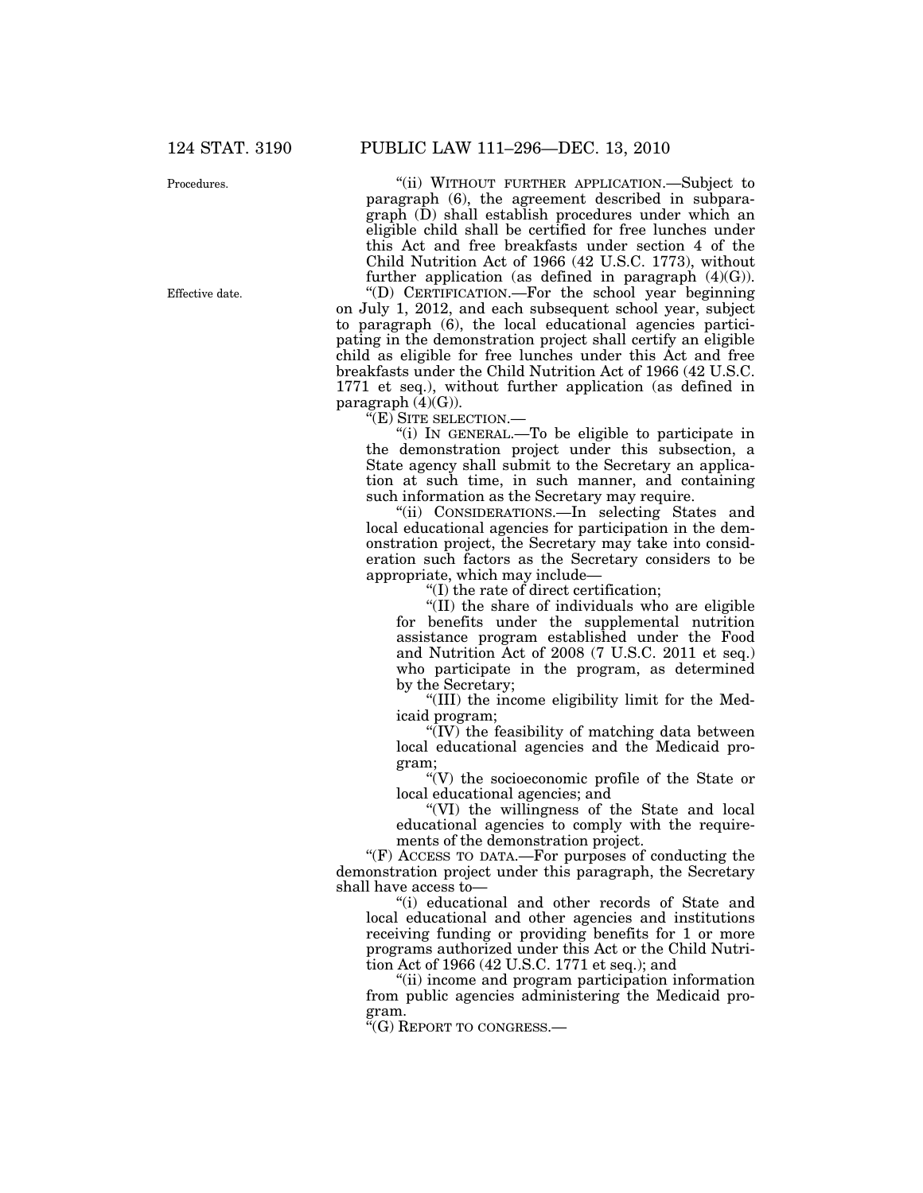Procedures.

"(ii) WITHOUT FURTHER APPLICATION.—Subject to paragraph (6), the agreement described in subparagraph (D) shall establish procedures under which an eligible child shall be certified for free lunches under this Act and free breakfasts under section 4 of the Child Nutrition Act of 1966 (42 U.S.C. 1773), without further application (as defined in paragraph (4)(G)).

Effective date.

"(D) CERTIFICATION.—For the school year beginning on July 1, 2012, and each subsequent school year, subject to paragraph (6), the local educational agencies participating in the demonstration project shall certify an eligible child as eligible for free lunches under this Act and free breakfasts under the Child Nutrition Act of 1966 (42 U.S.C. 1771 et seq.), without further application (as defined in paragraph (4)(G)).

"(E) SITE SELECTION.—

"(i) IN GENERAL.—To be eligible to participate in the demonstration project under this subsection, a State agency shall submit to the Secretary an application at such time, in such manner, and containing such information as the Secretary may require.

"(ii) CONSIDERATIONS.—In selecting States and local educational agencies for participation in the demonstration project, the Secretary may take into consideration such factors as the Secretary considers to be appropriate, which may include—

"(I) the rate of direct certification;

"(II) the share of individuals who are eligible for benefits under the supplemental nutrition assistance program established under the Food and Nutrition Act of 2008 (7 U.S.C. 2011 et seq.) who participate in the program, as determined by the Secretary;

"(III) the income eligibility limit for the Medicaid program;

"(IV) the feasibility of matching data between local educational agencies and the Medicaid program;

"(V) the socioeconomic profile of the State or local educational agencies; and

"(VI) the willingness of the State and local educational agencies to comply with the requirements of the demonstration project.

"(F) ACCESS TO DATA.—For purposes of conducting the demonstration project under this paragraph, the Secretary shall have access to—

"(i) educational and other records of State and local educational and other agencies and institutions receiving funding or providing benefits for 1 or more programs authorized under this Act or the Child Nutrition Act of 1966 (42 U.S.C. 1771 et seq.); and

"(ii) income and program participation information from public agencies administering the Medicaid program.

"(G) REPORT TO CONGRESS.—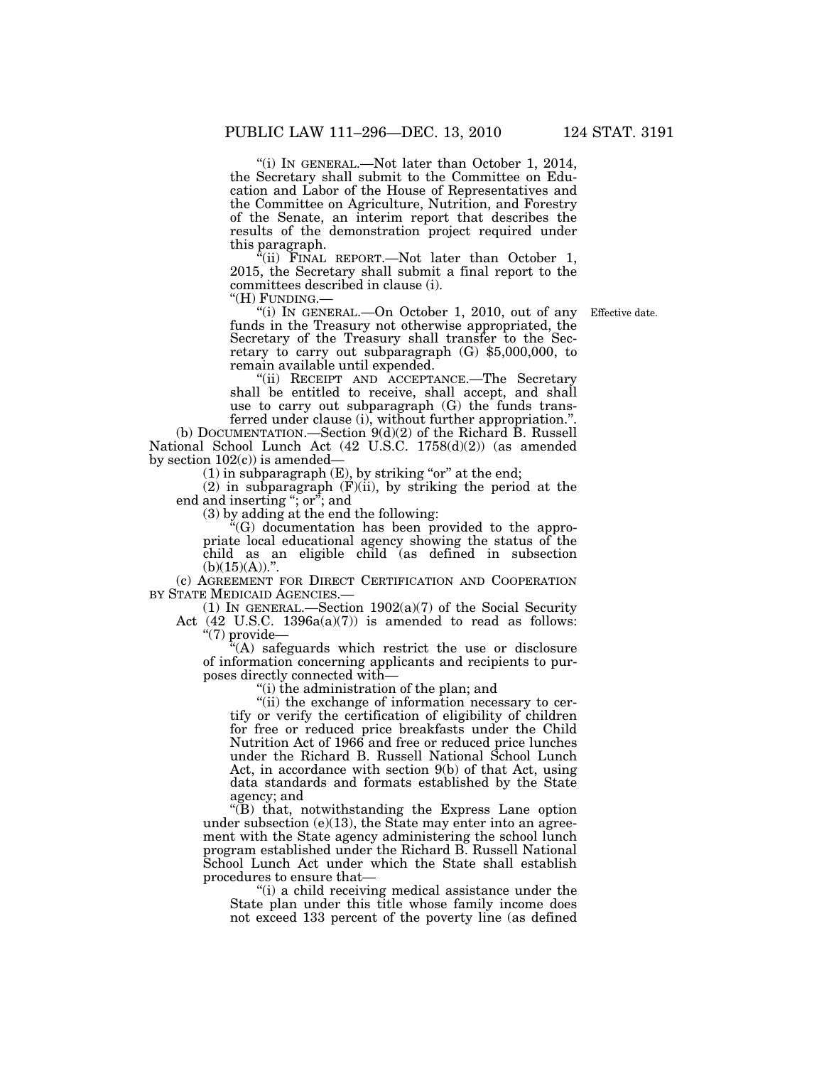"(i) IN GENERAL.—Not later than October 1, 2014, the Secretary shall submit to the Committee on Education and Labor of the House of Representatives and the Committee on Agriculture, Nutrition, and Forestry of the Senate, an interim report that describes the results of the demonstration project required under this paragraph.

"(ii) FINAL REPORT.—Not later than October 1, 2015, the Secretary shall submit a final report to the committees described in clause (i).

"(H) FUNDING.—

"(i) IN GENERAL.—On October 1, 2010, out of any funds in the Treasury not otherwise appropriated, the Secretary of the Treasury shall transfer to the Secretary to carry out subparagraph (G) $5,000,000, to remain available until expended.

Effective date.

"(ii) RECEIPT AND ACCEPTANCE.—The Secretary shall be entitled to receive, shall accept, and shall use to carry out subparagraph (G) the funds transferred under clause (i), without further appropriation.".

(b) DOCUMENTATION.—Section 9(d)(2) of the Richard B. Russell National School Lunch Act (42 U.S.C. 1758(d)(2)) (as amended by section 102(c)) is amended—

(1) in subparagraph (E), by striking "or" at the end;

(2) in subparagraph (F)(ii), by striking the period at the end and inserting "; or"; and

(3) by adding at the end the following:

"(G) documentation has been provided to the appropriate local educational agency showing the status of the child as an eligible child (as defined in subsection (b)(15)(A)).".

(c) AGREEMENT FOR DIRECT CERTIFICATION AND COOPERATION BY STATE MEDICAID AGENCIES.—

(1) IN GENERAL.—Section 1902(a)(7) of the Social Security Act (42 U.S.C. 1396a(a)(7)) is amended to read as follows:

"(7) provide—

"(A) safeguards which restrict the use or disclosure of information concerning applicants and recipients to purposes directly connected with—

"(i) the administration of the plan; and

"(ii) the exchange of information necessary to certify or verify the certification of eligibility of children for free or reduced price breakfasts under the Child Nutrition Act of 1966 and free or reduced price lunches under the Richard B. Russell National School Lunch Act, in accordance with section 9(b) of that Act, using data standards and formats established by the State agency; and

"(B) that, notwithstanding the Express Lane option under subsection (e)(13), the State may enter into an agreement with the State agency administering the school lunch program established under the Richard B. Russell National School Lunch Act under which the State shall establish procedures to ensure that—

"(i) a child receiving medical assistance under the State plan under this title whose family income does not exceed 133 percent of the poverty line (as defined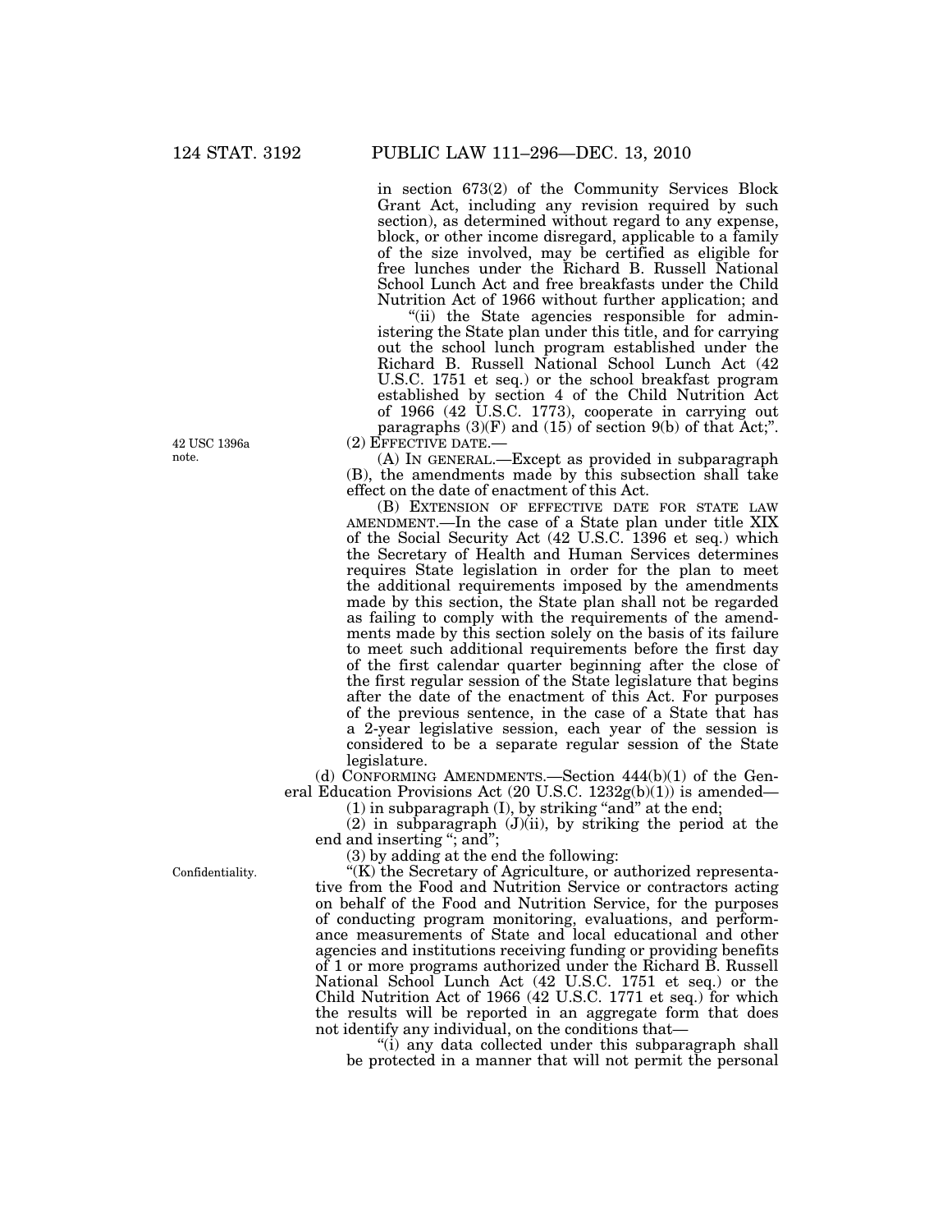in section 673(2) of the Community Services Block Grant Act, including any revision required by such section), as determined without regard to any expense, block, or other income disregard, applicable to a family of the size involved, may be certified as eligible for free lunches under the Richard B. Russell National School Lunch Act and free breakfasts under the Child Nutrition Act of 1966 without further application; and

"(ii) the State agencies responsible for administering the State plan under this title, and for carrying out the school lunch program established under the Richard B. Russell National School Lunch Act (42 U.S.C. 1751 et seq.) or the school breakfast program established by section 4 of the Child Nutrition Act of 1966 (42 U.S.C. 1773), cooperate in carrying out paragraphs (3)(F) and (15) of section 9(b) of that Act;".

42 USC 1396a note.

(2) EFFECTIVE DATE.—

(A) IN GENERAL.—Except as provided in subparagraph (B), the amendments made by this subsection shall take effect on the date of enactment of this Act.

(B) EXTENSION OF EFFECTIVE DATE FOR STATE LAW AMENDMENT.—In the case of a State plan under title XIX of the Social Security Act (42 U.S.C. 1396 et seq.) which the Secretary of Health and Human Services determines requires State legislation in order for the plan to meet the additional requirements imposed by the amendments made by this section, the State plan shall not be regarded as failing to comply with the requirements of the amendments made by this section solely on the basis of its failure to meet such additional requirements before the first day of the first calendar quarter beginning after the close of the first regular session of the State legislature that begins after the date of the enactment of this Act. For purposes of the previous sentence, in the case of a State that has a 2-year legislative session, each year of the session is considered to be a separate regular session of the State legislature.

(d) CONFORMING AMENDMENTS.—Section 444(b)(1) of the General Education Provisions Act (20 U.S.C. 1232g(b)(1)) is amended—

(1) in subparagraph (I), by striking "and" at the end;

(2) in subparagraph (J)(ii), by striking the period at the end and inserting "; and";

(3) by adding at the end the following:

Confidentiality.

"(K) the Secretary of Agriculture, or authorized representative from the Food and Nutrition Service or contractors acting on behalf of the Food and Nutrition Service, for the purposes of conducting program monitoring, evaluations, and performance measurements of State and local educational and other agencies and institutions receiving funding or providing benefits of 1 or more programs authorized under the Richard B. Russell National School Lunch Act (42 U.S.C. 1751 et seq.) or the Child Nutrition Act of 1966 (42 U.S.C. 1771 et seq.) for which the results will be reported in an aggregate form that does not identify any individual, on the conditions that—

"(i) any data collected under this subparagraph shall be protected in a manner that will not permit the personal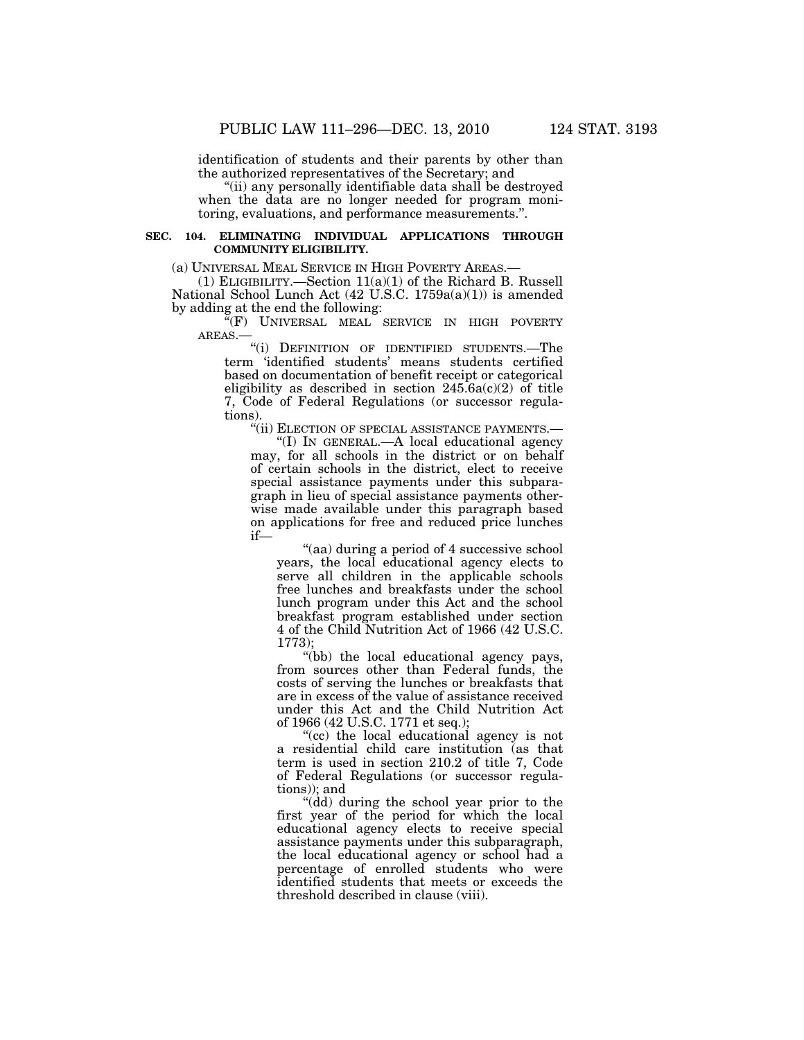identification of students and their parents by other than the authorized representatives of the Secretary; and

"(ii) any personally identifiable data shall be destroyed when the data are no longer needed for program monitoring, evaluations, and performance measurements.".

**SEC. 104. ELIMINATING INDIVIDUAL APPLICATIONS THROUGH COMMUNITY ELIGIBILITY.**

(a) UNIVERSAL MEAL SERVICE IN HIGH POVERTY AREAS.—

(1) ELIGIBILITY.—Section 11(a)(1) of the Richard B. Russell National School Lunch Act (42 U.S.C. 1759a(a)(1)) is amended by adding at the end the following:

"(F) UNIVERSAL MEAL SERVICE IN HIGH POVERTY AREAS.—

"(i) DEFINITION OF IDENTIFIED STUDENTS.—The term 'identified students' means students certified based on documentation of benefit receipt or categorical eligibility as described in section 245.6a(c)(2) of title 7, Code of Federal Regulations (or successor regulations).

"(ii) ELECTION OF SPECIAL ASSISTANCE PAYMENTS.—

"(I) IN GENERAL.—A local educational agency may, for all schools in the district or on behalf of certain schools in the district, elect to receive special assistance payments under this subparagraph in lieu of special assistance payments otherwise made available under this paragraph based on applications for free and reduced price lunches if—

"(aa) during a period of 4 successive school years, the local educational agency elects to serve all children in the applicable schools free lunches and breakfasts under the school lunch program under this Act and the school breakfast program established under section 4 of the Child Nutrition Act of 1966 (42 U.S.C. 1773);

"(bb) the local educational agency pays, from sources other than Federal funds, the costs of serving the lunches or breakfasts that are in excess of the value of assistance received under this Act and the Child Nutrition Act of 1966 (42 U.S.C. 1771 et seq.);

"(cc) the local educational agency is not a residential child care institution (as that term is used in section 210.2 of title 7, Code of Federal Regulations (or successor regulations)); and

"(dd) during the school year prior to the first year of the period for which the local educational agency elects to receive special assistance payments under this subparagraph, the local educational agency or school had a percentage of enrolled students who were identified students that meets or exceeds the threshold described in clause (viii).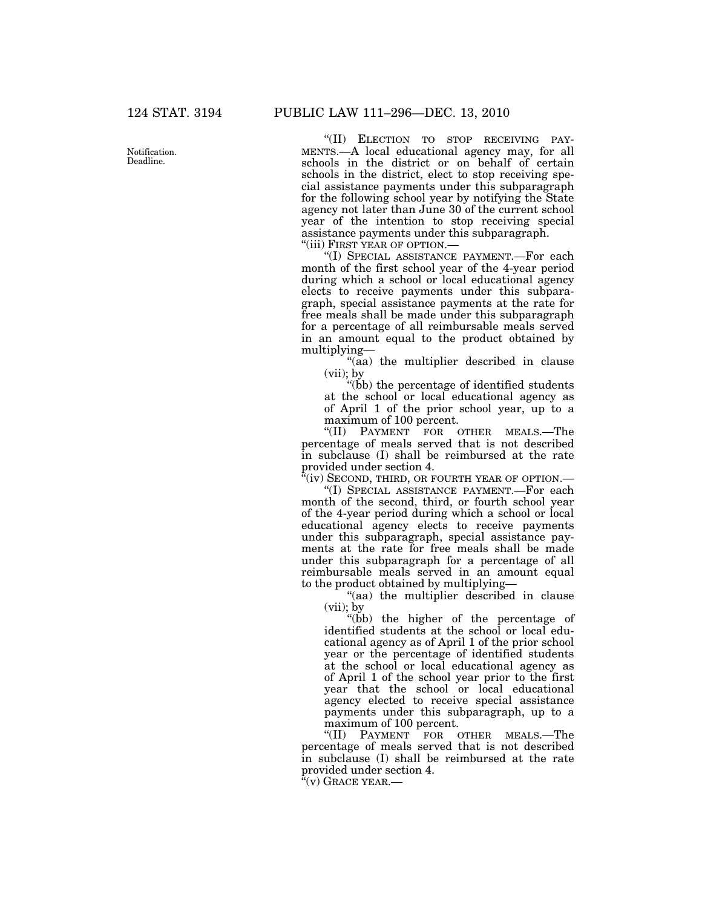Notification. Deadline.

"(II) ELECTION TO STOP RECEIVING PAYMENTS.—A local educational agency may, for all schools in the district or on behalf of certain schools in the district, elect to stop receiving special assistance payments under this subparagraph for the following school year by notifying the State agency not later than June 30 of the current school year of the intention to stop receiving special assistance payments under this subparagraph.

"(iii) FIRST YEAR OF OPTION.—

"(I) SPECIAL ASSISTANCE PAYMENT.—For each month of the first school year of the 4-year period during which a school or local educational agency elects to receive payments under this subparagraph, special assistance payments at the rate for free meals shall be made under this subparagraph for a percentage of all reimbursable meals served in an amount equal to the product obtained by multiplying—

"(aa) the multiplier described in clause (vii); by

"(bb) the percentage of identified students at the school or local educational agency as of April 1 of the prior school year, up to a maximum of 100 percent.

"(II) PAYMENT FOR OTHER MEALS.—The percentage of meals served that is not described in subclause (I) shall be reimbursed at the rate provided under section 4.

"(iv) SECOND, THIRD, OR FOURTH YEAR OF OPTION.—

"(I) SPECIAL ASSISTANCE PAYMENT.—For each month of the second, third, or fourth school year of the 4-year period during which a school or local educational agency elects to receive payments under this subparagraph, special assistance payments at the rate for free meals shall be made under this subparagraph for a percentage of all reimbursable meals served in an amount equal to the product obtained by multiplying—

"(aa) the multiplier described in clause (vii); by

"(bb) the higher of the percentage of identified students at the school or local educational agency as of April 1 of the prior school year or the percentage of identified students at the school or local educational agency as of April 1 of the school year prior to the first year that the school or local educational agency elected to receive special assistance payments under this subparagraph, up to a maximum of 100 percent.

"(II) PAYMENT FOR OTHER MEALS.—The percentage of meals served that is not described in subclause (I) shall be reimbursed at the rate provided under section 4.

"(v) GRACE YEAR.—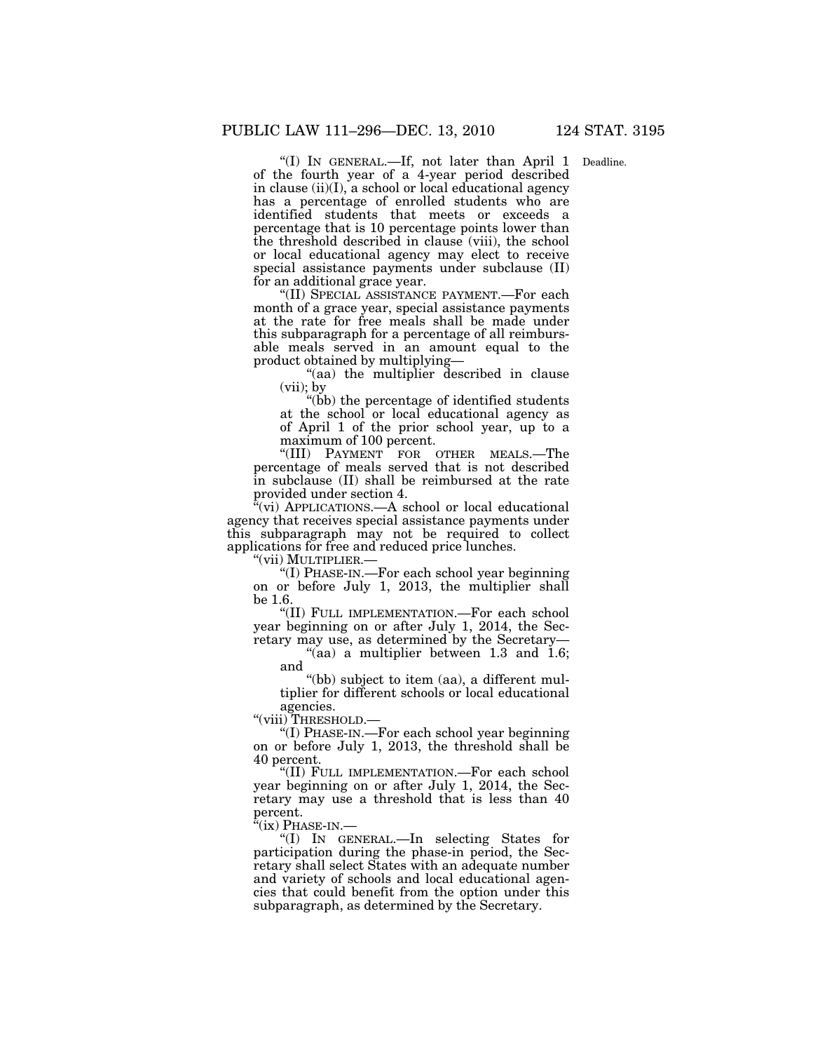"(I) IN GENERAL.—If, not later than April 1 of the fourth year of a 4-year period described in clause (ii)(I), a school or local educational agency has a percentage of enrolled students who are identified students that meets or exceeds a percentage that is 10 percentage points lower than the threshold described in clause (viii), the school or local educational agency may elect to receive special assistance payments under subclause (II) for an additional grace year.

Deadline.

"(II) SPECIAL ASSISTANCE PAYMENT.—For each month of a grace year, special assistance payments at the rate for free meals shall be made under this subparagraph for a percentage of all reimbursable meals served in an amount equal to the product obtained by multiplying—

"(aa) the multiplier described in clause (vii); by

"(bb) the percentage of identified students at the school or local educational agency as of April 1 of the prior school year, up to a maximum of 100 percent.

"(III) PAYMENT FOR OTHER MEALS.—The percentage of meals served that is not described in subclause (II) shall be reimbursed at the rate provided under section 4.

"(vi) APPLICATIONS.—A school or local educational agency that receives special assistance payments under this subparagraph may not be required to collect applications for free and reduced price lunches.

"(vii) MULTIPLIER.—

"(I) PHASE-IN.—For each school year beginning on or before July 1, 2013, the multiplier shall be 1.6.

"(II) FULL IMPLEMENTATION.—For each school year beginning on or after July 1, 2014, the Secretary may use, as determined by the Secretary—

"(aa) a multiplier between 1.3 and 1.6; and

"(bb) subject to item (aa), a different multiplier for different schools or local educational agencies.

"(viii) THRESHOLD.—

"(I) PHASE-IN.—For each school year beginning on or before July 1, 2013, the threshold shall be 40 percent.

"(II) FULL IMPLEMENTATION.—For each school year beginning on or after July 1, 2014, the Secretary may use a threshold that is less than 40 percent.

"(ix) PHASE-IN.—

"(I) IN GENERAL.—In selecting States for participation during the phase-in period, the Secretary shall select States with an adequate number and variety of schools and local educational agencies that could benefit from the option under this subparagraph, as determined by the Secretary.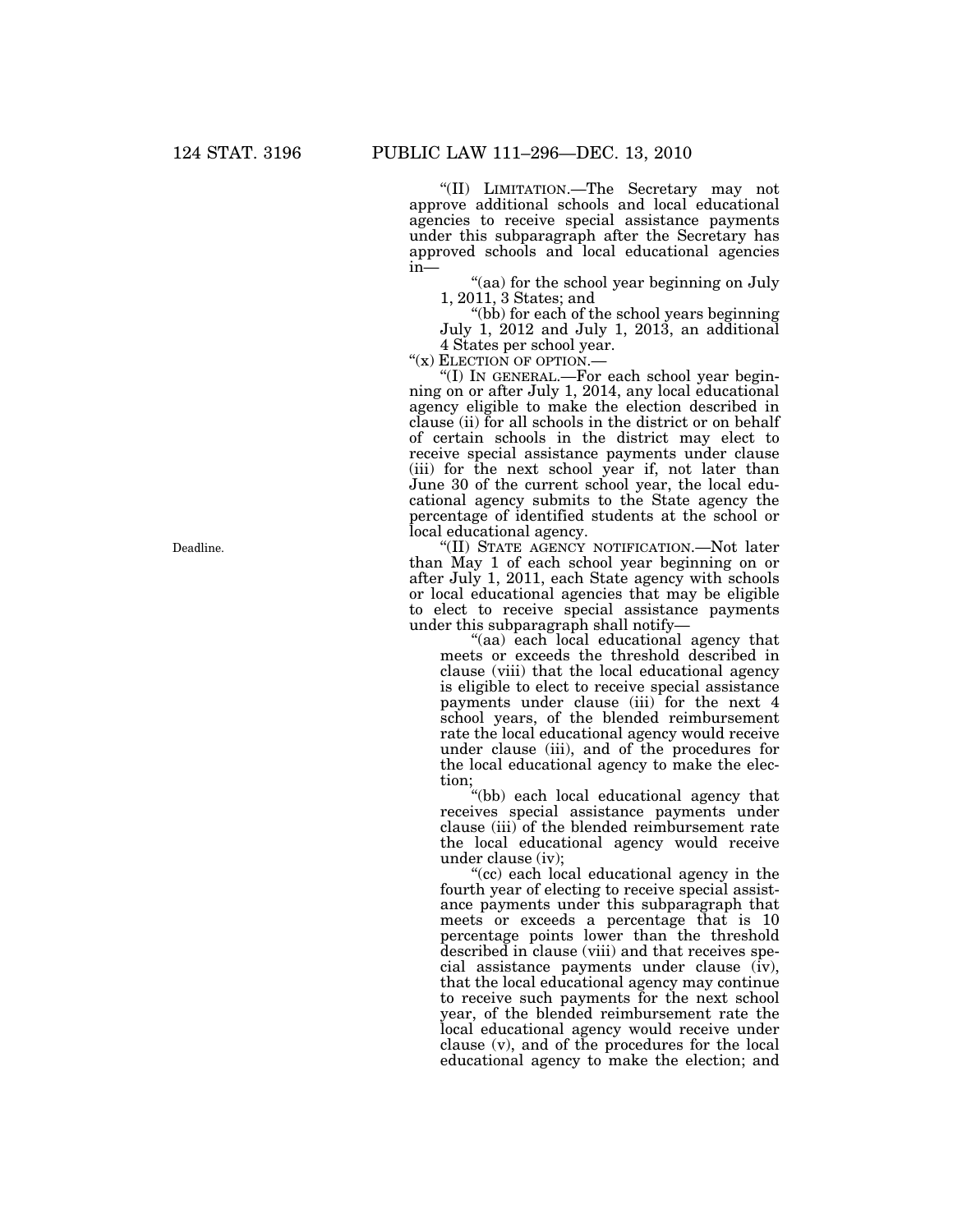"(II) LIMITATION.—The Secretary may not approve additional schools and local educational agencies to receive special assistance payments under this subparagraph after the Secretary has approved schools and local educational agencies in—

"(aa) for the school year beginning on July 1, 2011, 3 States; and

"(bb) for each of the school years beginning July 1, 2012 and July 1, 2013, an additional 4 States per school year.

"(x) ELECTION OF OPTION.—

"(I) IN GENERAL.—For each school year beginning on or after July 1, 2014, any local educational agency eligible to make the election described in clause (ii) for all schools in the district or on behalf of certain schools in the district may elect to receive special assistance payments under clause (iii) for the next school year if, not later than June 30 of the current school year, the local educational agency submits to the State agency the percentage of identified students at the school or local educational agency.

Deadline.

"(II) STATE AGENCY NOTIFICATION.—Not later than May 1 of each school year beginning on or after July 1, 2011, each State agency with schools or local educational agencies that may be eligible to elect to receive special assistance payments under this subparagraph shall notify—

"(aa) each local educational agency that meets or exceeds the threshold described in clause (viii) that the local educational agency is eligible to elect to receive special assistance payments under clause (iii) for the next 4 school years, of the blended reimbursement rate the local educational agency would receive under clause (iii), and of the procedures for the local educational agency to make the election;

"(bb) each local educational agency that receives special assistance payments under clause (iii) of the blended reimbursement rate the local educational agency would receive under clause (iv);

"(cc) each local educational agency in the fourth year of electing to receive special assistance payments under this subparagraph that meets or exceeds a percentage that is 10 percentage points lower than the threshold described in clause (viii) and that receives special assistance payments under clause (iv), that the local educational agency may continue to receive such payments for the next school year, of the blended reimbursement rate the local educational agency would receive under clause (v), and of the procedures for the local educational agency to make the election; and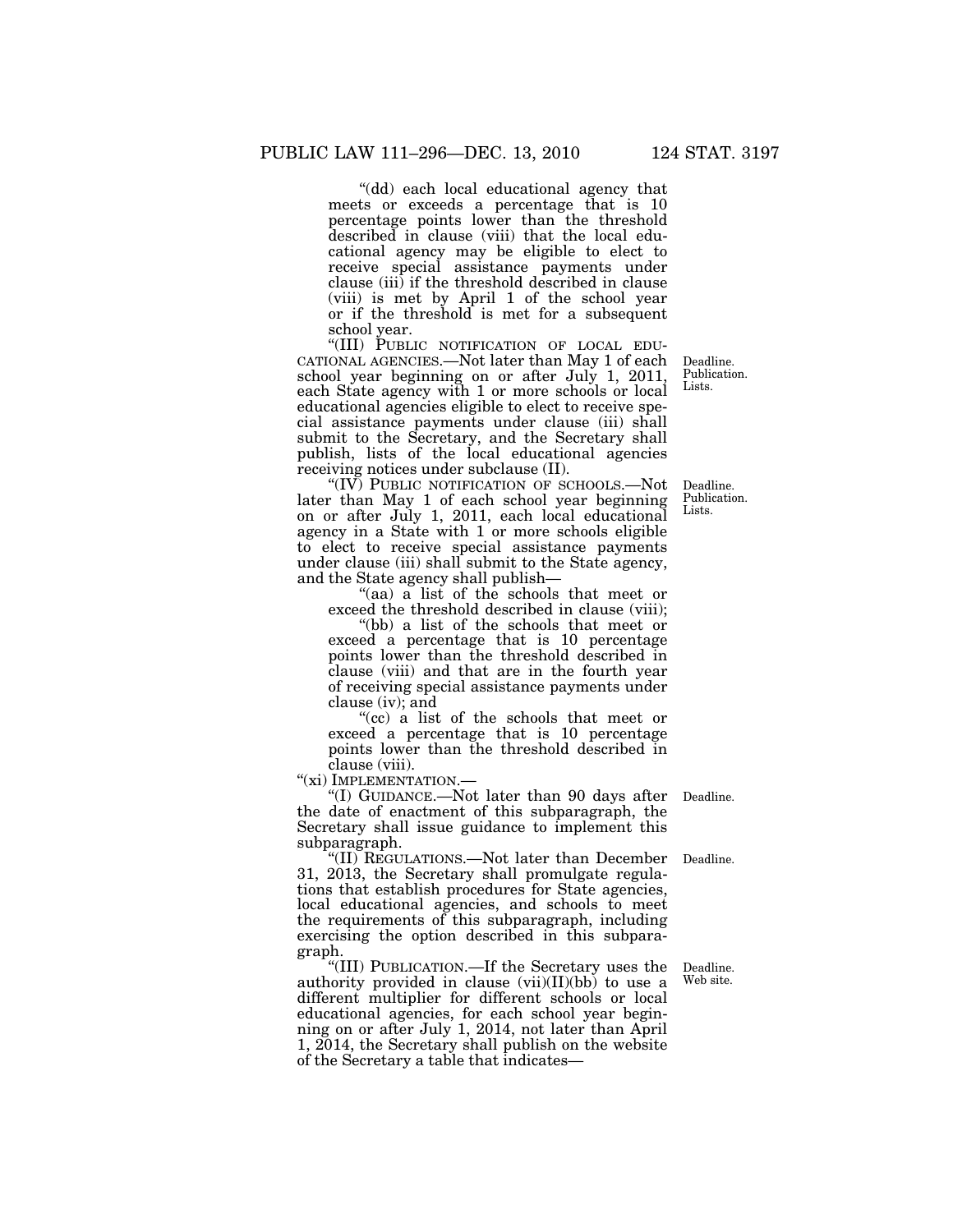"(dd) each local educational agency that meets or exceeds a percentage that is 10 percentage points lower than the threshold described in clause (viii) that the local educational agency may be eligible to elect to receive special assistance payments under clause (iii) if the threshold described in clause (viii) is met by April 1 of the school year or if the threshold is met for a subsequent school year.

"(III) PUBLIC NOTIFICATION OF LOCAL EDUCATIONAL AGENCIES.—Not later than May 1 of each school year beginning on or after July 1, 2011, each State agency with 1 or more schools or local educational agencies eligible to elect to receive special assistance payments under clause (iii) shall submit to the Secretary, and the Secretary shall publish, lists of the local educational agencies receiving notices under subclause (II).

Deadline. Publication. Lists.

"(IV) PUBLIC NOTIFICATION OF SCHOOLS.—Not later than May 1 of each school year beginning on or after July 1, 2011, each local educational agency in a State with 1 or more schools eligible to elect to receive special assistance payments under clause (iii) shall submit to the State agency, and the State agency shall publish—

Deadline. Publication. Lists.

"(aa) a list of the schools that meet or exceed the threshold described in clause (viii);

"(bb) a list of the schools that meet or exceed a percentage that is 10 percentage points lower than the threshold described in clause (viii) and that are in the fourth year of receiving special assistance payments under clause (iv); and

"(cc) a list of the schools that meet or exceed a percentage that is 10 percentage points lower than the threshold described in clause (viii).

"(xi) IMPLEMENTATION.—

"(I) GUIDANCE.—Not later than 90 days after the date of enactment of this subparagraph, the Secretary shall issue guidance to implement this subparagraph.

Deadline.

"(II) REGULATIONS.—Not later than December 31, 2013, the Secretary shall promulgate regulations that establish procedures for State agencies, local educational agencies, and schools to meet the requirements of this subparagraph, including exercising the option described in this subparagraph.

Deadline.

"(III) PUBLICATION.—If the Secretary uses the authority provided in clause (vii)(II)(bb) to use a different multiplier for different schools or local educational agencies, for each school year beginning on or after July 1, 2014, not later than April 1, 2014, the Secretary shall publish on the website of the Secretary a table that indicates—

Deadline. Web site.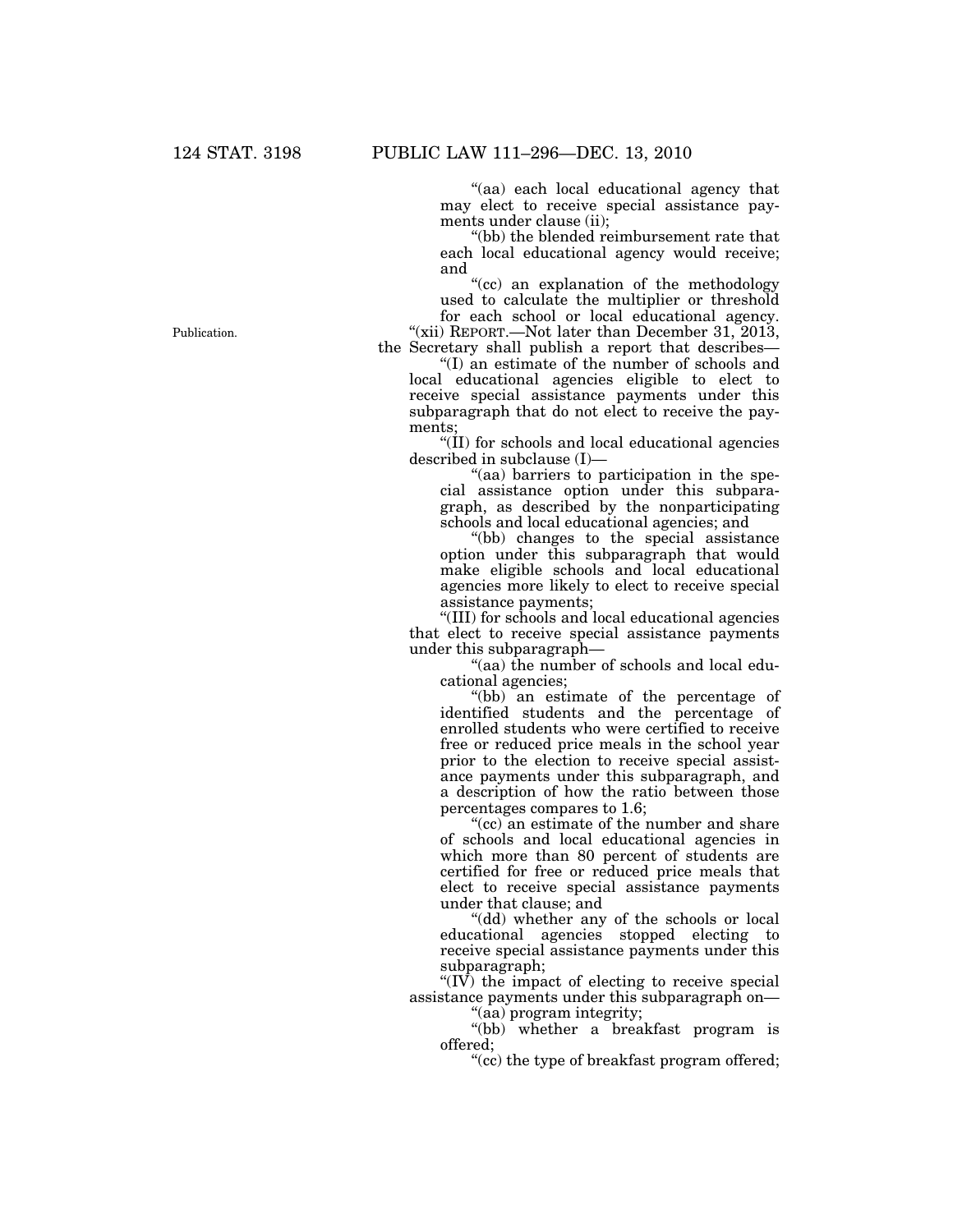"(aa) each local educational agency that may elect to receive special assistance payments under clause (ii);

"(bb) the blended reimbursement rate that each local educational agency would receive; and

"(cc) an explanation of the methodology used to calculate the multiplier or threshold for each school or local educational agency.

Publication.

"(xii) REPORT.—Not later than December 31, 2013, the Secretary shall publish a report that describes—

"(I) an estimate of the number of schools and local educational agencies eligible to elect to receive special assistance payments under this subparagraph that do not elect to receive the payments;

"(II) for schools and local educational agencies described in subclause (I)—

"(aa) barriers to participation in the special assistance option under this subparagraph, as described by the nonparticipating schools and local educational agencies; and

"(bb) changes to the special assistance option under this subparagraph that would make eligible schools and local educational agencies more likely to elect to receive special assistance payments;

"(III) for schools and local educational agencies that elect to receive special assistance payments under this subparagraph—

"(aa) the number of schools and local educational agencies;

"(bb) an estimate of the percentage of identified students and the percentage of enrolled students who were certified to receive free or reduced price meals in the school year prior to the election to receive special assistance payments under this subparagraph, and a description of how the ratio between those percentages compares to 1.6;

"(cc) an estimate of the number and share of schools and local educational agencies in which more than 80 percent of students are certified for free or reduced price meals that elect to receive special assistance payments under that clause; and

"(dd) whether any of the schools or local educational agencies stopped electing to receive special assistance payments under this subparagraph;

"(IV) the impact of electing to receive special assistance payments under this subparagraph on—

"(aa) program integrity;

"(bb) whether a breakfast program is offered;

"(cc) the type of breakfast program offered;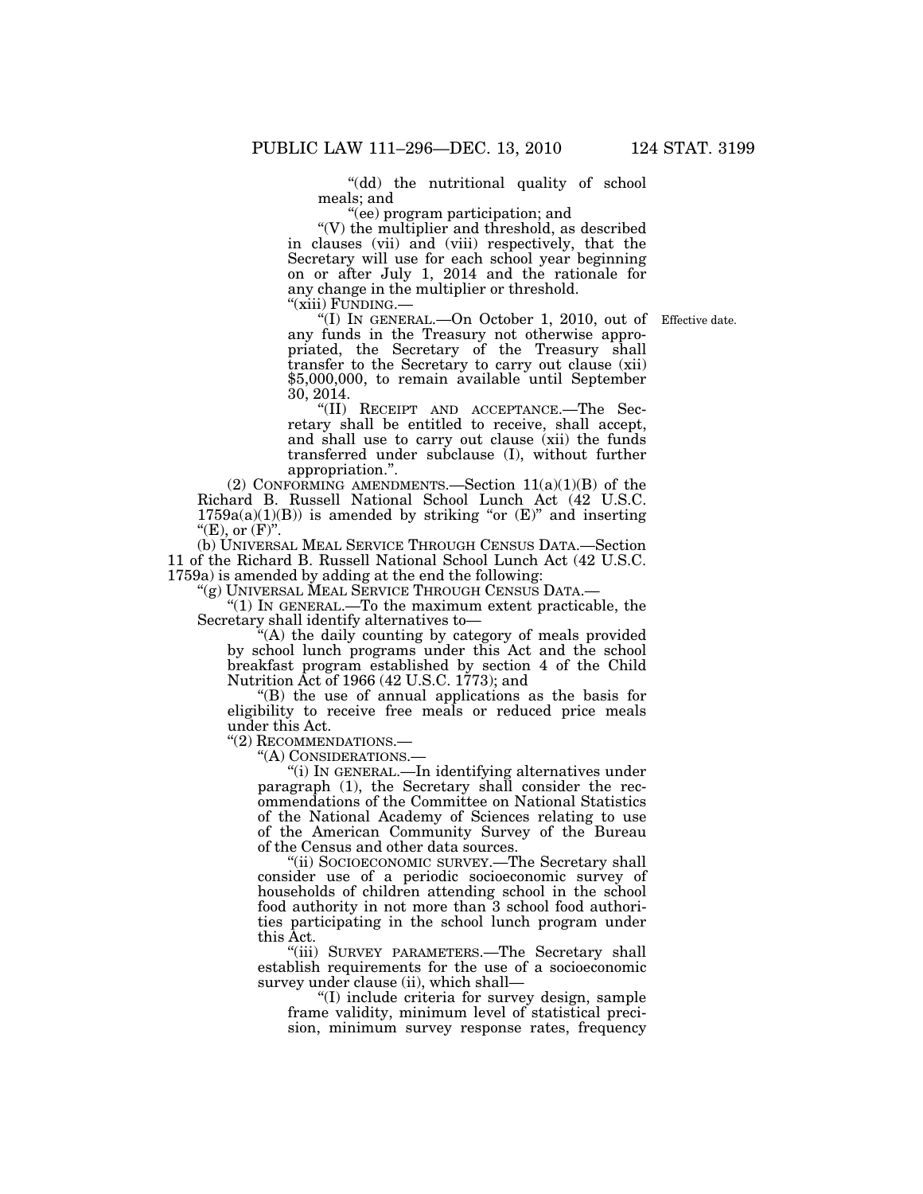"(dd) the nutritional quality of school meals; and

"(ee) program participation; and

"(V) the multiplier and threshold, as described in clauses (vii) and (viii) respectively, that the Secretary will use for each school year beginning on or after July 1, 2014 and the rationale for any change in the multiplier or threshold.

"(xiii) FUNDING.—

"(I) IN GENERAL.—On October 1, 2010, out of any funds in the Treasury not otherwise appropriated, the Secretary of the Treasury shall transfer to the Secretary to carry out clause (xii) $5,000,000, to remain available until September 30, 2014.

Effective date.

"(II) RECEIPT AND ACCEPTANCE.—The Secretary shall be entitled to receive, shall accept, and shall use to carry out clause (xii) the funds transferred under subclause (I), without further appropriation.".

(2) CONFORMING AMENDMENTS.—Section 11(a)(1)(B) of the Richard B. Russell National School Lunch Act (42 U.S.C. 1759a(a)(1)(B)) is amended by striking "or (E)" and inserting "(E), or (F)".

(b) UNIVERSAL MEAL SERVICE THROUGH CENSUS DATA.—Section 11 of the Richard B. Russell National School Lunch Act (42 U.S.C. 1759a) is amended by adding at the end the following:

"(g) UNIVERSAL MEAL SERVICE THROUGH CENSUS DATA.—

"(1) IN GENERAL.—To the maximum extent practicable, the Secretary shall identify alternatives to—

"(A) the daily counting by category of meals provided by school lunch programs under this Act and the school breakfast program established by section 4 of the Child Nutrition Act of 1966 (42 U.S.C. 1773); and

"(B) the use of annual applications as the basis for eligibility to receive free meals or reduced price meals under this Act.

"(2) RECOMMENDATIONS.—

"(A) CONSIDERATIONS.—

"(i) IN GENERAL.—In identifying alternatives under paragraph (1), the Secretary shall consider the recommendations of the Committee on National Statistics of the National Academy of Sciences relating to use of the American Community Survey of the Bureau of the Census and other data sources.

"(ii) SOCIOECONOMIC SURVEY.—The Secretary shall consider use of a periodic socioeconomic survey of households of children attending school in the school food authority in not more than 3 school food authorities participating in the school lunch program under this Act.

"(iii) SURVEY PARAMETERS.—The Secretary shall establish requirements for the use of a socioeconomic survey under clause (ii), which shall—

"(I) include criteria for survey design, sample frame validity, minimum level of statistical precision, minimum survey response rates, frequency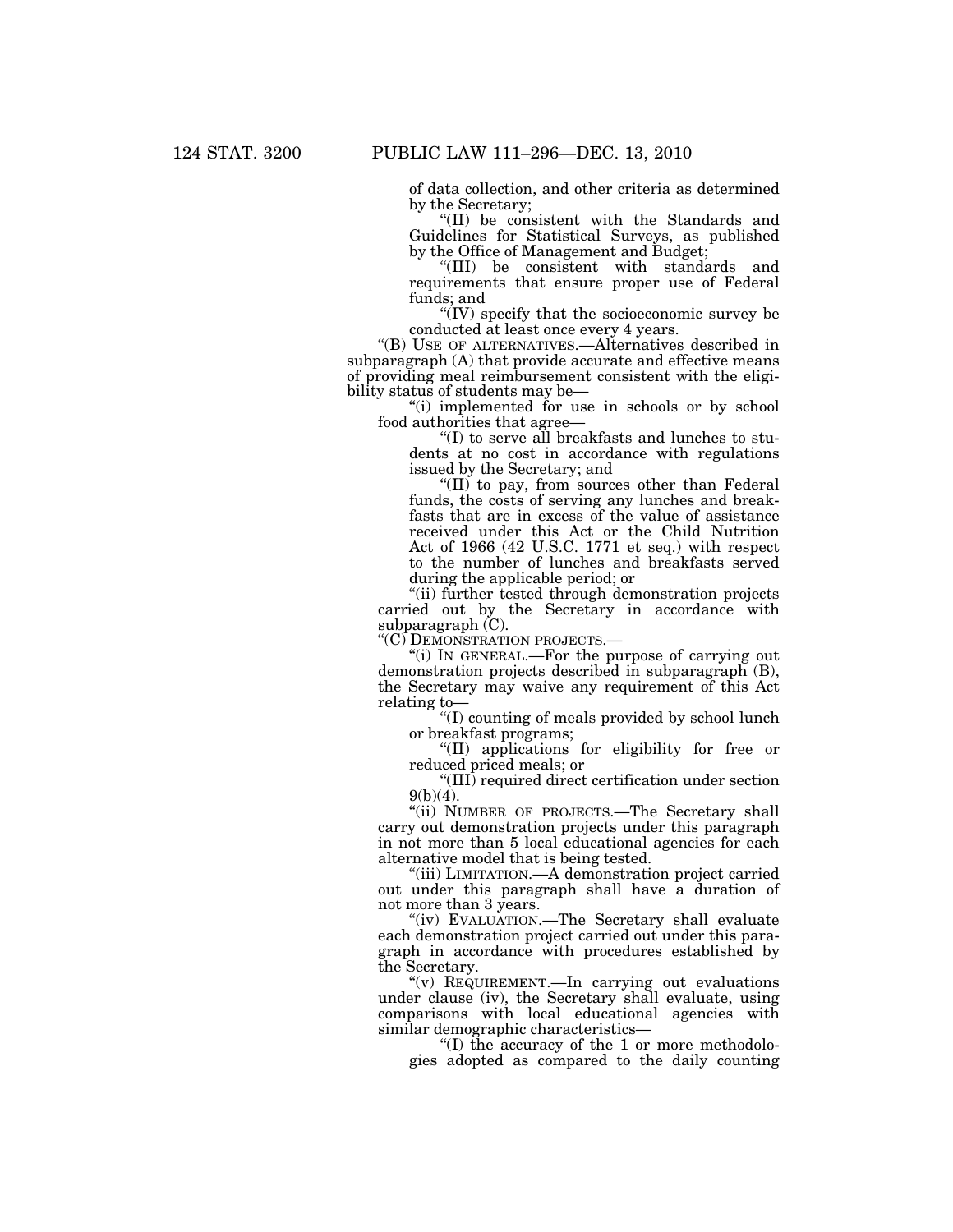of data collection, and other criteria as determined by the Secretary;

"(II) be consistent with the Standards and Guidelines for Statistical Surveys, as published by the Office of Management and Budget;

"(III) be consistent with standards and requirements that ensure proper use of Federal funds; and

"(IV) specify that the socioeconomic survey be conducted at least once every 4 years.

"(B) USE OF ALTERNATIVES.—Alternatives described in subparagraph (A) that provide accurate and effective means of providing meal reimbursement consistent with the eligibility status of students may be—

"(i) implemented for use in schools or by school food authorities that agree—

"(I) to serve all breakfasts and lunches to students at no cost in accordance with regulations issued by the Secretary; and

"(II) to pay, from sources other than Federal funds, the costs of serving any lunches and breakfasts that are in excess of the value of assistance received under this Act or the Child Nutrition Act of 1966 (42 U.S.C. 1771 et seq.) with respect to the number of lunches and breakfasts served during the applicable period; or

"(ii) further tested through demonstration projects carried out by the Secretary in accordance with subparagraph (C).

"(C) DEMONSTRATION PROJECTS.—

"(i) IN GENERAL.—For the purpose of carrying out demonstration projects described in subparagraph (B), the Secretary may waive any requirement of this Act relating to—

"(I) counting of meals provided by school lunch or breakfast programs;

"(II) applications for eligibility for free or reduced priced meals; or

"(III) required direct certification under section 9(b)(4).

"(ii) NUMBER OF PROJECTS.—The Secretary shall carry out demonstration projects under this paragraph in not more than 5 local educational agencies for each alternative model that is being tested.

"(iii) LIMITATION.—A demonstration project carried out under this paragraph shall have a duration of not more than 3 years.

"(iv) EVALUATION.—The Secretary shall evaluate each demonstration project carried out under this paragraph in accordance with procedures established by the Secretary.

"(v) REQUIREMENT.—In carrying out evaluations under clause (iv), the Secretary shall evaluate, using comparisons with local educational agencies with similar demographic characteristics—

"(I) the accuracy of the 1 or more methodologies adopted as compared to the daily counting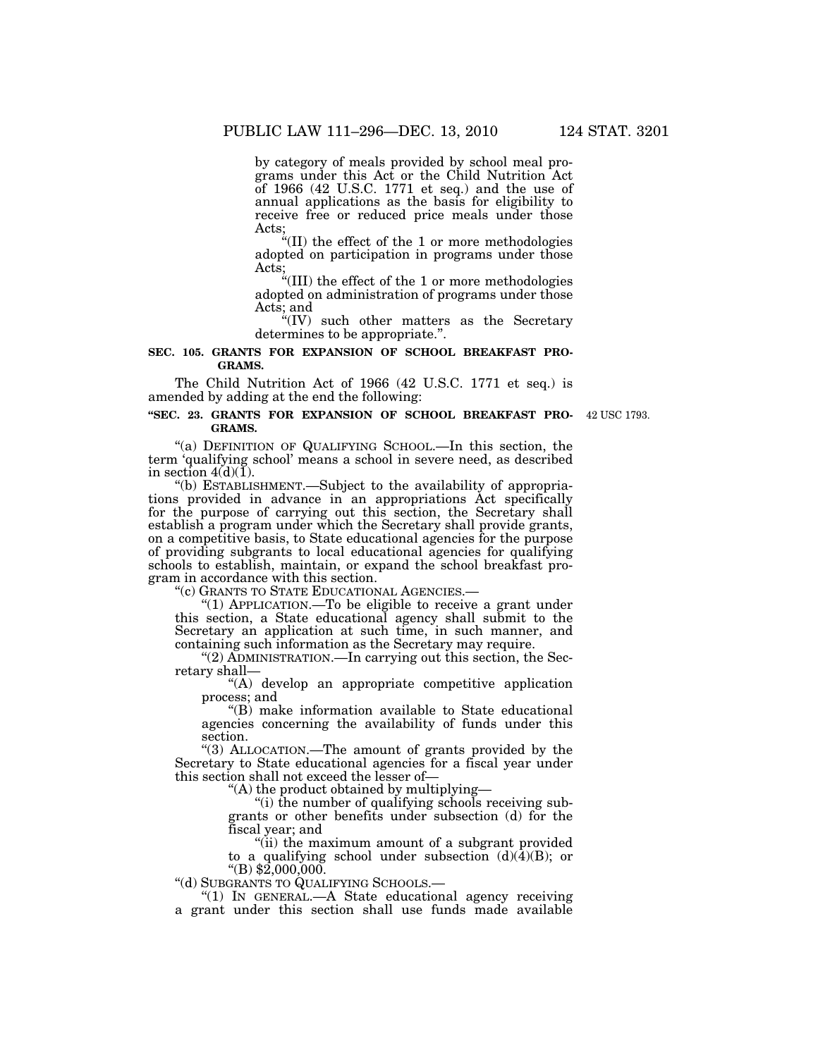by category of meals provided by school meal programs under this Act or the Child Nutrition Act of 1966 (42 U.S.C. 1771 et seq.) and the use of annual applications as the basis for eligibility to receive free or reduced price meals under those Acts;

"(II) the effect of the 1 or more methodologies adopted on participation in programs under those Acts;

"(III) the effect of the 1 or more methodologies adopted on administration of programs under those Acts; and

"(IV) such other matters as the Secretary determines to be appropriate.".

**SEC. 105. GRANTS FOR EXPANSION OF SCHOOL BREAKFAST PROGRAMS.**

The Child Nutrition Act of 1966 (42 U.S.C. 1771 et seq.) is amended by adding at the end the following:

**"SEC. 23. GRANTS FOR EXPANSION OF SCHOOL BREAKFAST PROGRAMS.**

42 USC 1793.

"(a) DEFINITION OF QUALIFYING SCHOOL.—In this section, the term 'qualifying school' means a school in severe need, as described in section 4(d)(1).

"(b) ESTABLISHMENT.—Subject to the availability of appropriations provided in advance in an appropriations Act specifically for the purpose of carrying out this section, the Secretary shall establish a program under which the Secretary shall provide grants, on a competitive basis, to State educational agencies for the purpose of providing subgrants to local educational agencies for qualifying schools to establish, maintain, or expand the school breakfast program in accordance with this section.

"(c) GRANTS TO STATE EDUCATIONAL AGENCIES.—

"(1) APPLICATION.—To be eligible to receive a grant under this section, a State educational agency shall submit to the Secretary an application at such time, in such manner, and containing such information as the Secretary may require.

"(2) ADMINISTRATION.—In carrying out this section, the Secretary shall—

"(A) develop an appropriate competitive application process; and

"(B) make information available to State educational agencies concerning the availability of funds under this section.

"(3) ALLOCATION.—The amount of grants provided by the Secretary to State educational agencies for a fiscal year under this section shall not exceed the lesser of—

"(A) the product obtained by multiplying—

"(i) the number of qualifying schools receiving subgrants or other benefits under subsection (d) for the fiscal year; and

"(ii) the maximum amount of a subgrant provided to a qualifying school under subsection (d)(4)(B); or

"(B) $2,000,000.

"(d) SUBGRANTS TO QUALIFYING SCHOOLS.—

"(1) IN GENERAL.—A State educational agency receiving a grant under this section shall use funds made available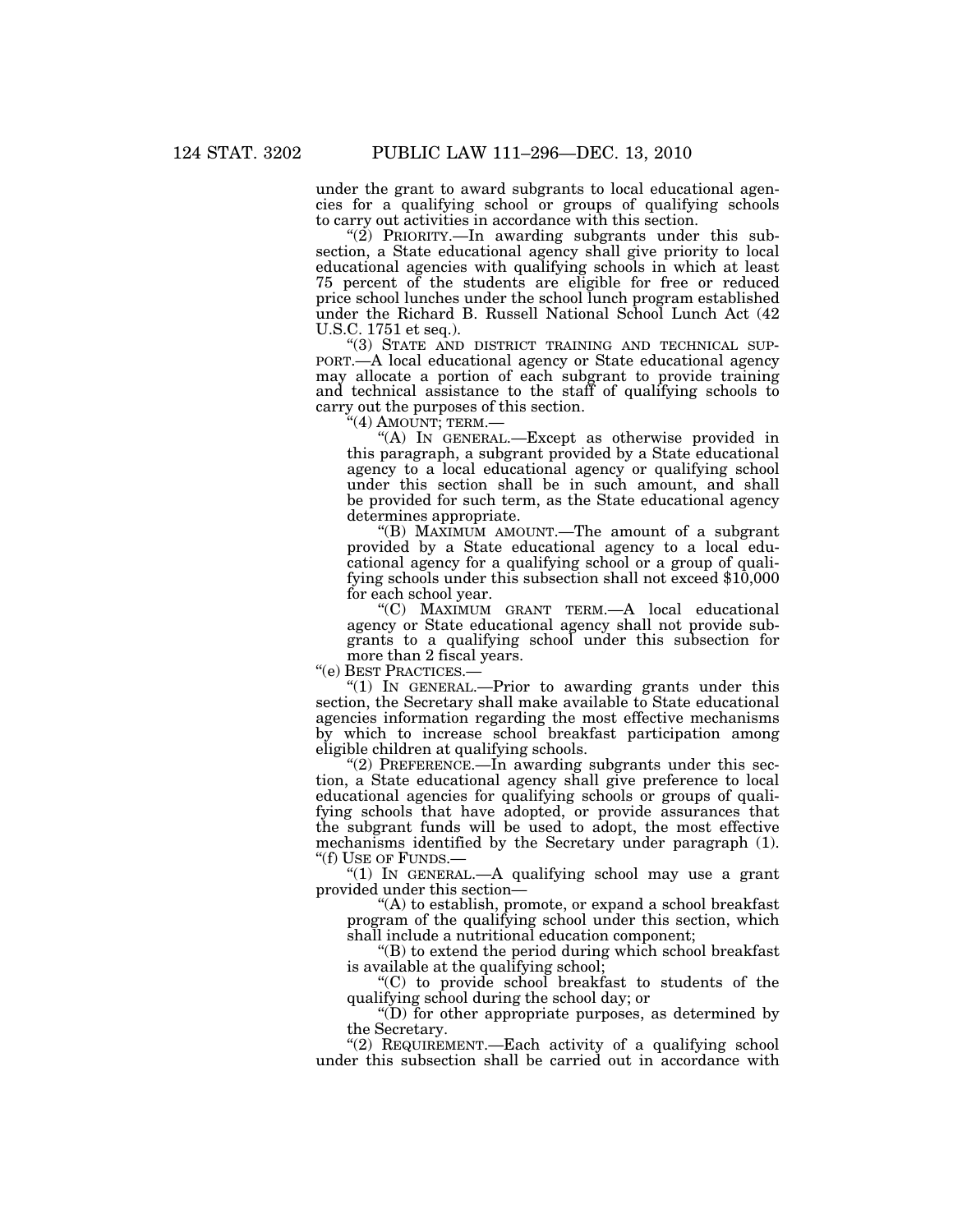under the grant to award subgrants to local educational agencies for a qualifying school or groups of qualifying schools to carry out activities in accordance with this section.

"(2) PRIORITY.—In awarding subgrants under this subsection, a State educational agency shall give priority to local educational agencies with qualifying schools in which at least 75 percent of the students are eligible for free or reduced price school lunches under the school lunch program established under the Richard B. Russell National School Lunch Act (42 U.S.C. 1751 et seq.).

"(3) STATE AND DISTRICT TRAINING AND TECHNICAL SUPPORT.—A local educational agency or State educational agency may allocate a portion of each subgrant to provide training and technical assistance to the staff of qualifying schools to carry out the purposes of this section.

"(4) AMOUNT; TERM.—

"(A) IN GENERAL.—Except as otherwise provided in this paragraph, a subgrant provided by a State educational agency to a local educational agency or qualifying school under this section shall be in such amount, and shall be provided for such term, as the State educational agency determines appropriate.

"(B) MAXIMUM AMOUNT.—The amount of a subgrant provided by a State educational agency to a local educational agency for a qualifying school or a group of qualifying schools under this subsection shall not exceed $10,000 for each school year.

"(C) MAXIMUM GRANT TERM.—A local educational agency or State educational agency shall not provide subgrants to a qualifying school under this subsection for more than 2 fiscal years.

"(e) BEST PRACTICES.—

"(1) IN GENERAL.—Prior to awarding grants under this section, the Secretary shall make available to State educational agencies information regarding the most effective mechanisms by which to increase school breakfast participation among eligible children at qualifying schools.

"(2) PREFERENCE.—In awarding subgrants under this section, a State educational agency shall give preference to local educational agencies for qualifying schools or groups of qualifying schools that have adopted, or provide assurances that the subgrant funds will be used to adopt, the most effective mechanisms identified by the Secretary under paragraph (1).

"(f) USE OF FUNDS.—

"(1) IN GENERAL.—A qualifying school may use a grant provided under this section—

"(A) to establish, promote, or expand a school breakfast program of the qualifying school under this section, which shall include a nutritional education component;

"(B) to extend the period during which school breakfast is available at the qualifying school;

"(C) to provide school breakfast to students of the qualifying school during the school day; or

"(D) for other appropriate purposes, as determined by the Secretary.

"(2) REQUIREMENT.—Each activity of a qualifying school under this subsection shall be carried out in accordance with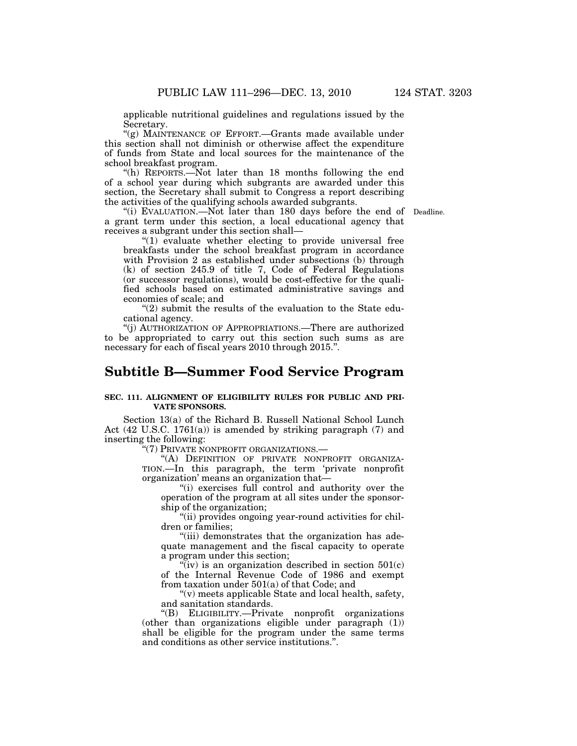applicable nutritional guidelines and regulations issued by the Secretary.

"(g) MAINTENANCE OF EFFORT.—Grants made available under this section shall not diminish or otherwise affect the expenditure of funds from State and local sources for the maintenance of the school breakfast program.

"(h) REPORTS.—Not later than 18 months following the end of a school year during which subgrants are awarded under this section, the Secretary shall submit to Congress a report describing the activities of the qualifying schools awarded subgrants.

"(i) EVALUATION.—Not later than 180 days before the end of a grant term under this section, a local educational agency that receives a subgrant under this section shall—

Deadline.

"(1) evaluate whether electing to provide universal free breakfasts under the school breakfast program in accordance with Provision 2 as established under subsections (b) through (k) of section 245.9 of title 7, Code of Federal Regulations (or successor regulations), would be cost-effective for the qualified schools based on estimated administrative savings and economies of scale; and

"(2) submit the results of the evaluation to the State educational agency.

"(j) AUTHORIZATION OF APPROPRIATIONS.—There are authorized to be appropriated to carry out this section such sums as are necessary for each of fiscal years 2010 through 2015.".

## Subtitle B—Summer Food Service Program

**SEC. 111. ALIGNMENT OF ELIGIBILITY RULES FOR PUBLIC AND PRIVATE SPONSORS.**

Section 13(a) of the Richard B. Russell National School Lunch Act (42 U.S.C. 1761(a)) is amended by striking paragraph (7) and inserting the following:

"(7) PRIVATE NONPROFIT ORGANIZATIONS.—

"(A) DEFINITION OF PRIVATE NONPROFIT ORGANIZATION.—In this paragraph, the term 'private nonprofit organization' means an organization that—

"(i) exercises full control and authority over the operation of the program at all sites under the sponsorship of the organization;

"(ii) provides ongoing year-round activities for children or families;

"(iii) demonstrates that the organization has adequate management and the fiscal capacity to operate a program under this section;

"(iv) is an organization described in section 501(c) of the Internal Revenue Code of 1986 and exempt from taxation under 501(a) of that Code; and

"(v) meets applicable State and local health, safety, and sanitation standards.

"(B) ELIGIBILITY.—Private nonprofit organizations (other than organizations eligible under paragraph (1)) shall be eligible for the program under the same terms and conditions as other service institutions.".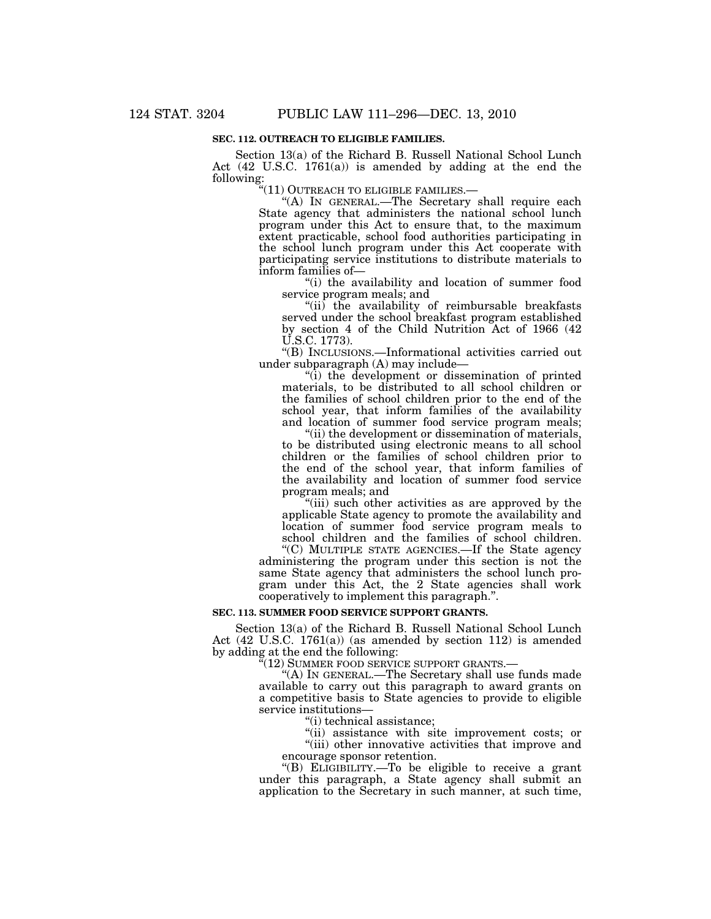**SEC. 112. OUTREACH TO ELIGIBLE FAMILIES.**

Section 13(a) of the Richard B. Russell National School Lunch Act (42 U.S.C. 1761(a)) is amended by adding at the end the following:

"(11) OUTREACH TO ELIGIBLE FAMILIES.—

"(A) IN GENERAL.—The Secretary shall require each State agency that administers the national school lunch program under this Act to ensure that, to the maximum extent practicable, school food authorities participating in the school lunch program under this Act cooperate with participating service institutions to distribute materials to inform families of—

"(i) the availability and location of summer food service program meals; and

"(ii) the availability of reimbursable breakfasts served under the school breakfast program established by section 4 of the Child Nutrition Act of 1966 (42 U.S.C. 1773).

"(B) INCLUSIONS.—Informational activities carried out under subparagraph (A) may include—

"(i) the development or dissemination of printed materials, to be distributed to all school children or the families of school children prior to the end of the school year, that inform families of the availability and location of summer food service program meals;

"(ii) the development or dissemination of materials, to be distributed using electronic means to all school children or the families of school children prior to the end of the school year, that inform families of the availability and location of summer food service program meals; and

"(iii) such other activities as are approved by the applicable State agency to promote the availability and location of summer food service program meals to school children and the families of school children.

"(C) MULTIPLE STATE AGENCIES.—If the State agency administering the program under this section is not the same State agency that administers the school lunch program under this Act, the 2 State agencies shall work cooperatively to implement this paragraph.".

**SEC. 113. SUMMER FOOD SERVICE SUPPORT GRANTS.**

Section 13(a) of the Richard B. Russell National School Lunch Act (42 U.S.C. 1761(a)) (as amended by section 112) is amended by adding at the end the following:

"(12) SUMMER FOOD SERVICE SUPPORT GRANTS.—

"(A) IN GENERAL.—The Secretary shall use funds made available to carry out this paragraph to award grants on a competitive basis to State agencies to provide to eligible service institutions—

"(i) technical assistance;

"(ii) assistance with site improvement costs; or

"(iii) other innovative activities that improve and encourage sponsor retention.

"(B) ELIGIBILITY.—To be eligible to receive a grant under this paragraph, a State agency shall submit an application to the Secretary in such manner, at such time,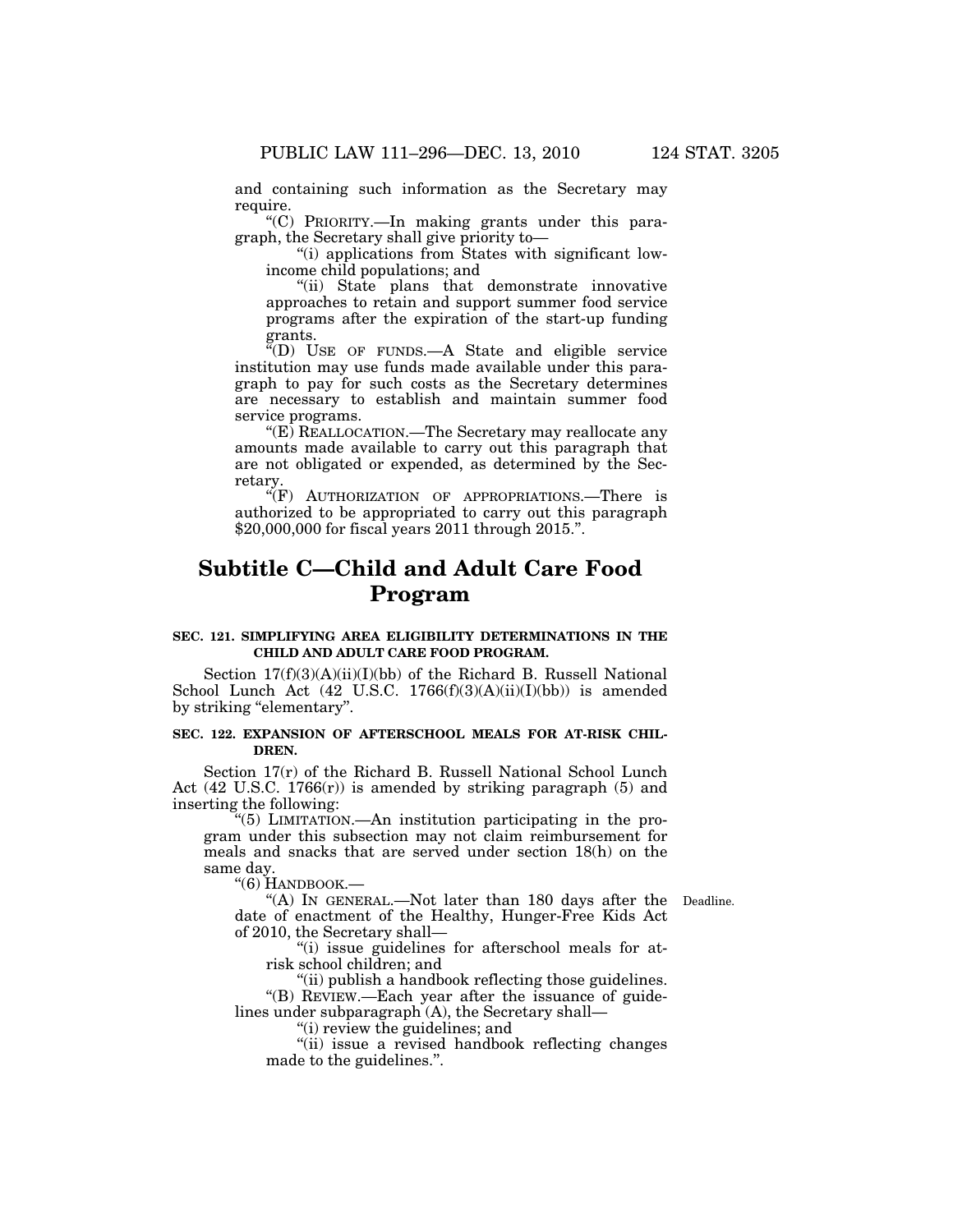and containing such information as the Secretary may require.

"(C) PRIORITY.—In making grants under this paragraph, the Secretary shall give priority to—

"(i) applications from States with significant low-income child populations; and

"(ii) State plans that demonstrate innovative approaches to retain and support summer food service programs after the expiration of the start-up funding grants.

"(D) USE OF FUNDS.—A State and eligible service institution may use funds made available under this paragraph to pay for such costs as the Secretary determines are necessary to establish and maintain summer food service programs.

"(E) REALLOCATION.—The Secretary may reallocate any amounts made available to carry out this paragraph that are not obligated or expended, as determined by the Secretary.

"(F) AUTHORIZATION OF APPROPRIATIONS.—There is authorized to be appropriated to carry out this paragraph $20,000,000 for fiscal years 2011 through 2015.".

# Subtitle C—Child and Adult Care Food Program

**SEC. 121. SIMPLIFYING AREA ELIGIBILITY DETERMINATIONS IN THE CHILD AND ADULT CARE FOOD PROGRAM.**

Section 17(f)(3)(A)(ii)(I)(bb) of the Richard B. Russell National School Lunch Act (42 U.S.C. 1766(f)(3)(A)(ii)(I)(bb)) is amended by striking "elementary".

**SEC. 122. EXPANSION OF AFTERSCHOOL MEALS FOR AT-RISK CHILDREN.**

Section 17(r) of the Richard B. Russell National School Lunch Act (42 U.S.C. 1766(r)) is amended by striking paragraph (5) and inserting the following:

"(5) LIMITATION.—An institution participating in the program under this subsection may not claim reimbursement for meals and snacks that are served under section 18(h) on the same day.

"(6) HANDBOOK.—

"(A) IN GENERAL.—Not later than 180 days after the date of enactment of the Healthy, Hunger-Free Kids Act of 2010, the Secretary shall—

Deadline.

"(i) issue guidelines for afterschool meals for at-risk school children; and

"(ii) publish a handbook reflecting those guidelines.

"(B) REVIEW.—Each year after the issuance of guidelines under subparagraph (A), the Secretary shall—

"(i) review the guidelines; and

"(ii) issue a revised handbook reflecting changes made to the guidelines.".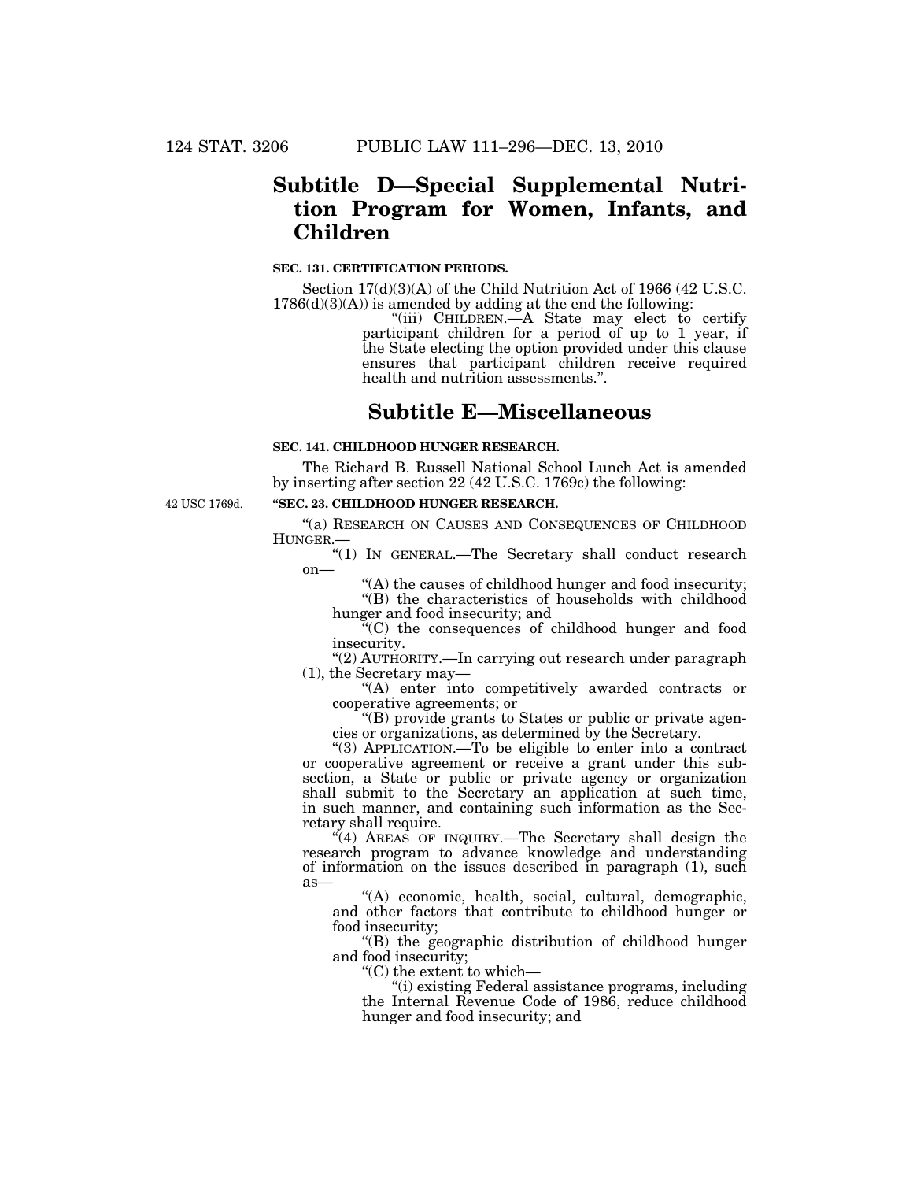## Subtitle D—Special Supplemental Nutrition Program for Women, Infants, and Children

**SEC. 131. CERTIFICATION PERIODS.**

Section 17(d)(3)(A) of the Child Nutrition Act of 1966 (42 U.S.C. 1786(d)(3)(A)) is amended by adding at the end the following:

"(iii) CHILDREN.—A State may elect to certify participant children for a period of up to 1 year, if the State electing the option provided under this clause ensures that participant children receive required health and nutrition assessments.".

## Subtitle E—Miscellaneous

**SEC. 141. CHILDHOOD HUNGER RESEARCH.**

The Richard B. Russell National School Lunch Act is amended by inserting after section 22 (42 U.S.C. 1769c) the following:

42 USC 1769d.

**"SEC. 23. CHILDHOOD HUNGER RESEARCH.**

"(a) RESEARCH ON CAUSES AND CONSEQUENCES OF CHILDHOOD HUNGER.—

"(1) IN GENERAL.—The Secretary shall conduct research on—

"(A) the causes of childhood hunger and food insecurity;

"(B) the characteristics of households with childhood hunger and food insecurity; and

"(C) the consequences of childhood hunger and food insecurity.

"(2) AUTHORITY.—In carrying out research under paragraph (1), the Secretary may—

"(A) enter into competitively awarded contracts or cooperative agreements; or

"(B) provide grants to States or public or private agencies or organizations, as determined by the Secretary.

"(3) APPLICATION.—To be eligible to enter into a contract or cooperative agreement or receive a grant under this subsection, a State or public or private agency or organization shall submit to the Secretary an application at such time, in such manner, and containing such information as the Secretary shall require.

"(4) AREAS OF INQUIRY.—The Secretary shall design the research program to advance knowledge and understanding of information on the issues described in paragraph (1), such as—

"(A) economic, health, social, cultural, demographic, and other factors that contribute to childhood hunger or food insecurity;

"(B) the geographic distribution of childhood hunger and food insecurity;

"(C) the extent to which—

"(i) existing Federal assistance programs, including the Internal Revenue Code of 1986, reduce childhood hunger and food insecurity; and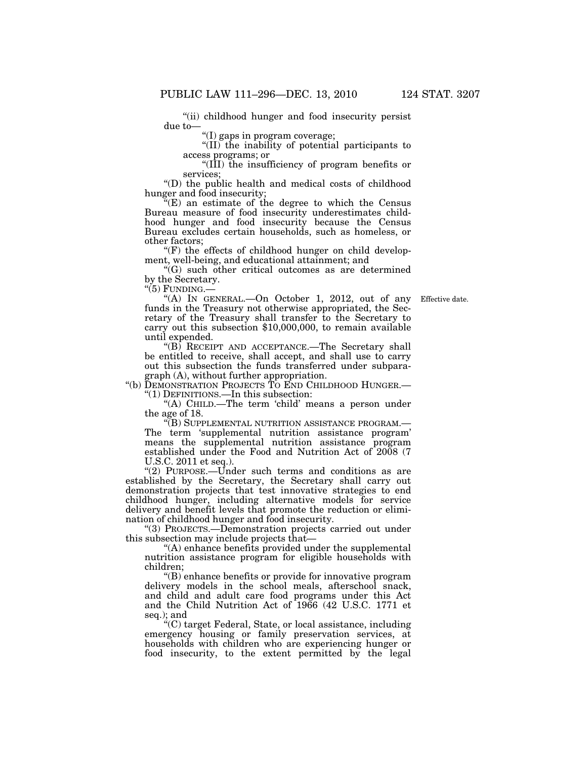"(ii) childhood hunger and food insecurity persist due to—

"(I) gaps in program coverage;

"(II) the inability of potential participants to access programs; or

"(III) the insufficiency of program benefits or services;

"(D) the public health and medical costs of childhood hunger and food insecurity;

"(E) an estimate of the degree to which the Census Bureau measure of food insecurity underestimates childhood hunger and food insecurity because the Census Bureau excludes certain households, such as homeless, or other factors;

"(F) the effects of childhood hunger on child development, well-being, and educational attainment; and

"(G) such other critical outcomes as are determined by the Secretary.

"(5) FUNDING.—

"(A) IN GENERAL.—On October 1, 2012, out of any funds in the Treasury not otherwise appropriated, the Secretary of the Treasury shall transfer to the Secretary to carry out this subsection $10,000,000, to remain available until expended.

Effective date.

"(B) RECEIPT AND ACCEPTANCE.—The Secretary shall be entitled to receive, shall accept, and shall use to carry out this subsection the funds transferred under subparagraph (A), without further appropriation.

"(b) DEMONSTRATION PROJECTS TO END CHILDHOOD HUNGER.—

"(1) DEFINITIONS.—In this subsection:

"(A) CHILD.—The term 'child' means a person under the age of 18.

"(B) SUPPLEMENTAL NUTRITION ASSISTANCE PROGRAM.—The term 'supplemental nutrition assistance program' means the supplemental nutrition assistance program established under the Food and Nutrition Act of 2008 (7 U.S.C. 2011 et seq.).

"(2) PURPOSE.—Under such terms and conditions as are established by the Secretary, the Secretary shall carry out demonstration projects that test innovative strategies to end childhood hunger, including alternative models for service delivery and benefit levels that promote the reduction or elimination of childhood hunger and food insecurity.

"(3) PROJECTS.—Demonstration projects carried out under this subsection may include projects that—

"(A) enhance benefits provided under the supplemental nutrition assistance program for eligible households with children;

"(B) enhance benefits or provide for innovative program delivery models in the school meals, afterschool snack, and child and adult care food programs under this Act and the Child Nutrition Act of 1966 (42 U.S.C. 1771 et seq.); and

"(C) target Federal, State, or local assistance, including emergency housing or family preservation services, at households with children who are experiencing hunger or food insecurity, to the extent permitted by the legal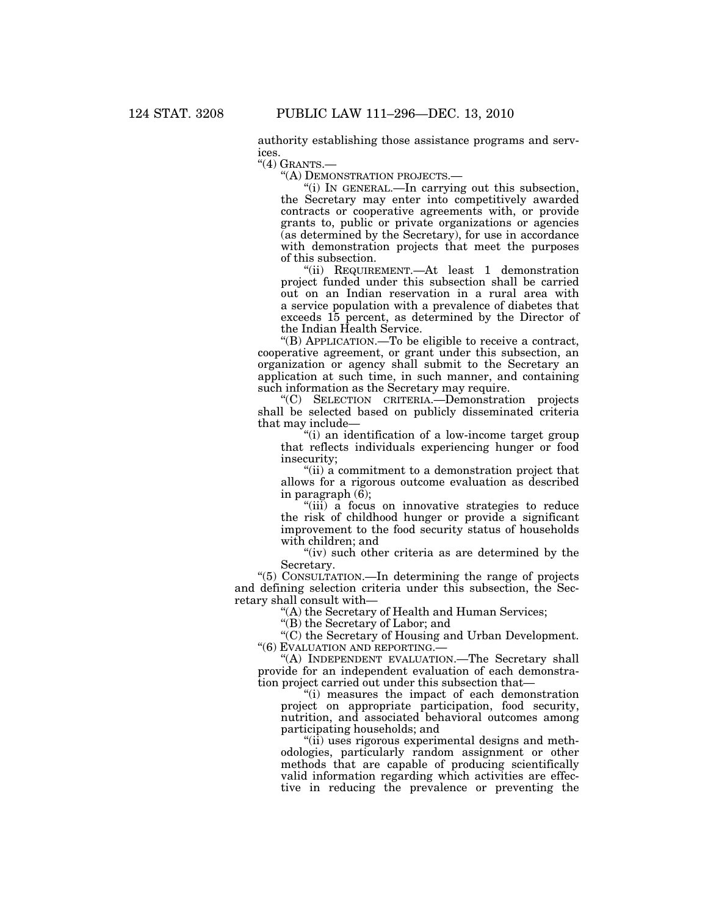authority establishing those assistance programs and services.

"(4) GRANTS.—

"(A) DEMONSTRATION PROJECTS.—

"(i) IN GENERAL.—In carrying out this subsection, the Secretary may enter into competitively awarded contracts or cooperative agreements with, or provide grants to, public or private organizations or agencies (as determined by the Secretary), for use in accordance with demonstration projects that meet the purposes of this subsection.

"(ii) REQUIREMENT.—At least 1 demonstration project funded under this subsection shall be carried out on an Indian reservation in a rural area with a service population with a prevalence of diabetes that exceeds 15 percent, as determined by the Director of the Indian Health Service.

"(B) APPLICATION.—To be eligible to receive a contract, cooperative agreement, or grant under this subsection, an organization or agency shall submit to the Secretary an application at such time, in such manner, and containing such information as the Secretary may require.

"(C) SELECTION CRITERIA.—Demonstration projects shall be selected based on publicly disseminated criteria that may include—

"(i) an identification of a low-income target group that reflects individuals experiencing hunger or food insecurity;

"(ii) a commitment to a demonstration project that allows for a rigorous outcome evaluation as described in paragraph (6);

"(iii) a focus on innovative strategies to reduce the risk of childhood hunger or provide a significant improvement to the food security status of households with children; and

"(iv) such other criteria as are determined by the Secretary.

"(5) CONSULTATION.—In determining the range of projects and defining selection criteria under this subsection, the Secretary shall consult with—

"(A) the Secretary of Health and Human Services;

"(B) the Secretary of Labor; and

"(C) the Secretary of Housing and Urban Development.

"(6) EVALUATION AND REPORTING.—

"(A) INDEPENDENT EVALUATION.—The Secretary shall provide for an independent evaluation of each demonstration project carried out under this subsection that—

"(i) measures the impact of each demonstration project on appropriate participation, food security, nutrition, and associated behavioral outcomes among participating households; and

"(ii) uses rigorous experimental designs and methodologies, particularly random assignment or other methods that are capable of producing scientifically valid information regarding which activities are effective in reducing the prevalence or preventing the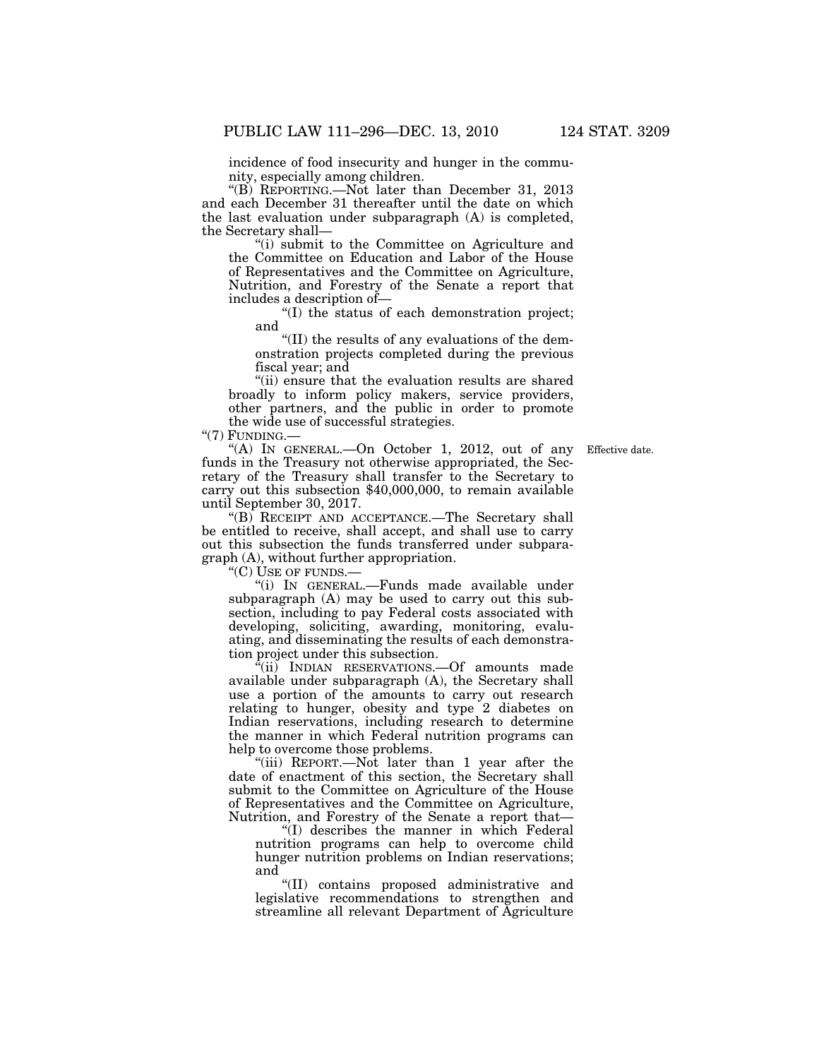incidence of food insecurity and hunger in the community, especially among children.

"(B) REPORTING.—Not later than December 31, 2013 and each December 31 thereafter until the date on which the last evaluation under subparagraph (A) is completed, the Secretary shall—

"(i) submit to the Committee on Agriculture and the Committee on Education and Labor of the House of Representatives and the Committee on Agriculture, Nutrition, and Forestry of the Senate a report that includes a description of—

"(I) the status of each demonstration project; and

"(II) the results of any evaluations of the demonstration projects completed during the previous fiscal year; and

"(ii) ensure that the evaluation results are shared broadly to inform policy makers, service providers, other partners, and the public in order to promote the wide use of successful strategies.

"(7) FUNDING.—

"(A) IN GENERAL.—On October 1, 2012, out of any funds in the Treasury not otherwise appropriated, the Secretary of the Treasury shall transfer to the Secretary to carry out this subsection $40,000,000, to remain available until September 30, 2017.

Effective date.

"(B) RECEIPT AND ACCEPTANCE.—The Secretary shall be entitled to receive, shall accept, and shall use to carry out this subsection the funds transferred under subparagraph (A), without further appropriation.

"(C) USE OF FUNDS.—

"(i) IN GENERAL.—Funds made available under subparagraph (A) may be used to carry out this subsection, including to pay Federal costs associated with developing, soliciting, awarding, monitoring, evaluating, and disseminating the results of each demonstration project under this subsection.

"(ii) INDIAN RESERVATIONS.—Of amounts made available under subparagraph (A), the Secretary shall use a portion of the amounts to carry out research relating to hunger, obesity and type 2 diabetes on Indian reservations, including research to determine the manner in which Federal nutrition programs can help to overcome those problems.

"(iii) REPORT.—Not later than 1 year after the date of enactment of this section, the Secretary shall submit to the Committee on Agriculture of the House of Representatives and the Committee on Agriculture, Nutrition, and Forestry of the Senate a report that—

"(I) describes the manner in which Federal nutrition programs can help to overcome child hunger nutrition problems on Indian reservations; and

"(II) contains proposed administrative and legislative recommendations to strengthen and streamline all relevant Department of Agriculture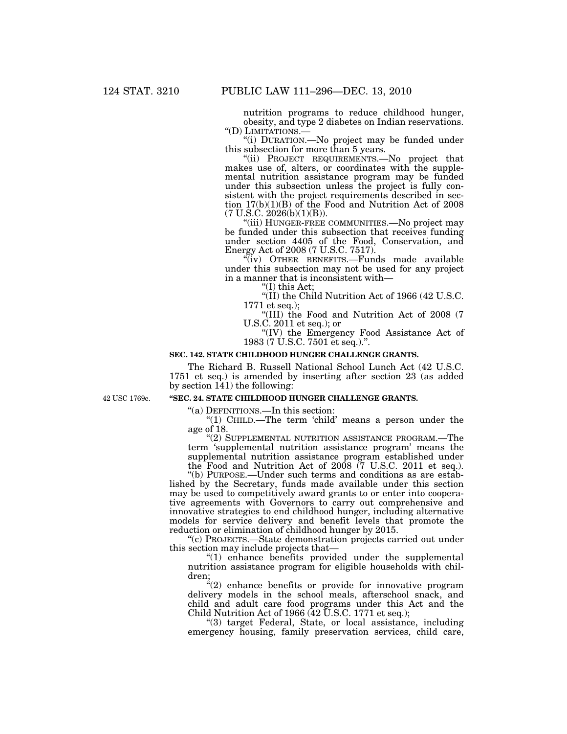nutrition programs to reduce childhood hunger, obesity, and type 2 diabetes on Indian reservations.

"(D) LIMITATIONS.—

"(i) DURATION.—No project may be funded under this subsection for more than 5 years.

"(ii) PROJECT REQUIREMENTS.—No project that makes use of, alters, or coordinates with the supplemental nutrition assistance program may be funded under this subsection unless the project is fully consistent with the project requirements described in section 17(b)(1)(B) of the Food and Nutrition Act of 2008 (7 U.S.C. 2026(b)(1)(B)).

"(iii) HUNGER-FREE COMMUNITIES.—No project may be funded under this subsection that receives funding under section 4405 of the Food, Conservation, and Energy Act of 2008 (7 U.S.C. 7517).

"(iv) OTHER BENEFITS.—Funds made available under this subsection may not be used for any project in a manner that is inconsistent with—

"(I) this Act;

"(II) the Child Nutrition Act of 1966 (42 U.S.C. 1771 et seq.);

"(III) the Food and Nutrition Act of 2008 (7 U.S.C. 2011 et seq.); or

"(IV) the Emergency Food Assistance Act of 1983 (7 U.S.C. 7501 et seq.).".

**SEC. 142. STATE CHILDHOOD HUNGER CHALLENGE GRANTS.**

The Richard B. Russell National School Lunch Act (42 U.S.C. 1751 et seq.) is amended by inserting after section 23 (as added by section 141) the following:

42 USC 1769e.

**"SEC. 24. STATE CHILDHOOD HUNGER CHALLENGE GRANTS.**

"(a) DEFINITIONS.—In this section:

"(1) CHILD.—The term 'child' means a person under the age of 18.

"(2) SUPPLEMENTAL NUTRITION ASSISTANCE PROGRAM.—The term 'supplemental nutrition assistance program' means the supplemental nutrition assistance program established under the Food and Nutrition Act of 2008 (7 U.S.C. 2011 et seq.).

"(b) PURPOSE.—Under such terms and conditions as are established by the Secretary, funds made available under this section may be used to competitively award grants to or enter into cooperative agreements with Governors to carry out comprehensive and innovative strategies to end childhood hunger, including alternative models for service delivery and benefit levels that promote the reduction or elimination of childhood hunger by 2015.

"(c) PROJECTS.—State demonstration projects carried out under this section may include projects that—

"(1) enhance benefits provided under the supplemental nutrition assistance program for eligible households with children;

"(2) enhance benefits or provide for innovative program delivery models in the school meals, afterschool snack, and child and adult care food programs under this Act and the Child Nutrition Act of 1966 (42 U.S.C. 1771 et seq.);

"(3) target Federal, State, or local assistance, including emergency housing, family preservation services, child care,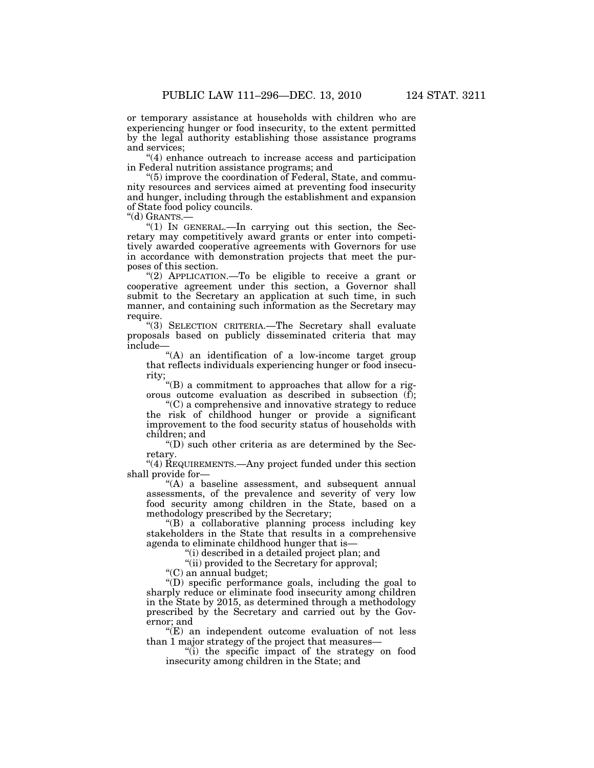or temporary assistance at households with children who are experiencing hunger or food insecurity, to the extent permitted by the legal authority establishing those assistance programs and services;

"(4) enhance outreach to increase access and participation in Federal nutrition assistance programs; and

"(5) improve the coordination of Federal, State, and community resources and services aimed at preventing food insecurity and hunger, including through the establishment and expansion of State food policy councils.

"(d) GRANTS.—

"(1) IN GENERAL.—In carrying out this section, the Secretary may competitively award grants or enter into competitively awarded cooperative agreements with Governors for use in accordance with demonstration projects that meet the purposes of this section.

"(2) APPLICATION.—To be eligible to receive a grant or cooperative agreement under this section, a Governor shall submit to the Secretary an application at such time, in such manner, and containing such information as the Secretary may require.

"(3) SELECTION CRITERIA.—The Secretary shall evaluate proposals based on publicly disseminated criteria that may include—

"(A) an identification of a low-income target group that reflects individuals experiencing hunger or food insecurity;

"(B) a commitment to approaches that allow for a rigorous outcome evaluation as described in subsection (f);

"(C) a comprehensive and innovative strategy to reduce the risk of childhood hunger or provide a significant improvement to the food security status of households with children; and

"(D) such other criteria as are determined by the Secretary.

"(4) REQUIREMENTS.—Any project funded under this section shall provide for—

"(A) a baseline assessment, and subsequent annual assessments, of the prevalence and severity of very low food security among children in the State, based on a methodology prescribed by the Secretary;

"(B) a collaborative planning process including key stakeholders in the State that results in a comprehensive agenda to eliminate childhood hunger that is—

"(i) described in a detailed project plan; and

"(ii) provided to the Secretary for approval;

"(C) an annual budget;

"(D) specific performance goals, including the goal to sharply reduce or eliminate food insecurity among children in the State by 2015, as determined through a methodology prescribed by the Secretary and carried out by the Governor; and

"(E) an independent outcome evaluation of not less than 1 major strategy of the project that measures—

"(i) the specific impact of the strategy on food insecurity among children in the State; and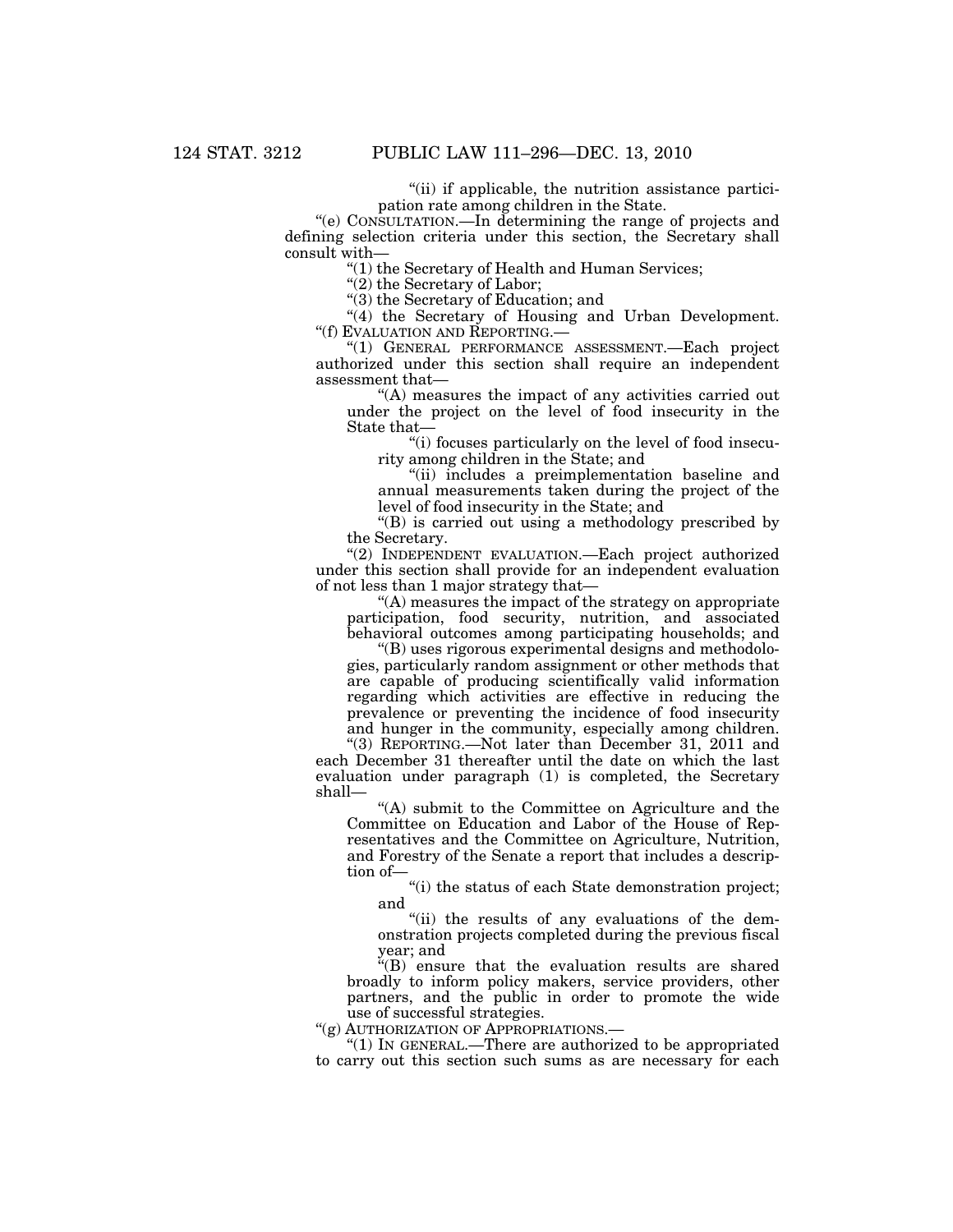"(ii) if applicable, the nutrition assistance participation rate among children in the State.

"(e) CONSULTATION.—In determining the range of projects and defining selection criteria under this section, the Secretary shall consult with—

"(1) the Secretary of Health and Human Services;

"(2) the Secretary of Labor;

"(3) the Secretary of Education; and

"(4) the Secretary of Housing and Urban Development.

"(f) EVALUATION AND REPORTING.—

"(1) GENERAL PERFORMANCE ASSESSMENT.—Each project authorized under this section shall require an independent assessment that—

"(A) measures the impact of any activities carried out under the project on the level of food insecurity in the State that—

"(i) focuses particularly on the level of food insecurity among children in the State; and

"(ii) includes a preimplementation baseline and annual measurements taken during the project of the level of food insecurity in the State; and

"(B) is carried out using a methodology prescribed by the Secretary.

"(2) INDEPENDENT EVALUATION.—Each project authorized under this section shall provide for an independent evaluation of not less than 1 major strategy that—

"(A) measures the impact of the strategy on appropriate participation, food security, nutrition, and associated behavioral outcomes among participating households; and

"(B) uses rigorous experimental designs and methodologies, particularly random assignment or other methods that are capable of producing scientifically valid information regarding which activities are effective in reducing the prevalence or preventing the incidence of food insecurity and hunger in the community, especially among children.

"(3) REPORTING.—Not later than December 31, 2011 and each December 31 thereafter until the date on which the last evaluation under paragraph (1) is completed, the Secretary shall—

"(A) submit to the Committee on Agriculture and the Committee on Education and Labor of the House of Representatives and the Committee on Agriculture, Nutrition, and Forestry of the Senate a report that includes a description of—

"(i) the status of each State demonstration project; and

"(ii) the results of any evaluations of the demonstration projects completed during the previous fiscal year; and

"(B) ensure that the evaluation results are shared broadly to inform policy makers, service providers, other partners, and the public in order to promote the wide use of successful strategies.

"(g) AUTHORIZATION OF APPROPRIATIONS.—

"(1) IN GENERAL.—There are authorized to be appropriated to carry out this section such sums as are necessary for each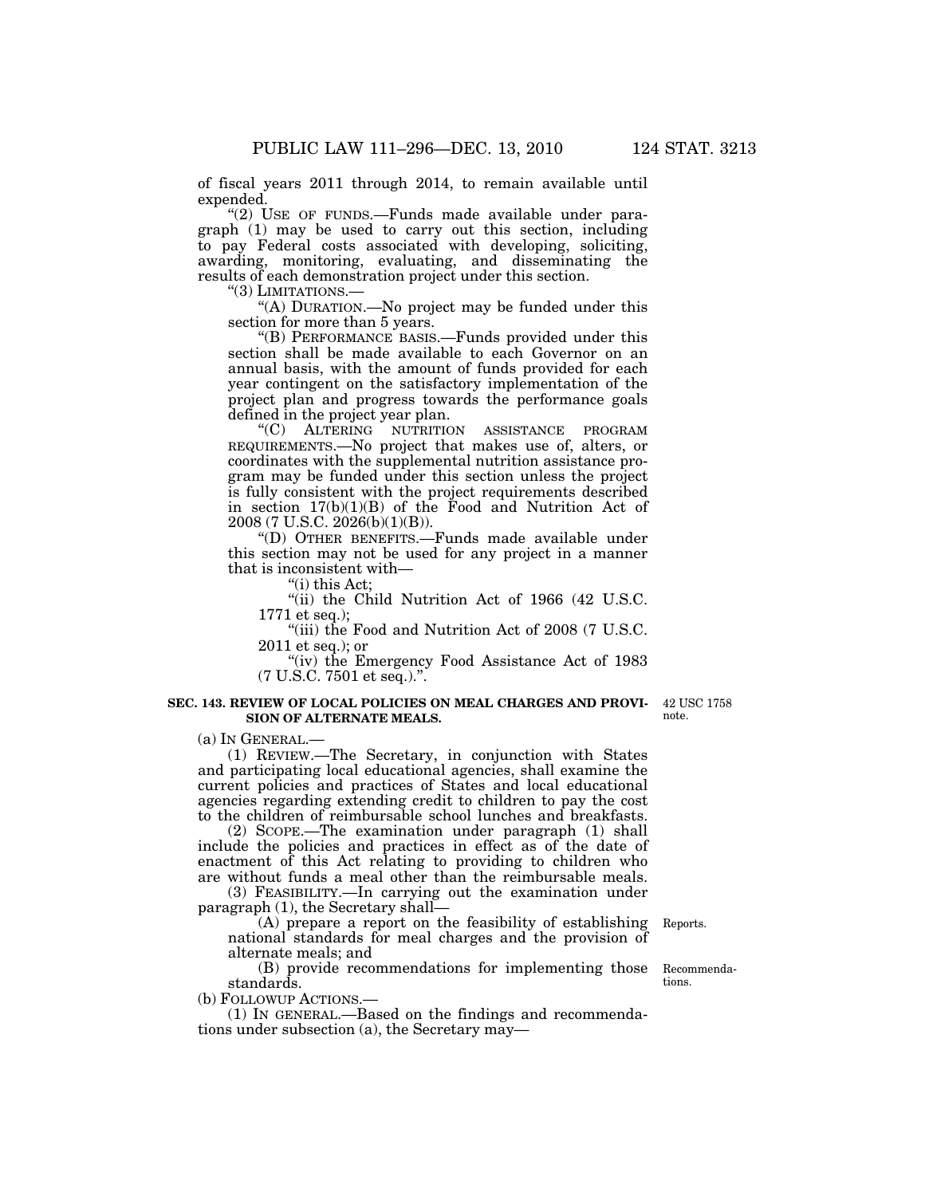of fiscal years 2011 through 2014, to remain available until expended.

"(2) USE OF FUNDS.—Funds made available under paragraph (1) may be used to carry out this section, including to pay Federal costs associated with developing, soliciting, awarding, monitoring, evaluating, and disseminating the results of each demonstration project under this section.

"(3) LIMITATIONS.—

"(A) DURATION.—No project may be funded under this section for more than 5 years.

"(B) PERFORMANCE BASIS.—Funds provided under this section shall be made available to each Governor on an annual basis, with the amount of funds provided for each year contingent on the satisfactory implementation of the project plan and progress towards the performance goals defined in the project year plan.

"(C) ALTERING NUTRITION ASSISTANCE PROGRAM REQUIREMENTS.—No project that makes use of, alters, or coordinates with the supplemental nutrition assistance program may be funded under this section unless the project is fully consistent with the project requirements described in section 17(b)(1)(B) of the Food and Nutrition Act of 2008 (7 U.S.C. 2026(b)(1)(B)).

"(D) OTHER BENEFITS.—Funds made available under this section may not be used for any project in a manner that is inconsistent with—

"(i) this Act;

"(ii) the Child Nutrition Act of 1966 (42 U.S.C. 1771 et seq.);

"(iii) the Food and Nutrition Act of 2008 (7 U.S.C. 2011 et seq.); or

"(iv) the Emergency Food Assistance Act of 1983 (7 U.S.C. 7501 et seq.).".

**SEC. 143. REVIEW OF LOCAL POLICIES ON MEAL CHARGES AND PROVISION OF ALTERNATE MEALS.**

42 USC 1758 note.

(a) IN GENERAL.—

(1) REVIEW.—The Secretary, in conjunction with States and participating local educational agencies, shall examine the current policies and practices of States and local educational agencies regarding extending credit to children to pay the cost to the children of reimbursable school lunches and breakfasts.

(2) SCOPE.—The examination under paragraph (1) shall include the policies and practices in effect as of the date of enactment of this Act relating to providing to children who are without funds a meal other than the reimbursable meals.

(3) FEASIBILITY.—In carrying out the examination under paragraph (1), the Secretary shall—

(A) prepare a report on the feasibility of establishing national standards for meal charges and the provision of alternate meals; and

Reports.

(B) provide recommendations for implementing those standards.

Recommendations.

(b) FOLLOWUP ACTIONS.—

(1) IN GENERAL.—Based on the findings and recommendations under subsection (a), the Secretary may—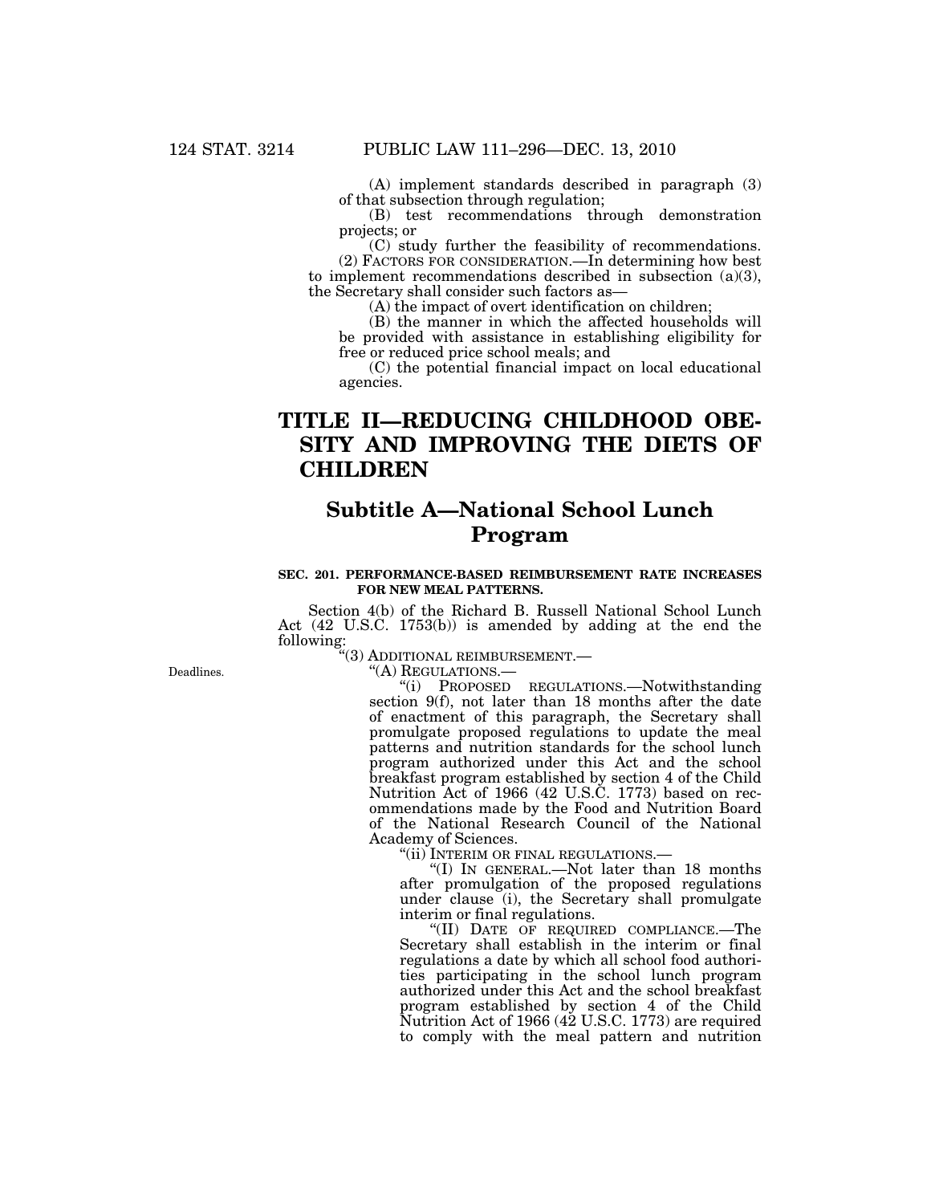(A) implement standards described in paragraph (3) of that subsection through regulation;

(B) test recommendations through demonstration projects; or

(C) study further the feasibility of recommendations.

(2) FACTORS FOR CONSIDERATION.—In determining how best to implement recommendations described in subsection (a)(3), the Secretary shall consider such factors as—

(A) the impact of overt identification on children;

(B) the manner in which the affected households will be provided with assistance in establishing eligibility for free or reduced price school meals; and

(C) the potential financial impact on local educational agencies.

# TITLE II—REDUCING CHILDHOOD OBESITY AND IMPROVING THE DIETS OF CHILDREN

## Subtitle A—National School Lunch Program

### SEC. 201. PERFORMANCE-BASED REIMBURSEMENT RATE INCREASES FOR NEW MEAL PATTERNS.

Section 4(b) of the Richard B. Russell National School Lunch Act (42 U.S.C. 1753(b)) is amended by adding at the end the following:

"(3) ADDITIONAL REIMBURSEMENT.—

Deadlines.

"(A) REGULATIONS.—

"(i) PROPOSED REGULATIONS.—Notwithstanding section 9(f), not later than 18 months after the date of enactment of this paragraph, the Secretary shall promulgate proposed regulations to update the meal patterns and nutrition standards for the school lunch program authorized under this Act and the school breakfast program established by section 4 of the Child Nutrition Act of 1966 (42 U.S.C. 1773) based on recommendations made by the Food and Nutrition Board of the National Research Council of the National Academy of Sciences.

"(ii) INTERIM OR FINAL REGULATIONS.—

"(I) IN GENERAL.—Not later than 18 months after promulgation of the proposed regulations under clause (i), the Secretary shall promulgate interim or final regulations.

"(II) DATE OF REQUIRED COMPLIANCE.—The Secretary shall establish in the interim or final regulations a date by which all school food authorities participating in the school lunch program authorized under this Act and the school breakfast program established by section 4 of the Child Nutrition Act of 1966 (42 U.S.C. 1773) are required to comply with the meal pattern and nutrition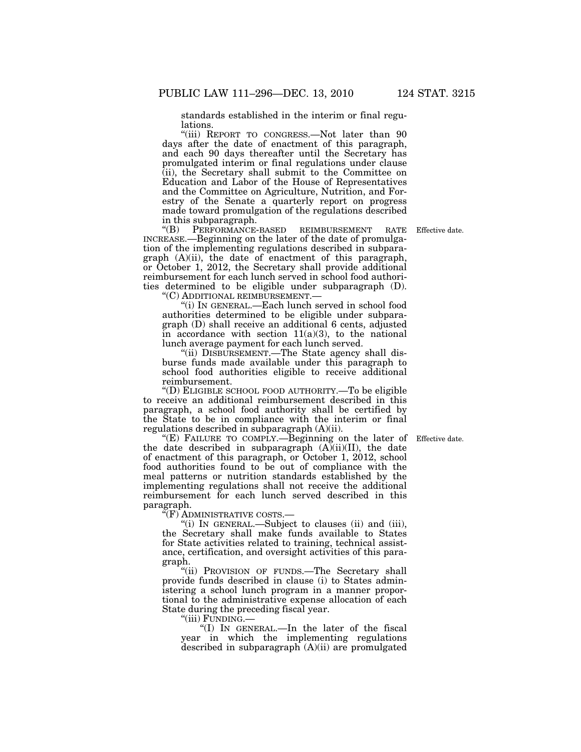standards established in the interim or final regulations.

"(iii) REPORT TO CONGRESS.—Not later than 90 days after the date of enactment of this paragraph, and each 90 days thereafter until the Secretary has promulgated interim or final regulations under clause (ii), the Secretary shall submit to the Committee on Education and Labor of the House of Representatives and the Committee on Agriculture, Nutrition, and Forestry of the Senate a quarterly report on progress made toward promulgation of the regulations described in this subparagraph.

Effective date.

"(B) PERFORMANCE-BASED REIMBURSEMENT RATE INCREASE.—Beginning on the later of the date of promulgation of the implementing regulations described in subparagraph (A)(ii), the date of enactment of this paragraph, or October 1, 2012, the Secretary shall provide additional reimbursement for each lunch served in school food authorities determined to be eligible under subparagraph (D).

"(C) ADDITIONAL REIMBURSEMENT.—

"(i) IN GENERAL.—Each lunch served in school food authorities determined to be eligible under subparagraph (D) shall receive an additional 6 cents, adjusted in accordance with section 11(a)(3), to the national lunch average payment for each lunch served.

"(ii) DISBURSEMENT.—The State agency shall disburse funds made available under this paragraph to school food authorities eligible to receive additional reimbursement.

"(D) ELIGIBLE SCHOOL FOOD AUTHORITY.—To be eligible to receive an additional reimbursement described in this paragraph, a school food authority shall be certified by the State to be in compliance with the interim or final regulations described in subparagraph (A)(ii).

Effective date.

"(E) FAILURE TO COMPLY.—Beginning on the later of the date described in subparagraph (A)(ii)(II), the date of enactment of this paragraph, or October 1, 2012, school food authorities found to be out of compliance with the meal patterns or nutrition standards established by the implementing regulations shall not receive the additional reimbursement for each lunch served described in this paragraph.

"(F) ADMINISTRATIVE COSTS.—

"(i) IN GENERAL.—Subject to clauses (ii) and (iii), the Secretary shall make funds available to States for State activities related to training, technical assistance, certification, and oversight activities of this paragraph.

"(ii) PROVISION OF FUNDS.—The Secretary shall provide funds described in clause (i) to States administering a school lunch program in a manner proportional to the administrative expense allocation of each State during the preceding fiscal year.

"(iii) FUNDING.—

"(I) IN GENERAL.—In the later of the fiscal year in which the implementing regulations described in subparagraph (A)(ii) are promulgated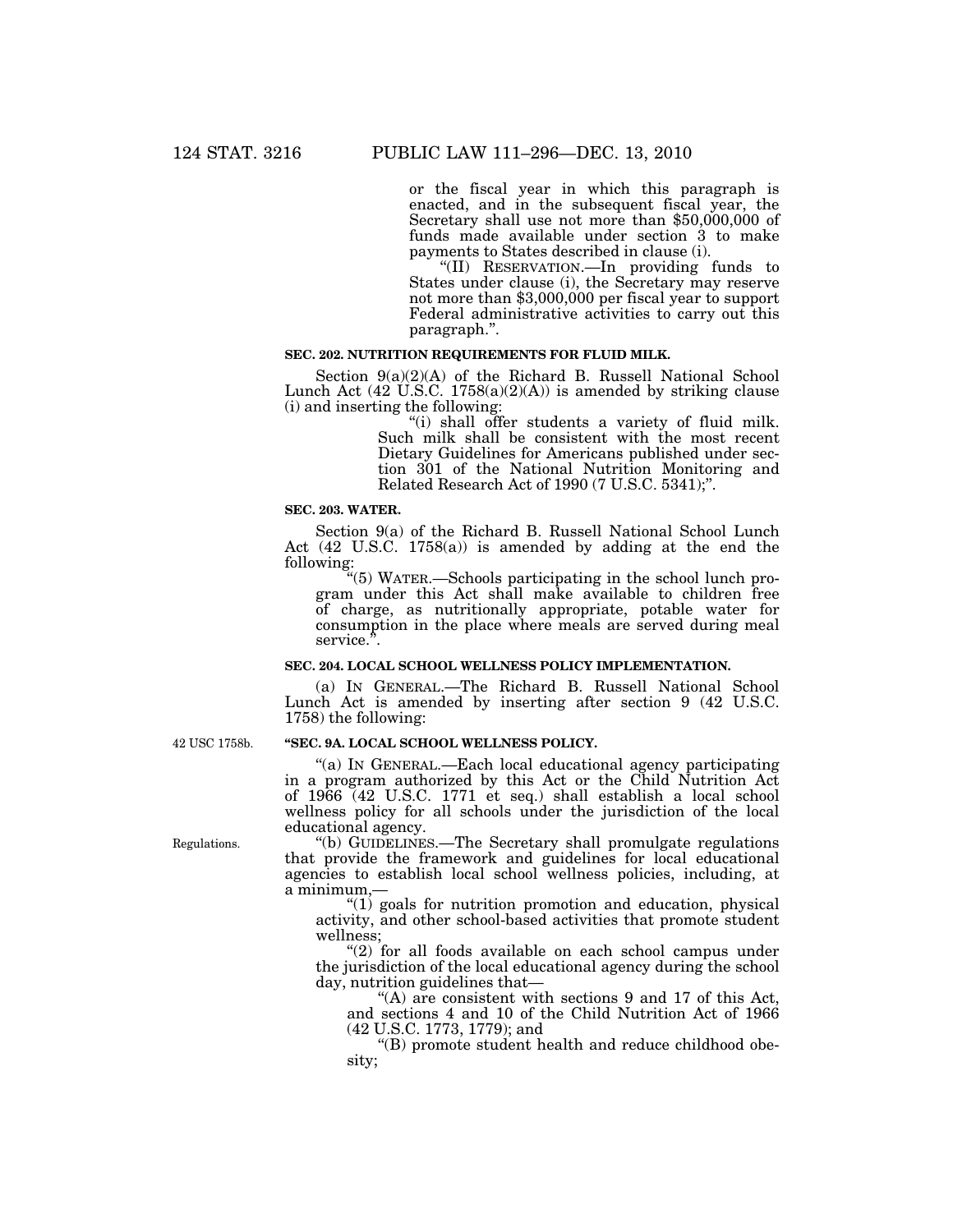or the fiscal year in which this paragraph is enacted, and in the subsequent fiscal year, the Secretary shall use not more than $50,000,000 of funds made available under section 3 to make payments to States described in clause (i).

"(II) RESERVATION.—In providing funds to States under clause (i), the Secretary may reserve not more than $3,000,000 per fiscal year to support Federal administrative activities to carry out this paragraph.".

**SEC. 202. NUTRITION REQUIREMENTS FOR FLUID MILK.**

Section 9(a)(2)(A) of the Richard B. Russell National School Lunch Act (42 U.S.C. 1758(a)(2)(A)) is amended by striking clause (i) and inserting the following:

"(i) shall offer students a variety of fluid milk. Such milk shall be consistent with the most recent Dietary Guidelines for Americans published under section 301 of the National Nutrition Monitoring and Related Research Act of 1990 (7 U.S.C. 5341);".

**SEC. 203. WATER.**

Section 9(a) of the Richard B. Russell National School Lunch Act (42 U.S.C. 1758(a)) is amended by adding at the end the following:

"(5) WATER.—Schools participating in the school lunch program under this Act shall make available to children free of charge, as nutritionally appropriate, potable water for consumption in the place where meals are served during meal service.".

**SEC. 204. LOCAL SCHOOL WELLNESS POLICY IMPLEMENTATION.**

(a) IN GENERAL.—The Richard B. Russell National School Lunch Act is amended by inserting after section 9 (42 U.S.C. 1758) the following:

42 USC 1758b.

**"SEC. 9A. LOCAL SCHOOL WELLNESS POLICY.**

"(a) IN GENERAL.—Each local educational agency participating in a program authorized by this Act or the Child Nutrition Act of 1966 (42 U.S.C. 1771 et seq.) shall establish a local school wellness policy for all schools under the jurisdiction of the local educational agency.

Regulations.

"(b) GUIDELINES.—The Secretary shall promulgate regulations that provide the framework and guidelines for local educational agencies to establish local school wellness policies, including, at a minimum,—

"(1) goals for nutrition promotion and education, physical activity, and other school-based activities that promote student wellness;

"(2) for all foods available on each school campus under the jurisdiction of the local educational agency during the school day, nutrition guidelines that—

"(A) are consistent with sections 9 and 17 of this Act, and sections 4 and 10 of the Child Nutrition Act of 1966 (42 U.S.C. 1773, 1779); and

"(B) promote student health and reduce childhood obesity;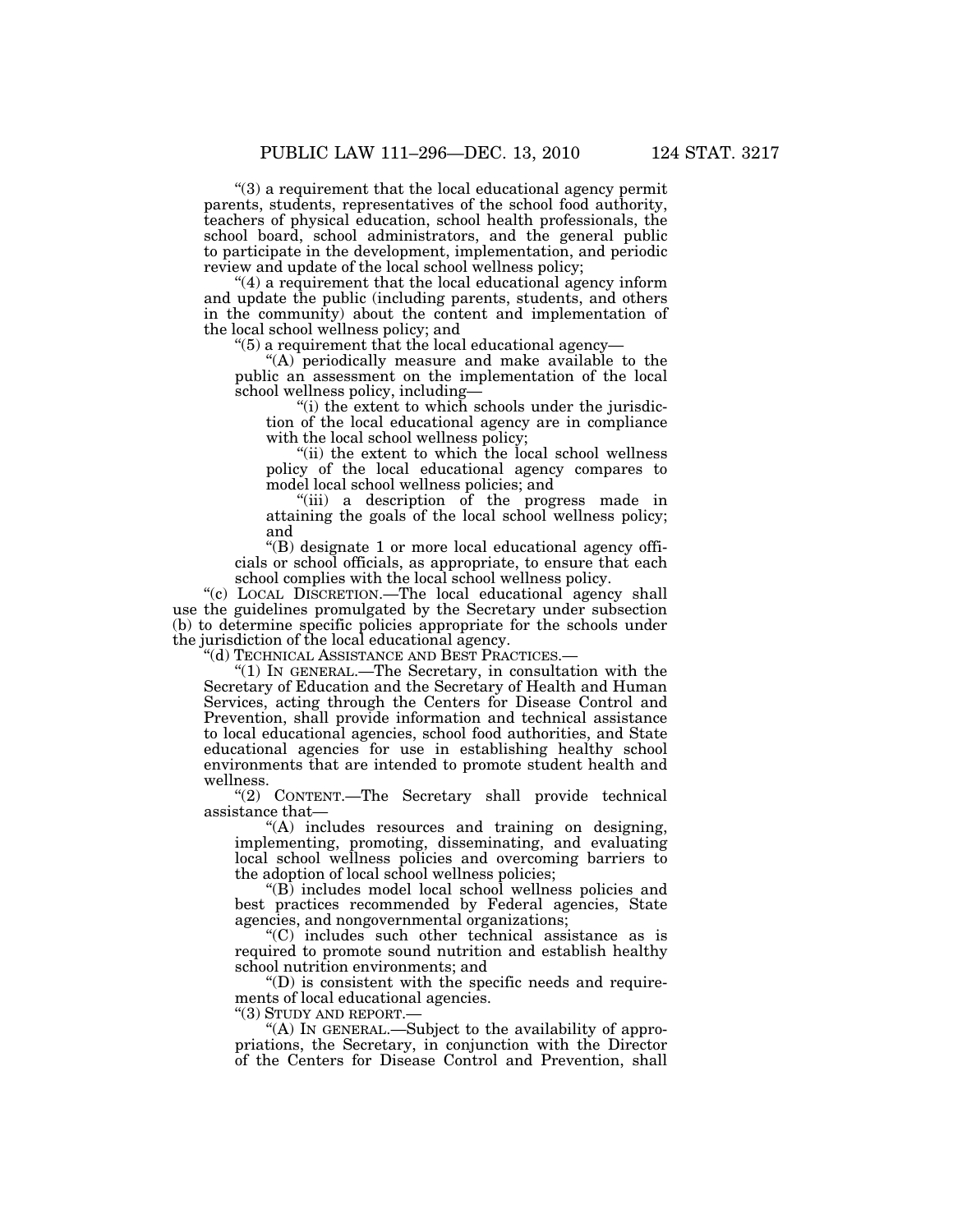"(3) a requirement that the local educational agency permit parents, students, representatives of the school food authority, teachers of physical education, school health professionals, the school board, school administrators, and the general public to participate in the development, implementation, and periodic review and update of the local school wellness policy;

"(4) a requirement that the local educational agency inform and update the public (including parents, students, and others in the community) about the content and implementation of the local school wellness policy; and

"(5) a requirement that the local educational agency—

"(A) periodically measure and make available to the public an assessment on the implementation of the local school wellness policy, including—

"(i) the extent to which schools under the jurisdiction of the local educational agency are in compliance with the local school wellness policy;

"(ii) the extent to which the local school wellness policy of the local educational agency compares to model local school wellness policies; and

"(iii) a description of the progress made in attaining the goals of the local school wellness policy; and

"(B) designate 1 or more local educational agency officials or school officials, as appropriate, to ensure that each school complies with the local school wellness policy.

"(c) LOCAL DISCRETION.—The local educational agency shall use the guidelines promulgated by the Secretary under subsection (b) to determine specific policies appropriate for the schools under the jurisdiction of the local educational agency.

"(d) TECHNICAL ASSISTANCE AND BEST PRACTICES.—

"(1) IN GENERAL.—The Secretary, in consultation with the Secretary of Education and the Secretary of Health and Human Services, acting through the Centers for Disease Control and Prevention, shall provide information and technical assistance to local educational agencies, school food authorities, and State educational agencies for use in establishing healthy school environments that are intended to promote student health and wellness.

"(2) CONTENT.—The Secretary shall provide technical assistance that—

"(A) includes resources and training on designing, implementing, promoting, disseminating, and evaluating local school wellness policies and overcoming barriers to the adoption of local school wellness policies;

"(B) includes model local school wellness policies and best practices recommended by Federal agencies, State agencies, and nongovernmental organizations;

"(C) includes such other technical assistance as is required to promote sound nutrition and establish healthy school nutrition environments; and

"(D) is consistent with the specific needs and requirements of local educational agencies.

"(3) STUDY AND REPORT.—

"(A) IN GENERAL.—Subject to the availability of appropriations, the Secretary, in conjunction with the Director of the Centers for Disease Control and Prevention, shall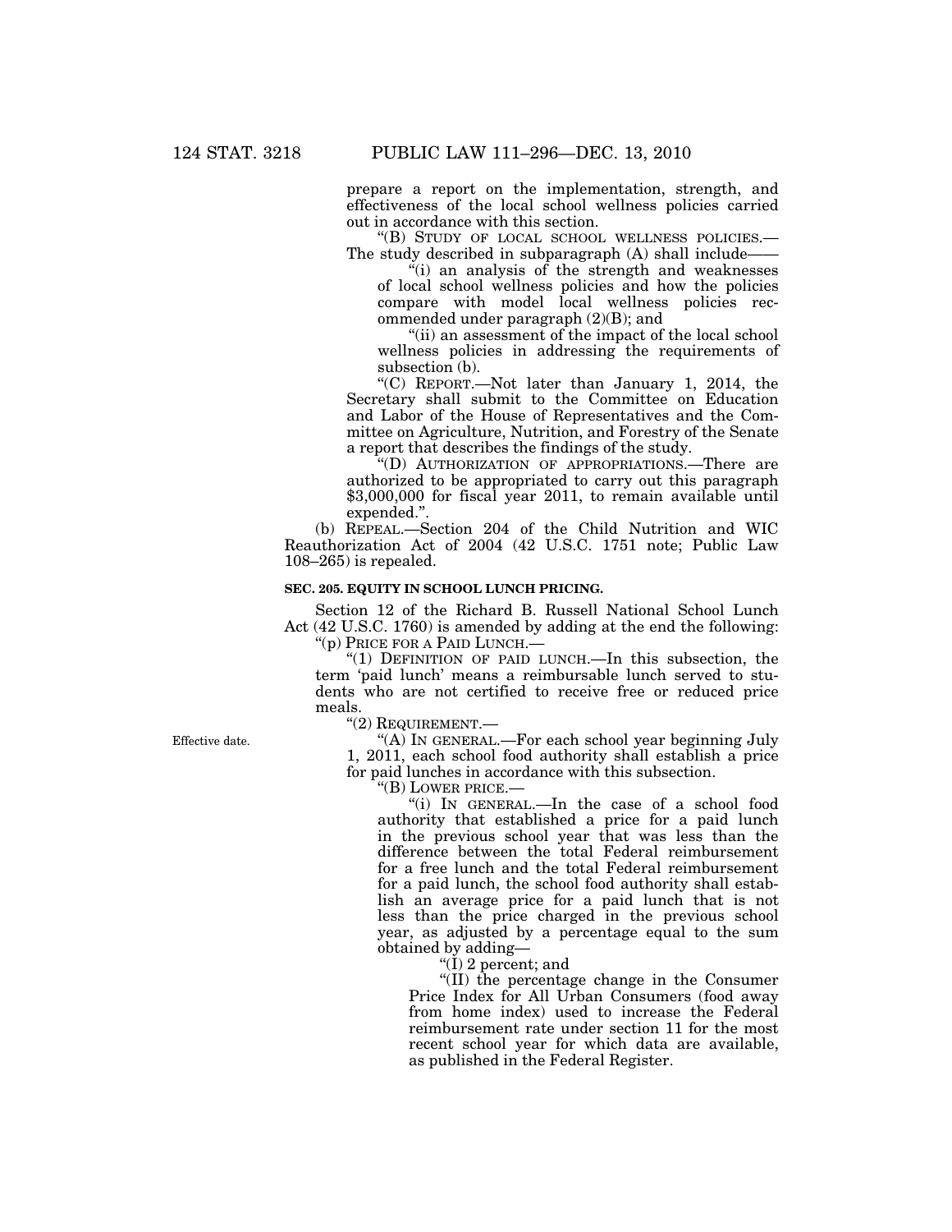prepare a report on the implementation, strength, and effectiveness of the local school wellness policies carried out in accordance with this section.

"(B) STUDY OF LOCAL SCHOOL WELLNESS POLICIES.—The study described in subparagraph (A) shall include——

"(i) an analysis of the strength and weaknesses of local school wellness policies and how the policies compare with model local wellness policies recommended under paragraph (2)(B); and

"(ii) an assessment of the impact of the local school wellness policies in addressing the requirements of subsection (b).

"(C) REPORT.—Not later than January 1, 2014, the Secretary shall submit to the Committee on Education and Labor of the House of Representatives and the Committee on Agriculture, Nutrition, and Forestry of the Senate a report that describes the findings of the study.

"(D) AUTHORIZATION OF APPROPRIATIONS.—There are authorized to be appropriated to carry out this paragraph $3,000,000 for fiscal year 2011, to remain available until expended.".

(b) REPEAL.—Section 204 of the Child Nutrition and WIC Reauthorization Act of 2004 (42 U.S.C. 1751 note; Public Law 108–265) is repealed.

**SEC. 205. EQUITY IN SCHOOL LUNCH PRICING.**

Section 12 of the Richard B. Russell National School Lunch Act (42 U.S.C. 1760) is amended by adding at the end the following:

"(p) PRICE FOR A PAID LUNCH.—

"(1) DEFINITION OF PAID LUNCH.—In this subsection, the term 'paid lunch' means a reimbursable lunch served to students who are not certified to receive free or reduced price meals.

"(2) REQUIREMENT.—

Effective date.

"(A) IN GENERAL.—For each school year beginning July 1, 2011, each school food authority shall establish a price for paid lunches in accordance with this subsection.

"(B) LOWER PRICE.—

"(i) IN GENERAL.—In the case of a school food authority that established a price for a paid lunch in the previous school year that was less than the difference between the total Federal reimbursement for a free lunch and the total Federal reimbursement for a paid lunch, the school food authority shall establish an average price for a paid lunch that is not less than the price charged in the previous school year, as adjusted by a percentage equal to the sum obtained by adding—

"(I) 2 percent; and

"(II) the percentage change in the Consumer Price Index for All Urban Consumers (food away from home index) used to increase the Federal reimbursement rate under section 11 for the most recent school year for which data are available, as published in the Federal Register.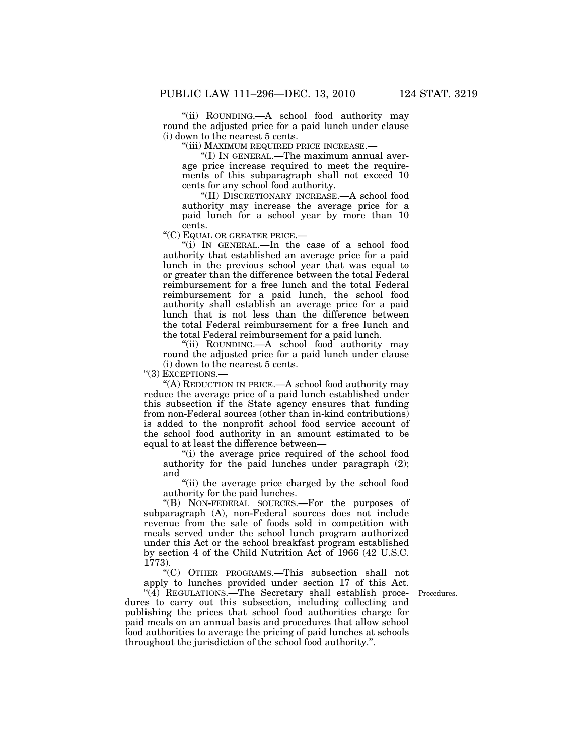"(ii) ROUNDING.—A school food authority may round the adjusted price for a paid lunch under clause (i) down to the nearest 5 cents.

"(iii) MAXIMUM REQUIRED PRICE INCREASE.—

"(I) IN GENERAL.—The maximum annual average price increase required to meet the requirements of this subparagraph shall not exceed 10 cents for any school food authority.

"(II) DISCRETIONARY INCREASE.—A school food authority may increase the average price for a paid lunch for a school year by more than 10 cents.

"(C) EQUAL OR GREATER PRICE.—

"(i) IN GENERAL.—In the case of a school food authority that established an average price for a paid lunch in the previous school year that was equal to or greater than the difference between the total Federal reimbursement for a free lunch and the total Federal reimbursement for a paid lunch, the school food authority shall establish an average price for a paid lunch that is not less than the difference between the total Federal reimbursement for a free lunch and the total Federal reimbursement for a paid lunch.

"(ii) ROUNDING.—A school food authority may round the adjusted price for a paid lunch under clause (i) down to the nearest 5 cents.

"(3) EXCEPTIONS.—

"(A) REDUCTION IN PRICE.—A school food authority may reduce the average price of a paid lunch established under this subsection if the State agency ensures that funding from non-Federal sources (other than in-kind contributions) is added to the nonprofit school food service account of the school food authority in an amount estimated to be equal to at least the difference between—

"(i) the average price required of the school food authority for the paid lunches under paragraph (2); and

"(ii) the average price charged by the school food authority for the paid lunches.

"(B) NON-FEDERAL SOURCES.—For the purposes of subparagraph (A), non-Federal sources does not include revenue from the sale of foods sold in competition with meals served under the school lunch program authorized under this Act or the school breakfast program established by section 4 of the Child Nutrition Act of 1966 (42 U.S.C. 1773).

"(C) OTHER PROGRAMS.—This subsection shall not apply to lunches provided under section 17 of this Act.

Procedures.

"(4) REGULATIONS.—The Secretary shall establish procedures to carry out this subsection, including collecting and publishing the prices that school food authorities charge for paid meals on an annual basis and procedures that allow school food authorities to average the pricing of paid lunches at schools throughout the jurisdiction of the school food authority.".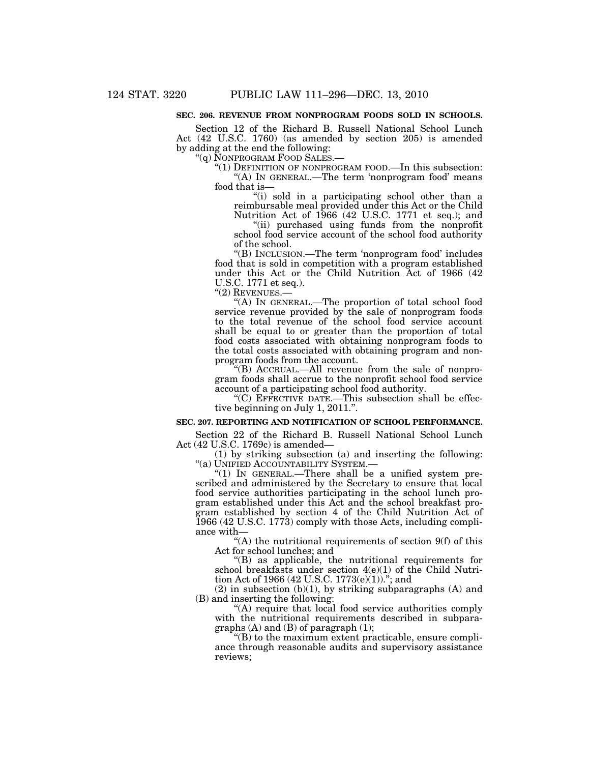**SEC. 206. REVENUE FROM NONPROGRAM FOODS SOLD IN SCHOOLS.**

Section 12 of the Richard B. Russell National School Lunch Act (42 U.S.C. 1760) (as amended by section 205) is amended by adding at the end the following:

"(q) NONPROGRAM FOOD SALES.—

"(1) DEFINITION OF NONPROGRAM FOOD.—In this subsection:

"(A) IN GENERAL.—The term 'nonprogram food' means food that is—

"(i) sold in a participating school other than a reimbursable meal provided under this Act or the Child Nutrition Act of 1966 (42 U.S.C. 1771 et seq.); and

"(ii) purchased using funds from the nonprofit school food service account of the school food authority of the school.

"(B) INCLUSION.—The term 'nonprogram food' includes food that is sold in competition with a program established under this Act or the Child Nutrition Act of 1966 (42 U.S.C. 1771 et seq.).

"(2) REVENUES.—

"(A) IN GENERAL.—The proportion of total school food service revenue provided by the sale of nonprogram foods to the total revenue of the school food service account shall be equal to or greater than the proportion of total food costs associated with obtaining nonprogram foods to the total costs associated with obtaining program and nonprogram foods from the account.

"(B) ACCRUAL.—All revenue from the sale of nonprogram foods shall accrue to the nonprofit school food service account of a participating school food authority.

"(C) EFFECTIVE DATE.—This subsection shall be effective beginning on July 1, 2011.".

**SEC. 207. REPORTING AND NOTIFICATION OF SCHOOL PERFORMANCE.**

Section 22 of the Richard B. Russell National School Lunch Act (42 U.S.C. 1769c) is amended—

(1) by striking subsection (a) and inserting the following:

"(a) UNIFIED ACCOUNTABILITY SYSTEM.—

"(1) IN GENERAL.—There shall be a unified system prescribed and administered by the Secretary to ensure that local food service authorities participating in the school lunch program established under this Act and the school breakfast program established by section 4 of the Child Nutrition Act of 1966 (42 U.S.C. 1773) comply with those Acts, including compliance with—

"(A) the nutritional requirements of section 9(f) of this Act for school lunches; and

"(B) as applicable, the nutritional requirements for school breakfasts under section 4(e)(1) of the Child Nutrition Act of 1966 (42 U.S.C. 1773(e)(1))."; and

(2) in subsection (b)(1), by striking subparagraphs (A) and (B) and inserting the following:

"(A) require that local food service authorities comply with the nutritional requirements described in subparagraphs (A) and (B) of paragraph (1);

"(B) to the maximum extent practicable, ensure compliance through reasonable audits and supervisory assistance reviews;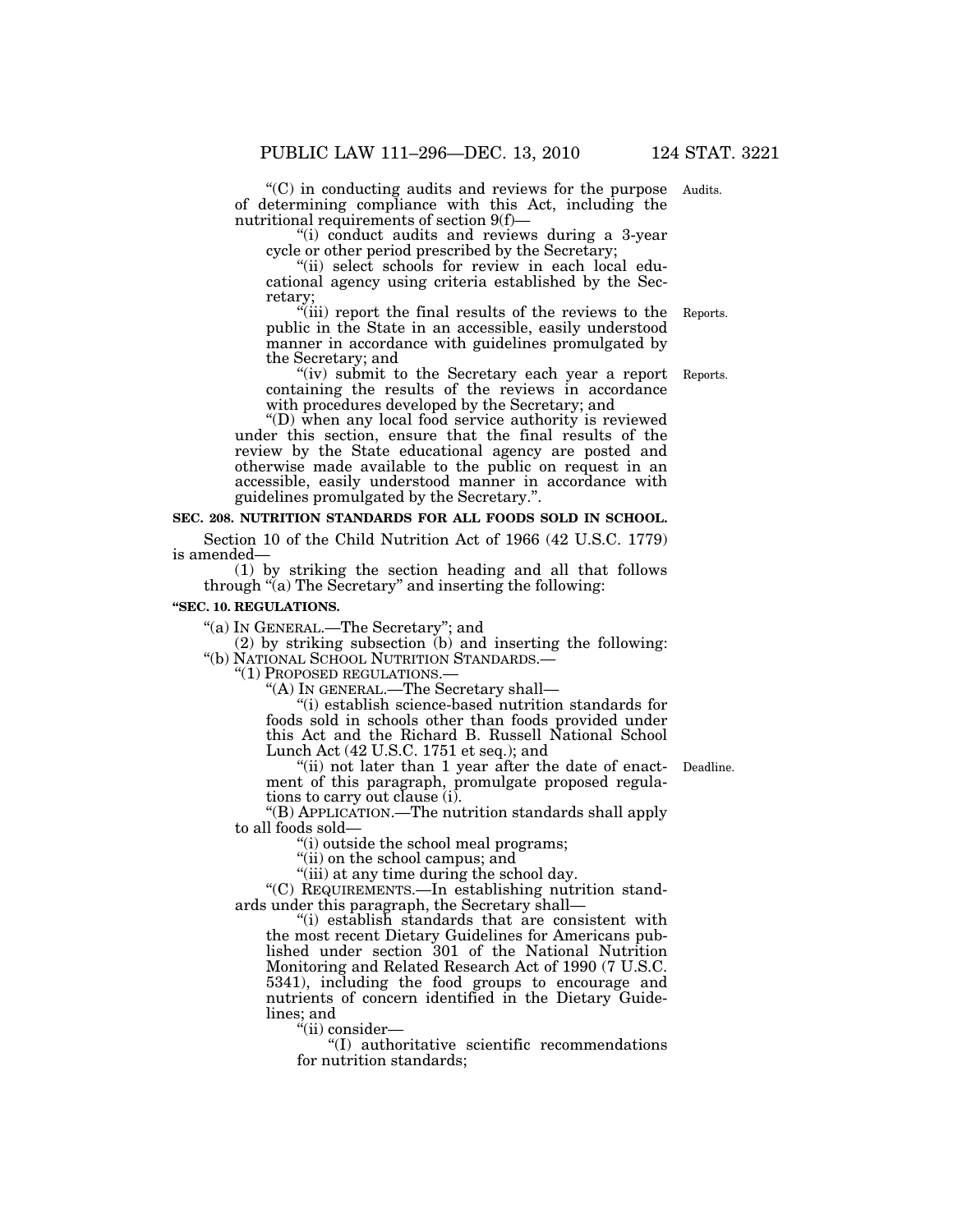"(C) in conducting audits and reviews for the purpose of determining compliance with this Act, including the nutritional requirements of section 9(f)— Audits.

"(i) conduct audits and reviews during a 3-year cycle or other period prescribed by the Secretary;

"(ii) select schools for review in each local educational agency using criteria established by the Secretary;

"(iii) report the final results of the reviews to the public in the State in an accessible, easily understood manner in accordance with guidelines promulgated by the Secretary; and Reports.

"(iv) submit to the Secretary each year a report containing the results of the reviews in accordance with procedures developed by the Secretary; and Reports.

"(D) when any local food service authority is reviewed under this section, ensure that the final results of the review by the State educational agency are posted and otherwise made available to the public on request in an accessible, easily understood manner in accordance with guidelines promulgated by the Secretary.".

**SEC. 208. NUTRITION STANDARDS FOR ALL FOODS SOLD IN SCHOOL.**

Section 10 of the Child Nutrition Act of 1966 (42 U.S.C. 1779) is amended—

(1) by striking the section heading and all that follows through "(a) The Secretary" and inserting the following:

**"SEC. 10. REGULATIONS.**

"(a) IN GENERAL.—The Secretary"; and

(2) by striking subsection (b) and inserting the following:

"(b) NATIONAL SCHOOL NUTRITION STANDARDS.—

"(1) PROPOSED REGULATIONS.—

"(A) IN GENERAL.—The Secretary shall—

"(i) establish science-based nutrition standards for foods sold in schools other than foods provided under this Act and the Richard B. Russell National School Lunch Act (42 U.S.C. 1751 et seq.); and

"(ii) not later than 1 year after the date of enactment of this paragraph, promulgate proposed regulations to carry out clause (i). Deadline.

"(B) APPLICATION.—The nutrition standards shall apply to all foods sold—

"(i) outside the school meal programs;

"(ii) on the school campus; and

"(iii) at any time during the school day.

"(C) REQUIREMENTS.—In establishing nutrition standards under this paragraph, the Secretary shall—

"(i) establish standards that are consistent with the most recent Dietary Guidelines for Americans published under section 301 of the National Nutrition Monitoring and Related Research Act of 1990 (7 U.S.C. 5341), including the food groups to encourage and nutrients of concern identified in the Dietary Guidelines; and

"(ii) consider—

"(I) authoritative scientific recommendations for nutrition standards;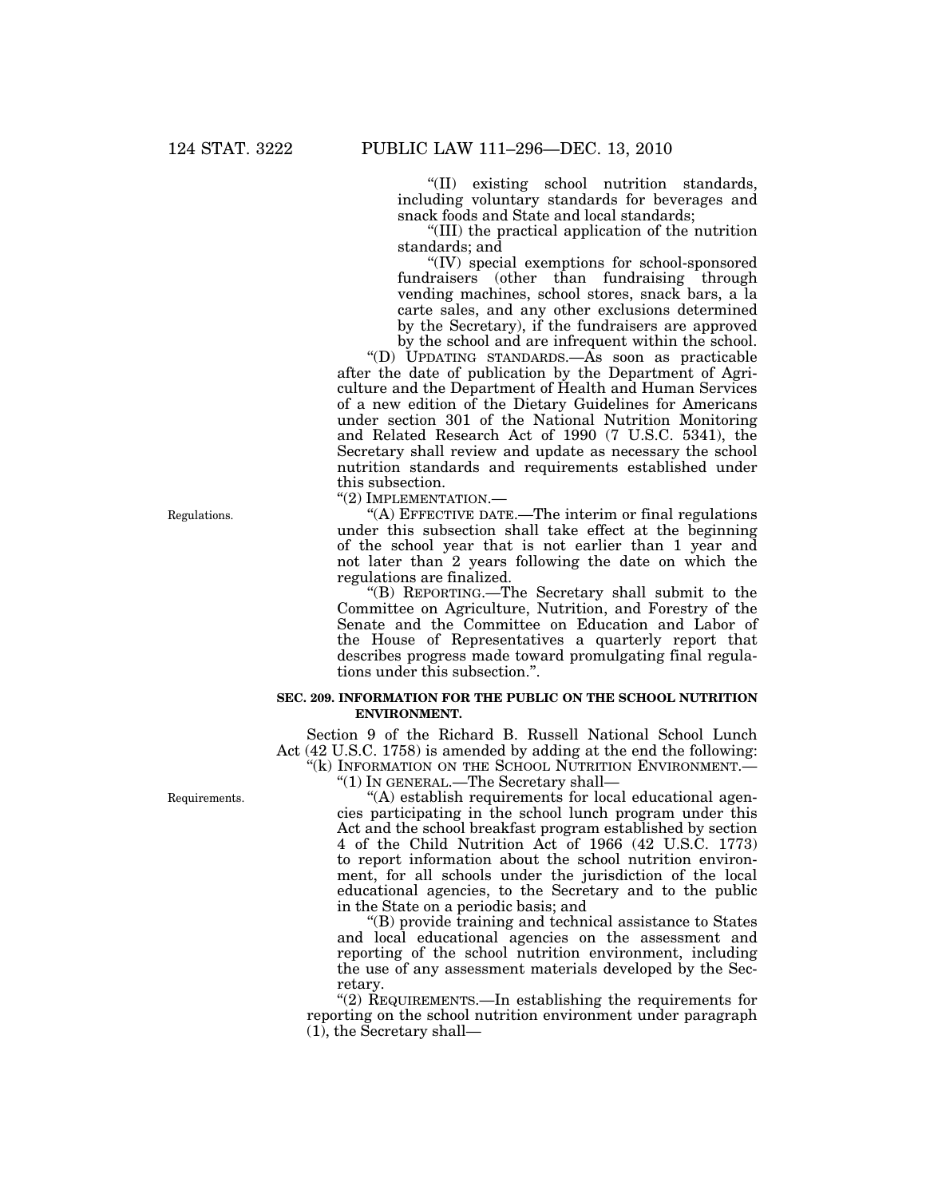"(II) existing school nutrition standards, including voluntary standards for beverages and snack foods and State and local standards;

"(III) the practical application of the nutrition standards; and

"(IV) special exemptions for school-sponsored fundraisers (other than fundraising through vending machines, school stores, snack bars, a la carte sales, and any other exclusions determined by the Secretary), if the fundraisers are approved by the school and are infrequent within the school.

"(D) UPDATING STANDARDS.—As soon as practicable after the date of publication by the Department of Agriculture and the Department of Health and Human Services of a new edition of the Dietary Guidelines for Americans under section 301 of the National Nutrition Monitoring and Related Research Act of 1990 (7 U.S.C. 5341), the Secretary shall review and update as necessary the school nutrition standards and requirements established under this subsection.

"(2) IMPLEMENTATION.—

Regulations.

"(A) EFFECTIVE DATE.—The interim or final regulations under this subsection shall take effect at the beginning of the school year that is not earlier than 1 year and not later than 2 years following the date on which the regulations are finalized.

"(B) REPORTING.—The Secretary shall submit to the Committee on Agriculture, Nutrition, and Forestry of the Senate and the Committee on Education and Labor of the House of Representatives a quarterly report that describes progress made toward promulgating final regulations under this subsection.".

**SEC. 209. INFORMATION FOR THE PUBLIC ON THE SCHOOL NUTRITION ENVIRONMENT.**

Section 9 of the Richard B. Russell National School Lunch Act (42 U.S.C. 1758) is amended by adding at the end the following:

"(k) INFORMATION ON THE SCHOOL NUTRITION ENVIRONMENT.—

"(1) IN GENERAL.—The Secretary shall—

Requirements.

"(A) establish requirements for local educational agencies participating in the school lunch program under this Act and the school breakfast program established by section 4 of the Child Nutrition Act of 1966 (42 U.S.C. 1773) to report information about the school nutrition environment, for all schools under the jurisdiction of the local educational agencies, to the Secretary and to the public in the State on a periodic basis; and

"(B) provide training and technical assistance to States and local educational agencies on the assessment and reporting of the school nutrition environment, including the use of any assessment materials developed by the Secretary.

"(2) REQUIREMENTS.—In establishing the requirements for reporting on the school nutrition environment under paragraph (1), the Secretary shall—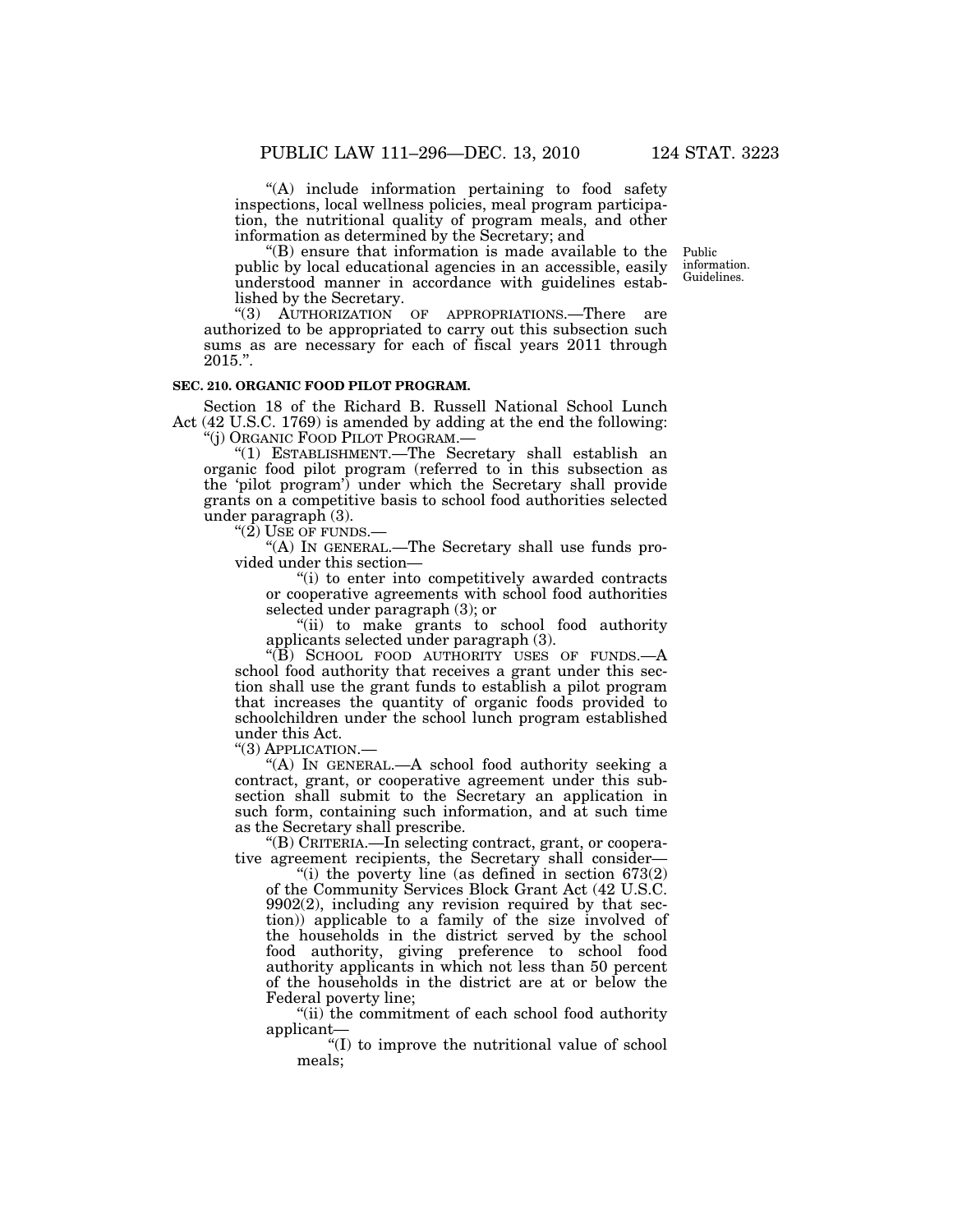"(A) include information pertaining to food safety inspections, local wellness policies, meal program participation, the nutritional quality of program meals, and other information as determined by the Secretary; and

"(B) ensure that information is made available to the public by local educational agencies in an accessible, easily understood manner in accordance with guidelines established by the Secretary.

Public information. Guidelines.

"(3) AUTHORIZATION OF APPROPRIATIONS.—There are authorized to be appropriated to carry out this subsection such sums as are necessary for each of fiscal years 2011 through 2015.".

**SEC. 210. ORGANIC FOOD PILOT PROGRAM.**

Section 18 of the Richard B. Russell National School Lunch Act (42 U.S.C. 1769) is amended by adding at the end the following:

"(j) ORGANIC FOOD PILOT PROGRAM.—

"(1) ESTABLISHMENT.—The Secretary shall establish an organic food pilot program (referred to in this subsection as the 'pilot program') under which the Secretary shall provide grants on a competitive basis to school food authorities selected under paragraph (3).

"(2) USE OF FUNDS.—

"(A) IN GENERAL.—The Secretary shall use funds provided under this section—

"(i) to enter into competitively awarded contracts or cooperative agreements with school food authorities selected under paragraph (3); or

"(ii) to make grants to school food authority applicants selected under paragraph (3).

"(B) SCHOOL FOOD AUTHORITY USES OF FUNDS.—A school food authority that receives a grant under this section shall use the grant funds to establish a pilot program that increases the quantity of organic foods provided to schoolchildren under the school lunch program established under this Act.

"(3) APPLICATION.—

"(A) IN GENERAL.—A school food authority seeking a contract, grant, or cooperative agreement under this subsection shall submit to the Secretary an application in such form, containing such information, and at such time as the Secretary shall prescribe.

"(B) CRITERIA.—In selecting contract, grant, or cooperative agreement recipients, the Secretary shall consider—

"(i) the poverty line (as defined in section 673(2) of the Community Services Block Grant Act (42 U.S.C. 9902(2), including any revision required by that section)) applicable to a family of the size involved of the households in the district served by the school food authority, giving preference to school food authority applicants in which not less than 50 percent of the households in the district are at or below the Federal poverty line;

"(ii) the commitment of each school food authority applicant—

"(I) to improve the nutritional value of school meals;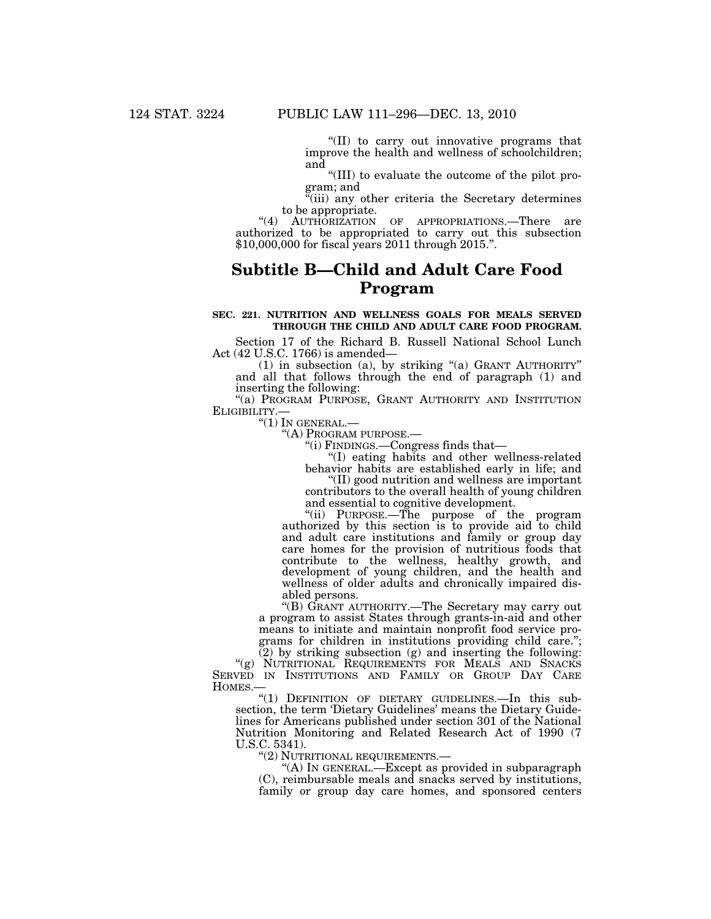"(II) to carry out innovative programs that improve the health and wellness of schoolchildren; and

"(III) to evaluate the outcome of the pilot program; and

"(iii) any other criteria the Secretary determines to be appropriate.

"(4) AUTHORIZATION OF APPROPRIATIONS.—There are authorized to be appropriated to carry out this subsection $10,000,000 for fiscal years 2011 through 2015.".

# Subtitle B—Child and Adult Care Food Program

**SEC. 221. NUTRITION AND WELLNESS GOALS FOR MEALS SERVED THROUGH THE CHILD AND ADULT CARE FOOD PROGRAM.**

Section 17 of the Richard B. Russell National School Lunch Act (42 U.S.C. 1766) is amended—

(1) in subsection (a), by striking "(a) GRANT AUTHORITY" and all that follows through the end of paragraph (1) and inserting the following:

"(a) PROGRAM PURPOSE, GRANT AUTHORITY AND INSTITUTION ELIGIBILITY.—

"(1) IN GENERAL.—

"(A) PROGRAM PURPOSE.—

"(i) FINDINGS.—Congress finds that—

"(I) eating habits and other wellness-related behavior habits are established early in life; and

"(II) good nutrition and wellness are important contributors to the overall health of young children and essential to cognitive development.

"(ii) PURPOSE.—The purpose of the program authorized by this section is to provide aid to child and adult care institutions and family or group day care homes for the provision of nutritious foods that contribute to the wellness, healthy growth, and development of young children, and the health and wellness of older adults and chronically impaired disabled persons.

"(B) GRANT AUTHORITY.—The Secretary may carry out a program to assist States through grants-in-aid and other means to initiate and maintain nonprofit food service programs for children in institutions providing child care.";

(2) by striking subsection (g) and inserting the following:

"(g) NUTRITIONAL REQUIREMENTS FOR MEALS AND SNACKS SERVED IN INSTITUTIONS AND FAMILY OR GROUP DAY CARE HOMES.—

"(1) DEFINITION OF DIETARY GUIDELINES.—In this subsection, the term 'Dietary Guidelines' means the Dietary Guidelines for Americans published under section 301 of the National Nutrition Monitoring and Related Research Act of 1990 (7 U.S.C. 5341).

"(2) NUTRITIONAL REQUIREMENTS.—

"(A) IN GENERAL.—Except as provided in subparagraph (C), reimbursable meals and snacks served by institutions, family or group day care homes, and sponsored centers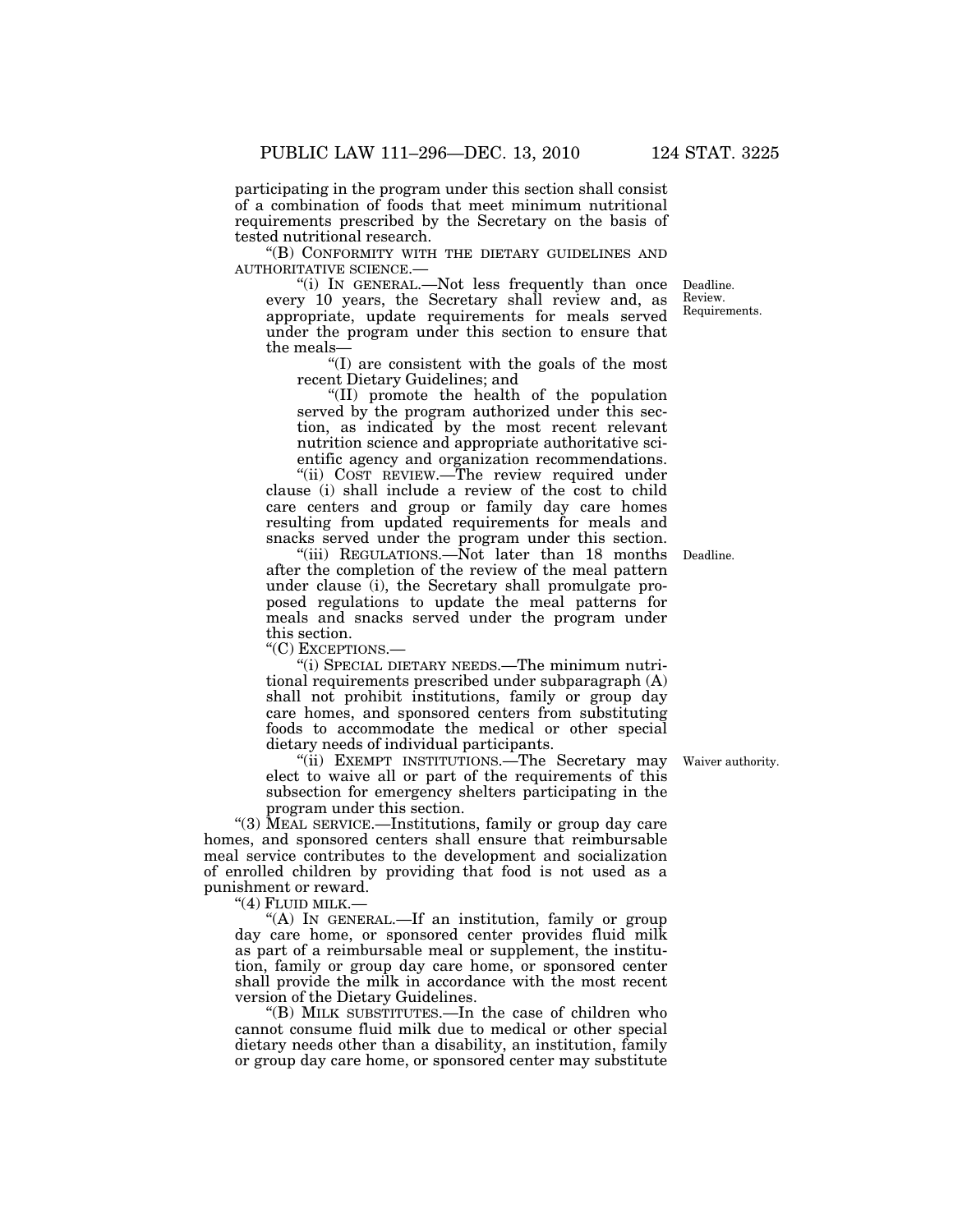participating in the program under this section shall consist of a combination of foods that meet minimum nutritional requirements prescribed by the Secretary on the basis of tested nutritional research.

"(B) CONFORMITY WITH THE DIETARY GUIDELINES AND AUTHORITATIVE SCIENCE.—

"(i) IN GENERAL.—Not less frequently than once every 10 years, the Secretary shall review and, as appropriate, update requirements for meals served under the program under this section to ensure that the meals—

Deadline. Review. Requirements.

"(I) are consistent with the goals of the most recent Dietary Guidelines; and

"(II) promote the health of the population served by the program authorized under this section, as indicated by the most recent relevant nutrition science and appropriate authoritative scientific agency and organization recommendations.

"(ii) COST REVIEW.—The review required under clause (i) shall include a review of the cost to child care centers and group or family day care homes resulting from updated requirements for meals and snacks served under the program under this section.

"(iii) REGULATIONS.—Not later than 18 months after the completion of the review of the meal pattern under clause (i), the Secretary shall promulgate proposed regulations to update the meal patterns for meals and snacks served under the program under this section.

Deadline.

"(C) EXCEPTIONS.—

"(i) SPECIAL DIETARY NEEDS.—The minimum nutritional requirements prescribed under subparagraph (A) shall not prohibit institutions, family or group day care homes, and sponsored centers from substituting foods to accommodate the medical or other special dietary needs of individual participants.

"(ii) EXEMPT INSTITUTIONS.—The Secretary may elect to waive all or part of the requirements of this subsection for emergency shelters participating in the program under this section.

Waiver authority.

"(3) MEAL SERVICE.—Institutions, family or group day care homes, and sponsored centers shall ensure that reimbursable meal service contributes to the development and socialization of enrolled children by providing that food is not used as a punishment or reward.

"(4) FLUID MILK.—

"(A) IN GENERAL.—If an institution, family or group day care home, or sponsored center provides fluid milk as part of a reimbursable meal or supplement, the institution, family or group day care home, or sponsored center shall provide the milk in accordance with the most recent version of the Dietary Guidelines.

"(B) MILK SUBSTITUTES.—In the case of children who cannot consume fluid milk due to medical or other special dietary needs other than a disability, an institution, family or group day care home, or sponsored center may substitute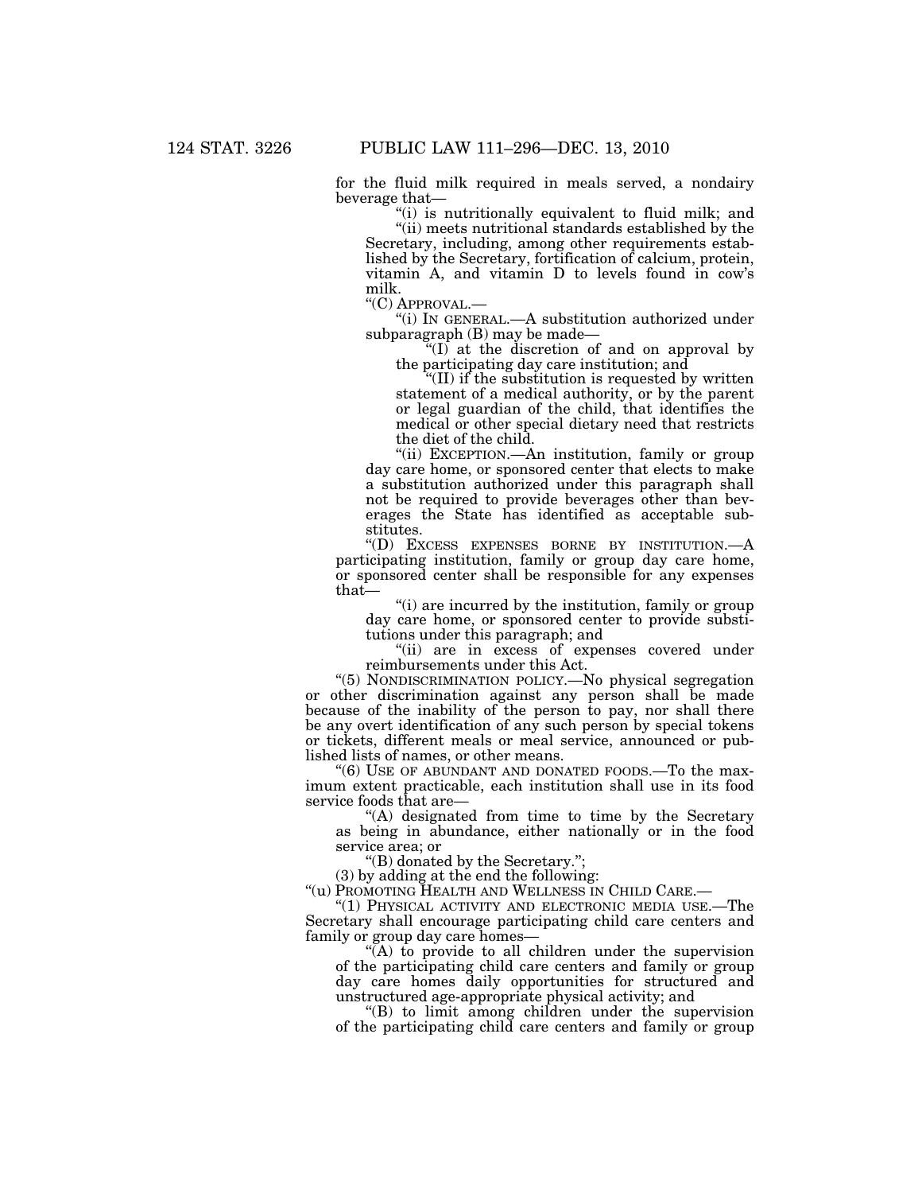for the fluid milk required in meals served, a nondairy beverage that—

"(i) is nutritionally equivalent to fluid milk; and

"(ii) meets nutritional standards established by the Secretary, including, among other requirements established by the Secretary, fortification of calcium, protein, vitamin A, and vitamin D to levels found in cow's milk.

"(C) APPROVAL.—

"(i) IN GENERAL.—A substitution authorized under subparagraph (B) may be made—

"(I) at the discretion of and on approval by the participating day care institution; and

"(II) if the substitution is requested by written statement of a medical authority, or by the parent or legal guardian of the child, that identifies the medical or other special dietary need that restricts the diet of the child.

"(ii) EXCEPTION.—An institution, family or group day care home, or sponsored center that elects to make a substitution authorized under this paragraph shall not be required to provide beverages other than beverages the State has identified as acceptable substitutes.

"(D) EXCESS EXPENSES BORNE BY INSTITUTION.—A participating institution, family or group day care home, or sponsored center shall be responsible for any expenses that—

"(i) are incurred by the institution, family or group day care home, or sponsored center to provide substitutions under this paragraph; and

"(ii) are in excess of expenses covered under reimbursements under this Act.

"(5) NONDISCRIMINATION POLICY.—No physical segregation or other discrimination against any person shall be made because of the inability of the person to pay, nor shall there be any overt identification of any such person by special tokens or tickets, different meals or meal service, announced or published lists of names, or other means.

"(6) USE OF ABUNDANT AND DONATED FOODS.—To the maximum extent practicable, each institution shall use in its food service foods that are—

"(A) designated from time to time by the Secretary as being in abundance, either nationally or in the food service area; or

"(B) donated by the Secretary.";

(3) by adding at the end the following:

"(u) PROMOTING HEALTH AND WELLNESS IN CHILD CARE.—

"(1) PHYSICAL ACTIVITY AND ELECTRONIC MEDIA USE.—The Secretary shall encourage participating child care centers and family or group day care homes—

"(A) to provide to all children under the supervision of the participating child care centers and family or group day care homes daily opportunities for structured and unstructured age-appropriate physical activity; and

"(B) to limit among children under the supervision of the participating child care centers and family or group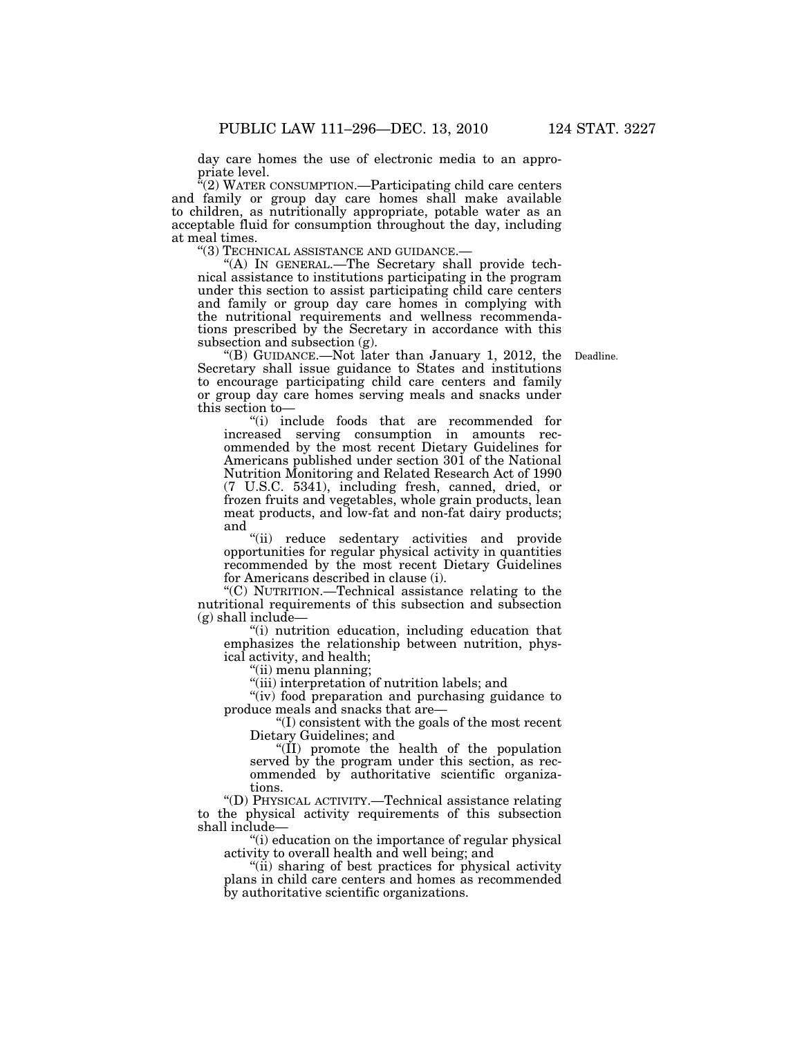day care homes the use of electronic media to an appropriate level.

"(2) WATER CONSUMPTION.—Participating child care centers and family or group day care homes shall make available to children, as nutritionally appropriate, potable water as an acceptable fluid for consumption throughout the day, including at meal times.

"(3) TECHNICAL ASSISTANCE AND GUIDANCE.—

"(A) IN GENERAL.—The Secretary shall provide technical assistance to institutions participating in the program under this section to assist participating child care centers and family or group day care homes in complying with the nutritional requirements and wellness recommendations prescribed by the Secretary in accordance with this subsection and subsection (g).

"(B) GUIDANCE.—Not later than January 1, 2012, the Secretary shall issue guidance to States and institutions to encourage participating child care centers and family or group day care homes serving meals and snacks under this section to—

Deadline.

"(i) include foods that are recommended for increased serving consumption in amounts recommended by the most recent Dietary Guidelines for Americans published under section 301 of the National Nutrition Monitoring and Related Research Act of 1990 (7 U.S.C. 5341), including fresh, canned, dried, or frozen fruits and vegetables, whole grain products, lean meat products, and low-fat and non-fat dairy products; and

"(ii) reduce sedentary activities and provide opportunities for regular physical activity in quantities recommended by the most recent Dietary Guidelines for Americans described in clause (i).

"(C) NUTRITION.—Technical assistance relating to the nutritional requirements of this subsection and subsection (g) shall include—

"(i) nutrition education, including education that emphasizes the relationship between nutrition, physical activity, and health;

"(ii) menu planning;

"(iii) interpretation of nutrition labels; and

"(iv) food preparation and purchasing guidance to produce meals and snacks that are—

"(I) consistent with the goals of the most recent Dietary Guidelines; and

"(II) promote the health of the population served by the program under this section, as recommended by authoritative scientific organizations.

"(D) PHYSICAL ACTIVITY.—Technical assistance relating to the physical activity requirements of this subsection shall include—

"(i) education on the importance of regular physical activity to overall health and well being; and

"(ii) sharing of best practices for physical activity plans in child care centers and homes as recommended by authoritative scientific organizations.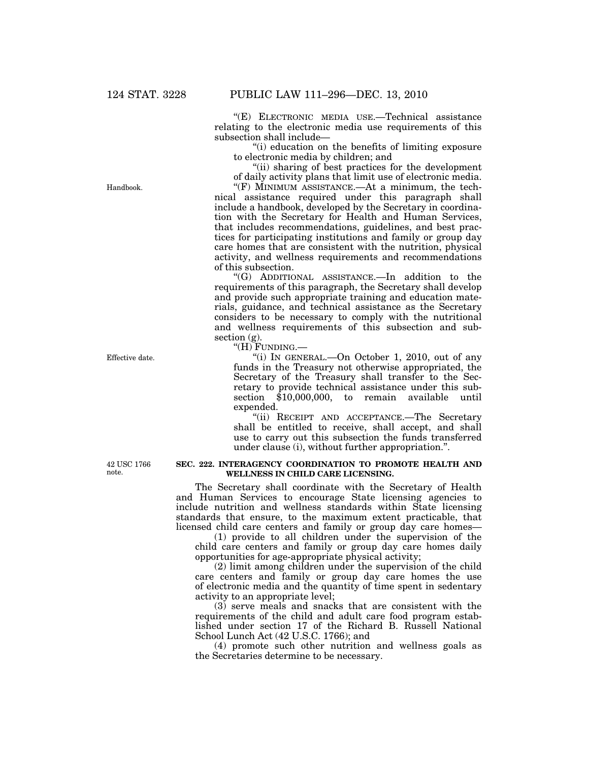"(E) ELECTRONIC MEDIA USE.—Technical assistance relating to the electronic media use requirements of this subsection shall include—

"(i) education on the benefits of limiting exposure to electronic media by children; and

"(ii) sharing of best practices for the development of daily activity plans that limit use of electronic media.

Handbook.

"(F) MINIMUM ASSISTANCE.—At a minimum, the technical assistance required under this paragraph shall include a handbook, developed by the Secretary in coordination with the Secretary for Health and Human Services, that includes recommendations, guidelines, and best practices for participating institutions and family or group day care homes that are consistent with the nutrition, physical activity, and wellness requirements and recommendations of this subsection.

"(G) ADDITIONAL ASSISTANCE.—In addition to the requirements of this paragraph, the Secretary shall develop and provide such appropriate training and education materials, guidance, and technical assistance as the Secretary considers to be necessary to comply with the nutritional and wellness requirements of this subsection and subsection (g).

"(H) FUNDING.—

Effective date.

"(i) IN GENERAL.—On October 1, 2010, out of any funds in the Treasury not otherwise appropriated, the Secretary of the Treasury shall transfer to the Secretary to provide technical assistance under this subsection $10,000,000, to remain available until expended.

"(ii) RECEIPT AND ACCEPTANCE.—The Secretary shall be entitled to receive, shall accept, and shall use to carry out this subsection the funds transferred under clause (i), without further appropriation.".

42 USC 1766 note.

**SEC. 222. INTERAGENCY COORDINATION TO PROMOTE HEALTH AND WELLNESS IN CHILD CARE LICENSING.**

The Secretary shall coordinate with the Secretary of Health and Human Services to encourage State licensing agencies to include nutrition and wellness standards within State licensing standards that ensure, to the maximum extent practicable, that licensed child care centers and family or group day care homes—

(1) provide to all children under the supervision of the child care centers and family or group day care homes daily opportunities for age-appropriate physical activity;

(2) limit among children under the supervision of the child care centers and family or group day care homes the use of electronic media and the quantity of time spent in sedentary activity to an appropriate level;

(3) serve meals and snacks that are consistent with the requirements of the child and adult care food program established under section 17 of the Richard B. Russell National School Lunch Act (42 U.S.C. 1766); and

(4) promote such other nutrition and wellness goals as the Secretaries determine to be necessary.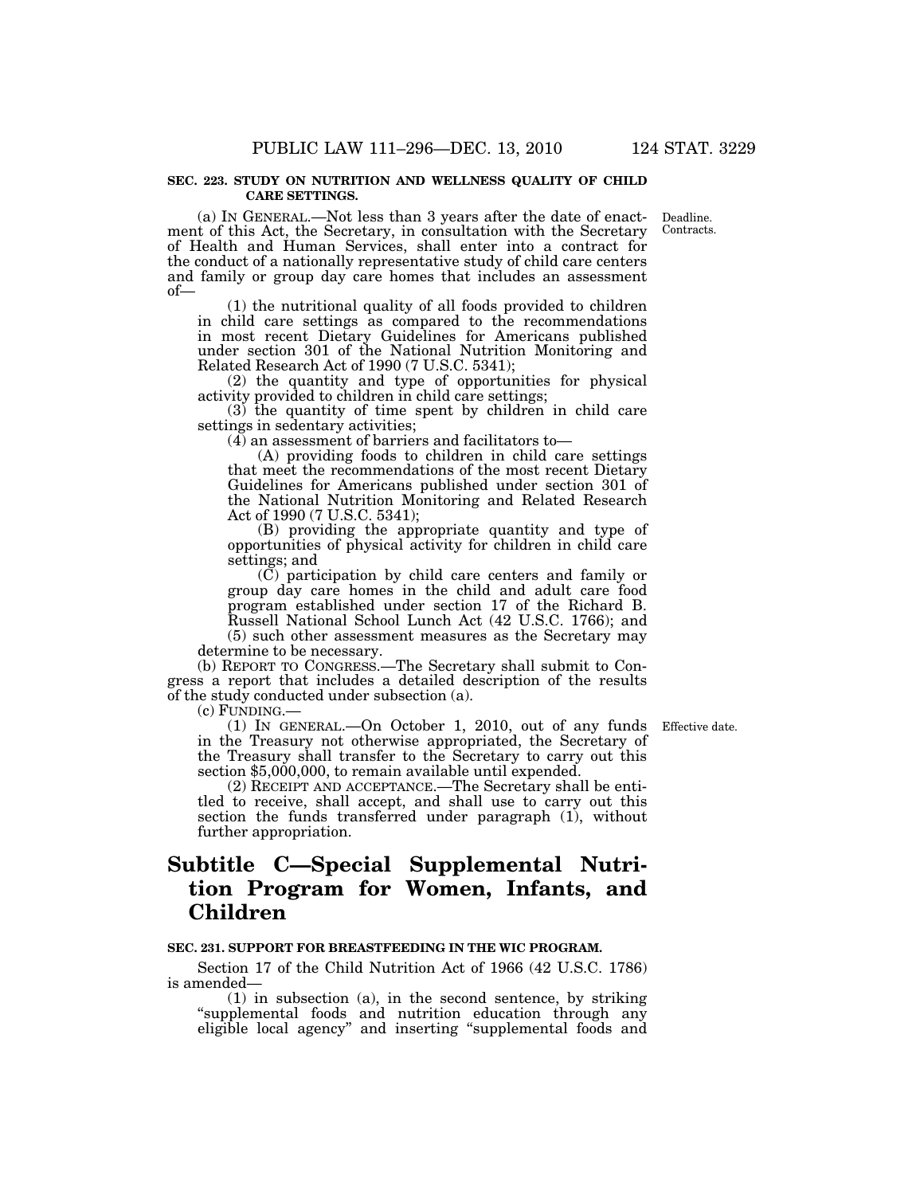**SEC. 223. STUDY ON NUTRITION AND WELLNESS QUALITY OF CHILD CARE SETTINGS.**

Deadline. Contracts.

(a) IN GENERAL.—Not less than 3 years after the date of enactment of this Act, the Secretary, in consultation with the Secretary of Health and Human Services, shall enter into a contract for the conduct of a nationally representative study of child care centers and family or group day care homes that includes an assessment of—

(1) the nutritional quality of all foods provided to children in child care settings as compared to the recommendations in most recent Dietary Guidelines for Americans published under section 301 of the National Nutrition Monitoring and Related Research Act of 1990 (7 U.S.C. 5341);

(2) the quantity and type of opportunities for physical activity provided to children in child care settings;

(3) the quantity of time spent by children in child care settings in sedentary activities;

(4) an assessment of barriers and facilitators to—

(A) providing foods to children in child care settings that meet the recommendations of the most recent Dietary Guidelines for Americans published under section 301 of the National Nutrition Monitoring and Related Research Act of 1990 (7 U.S.C. 5341);

(B) providing the appropriate quantity and type of opportunities of physical activity for children in child care settings; and

(C) participation by child care centers and family or group day care homes in the child and adult care food program established under section 17 of the Richard B. Russell National School Lunch Act (42 U.S.C. 1766); and

(5) such other assessment measures as the Secretary may determine to be necessary.

(b) REPORT TO CONGRESS.—The Secretary shall submit to Congress a report that includes a detailed description of the results of the study conducted under subsection (a).

(c) FUNDING.—

Effective date.

(1) IN GENERAL.—On October 1, 2010, out of any funds in the Treasury not otherwise appropriated, the Secretary of the Treasury shall transfer to the Secretary to carry out this section $5,000,000, to remain available until expended.

(2) RECEIPT AND ACCEPTANCE.—The Secretary shall be entitled to receive, shall accept, and shall use to carry out this section the funds transferred under paragraph (1), without further appropriation.

# Subtitle C—Special Supplemental Nutrition Program for Women, Infants, and Children

**SEC. 231. SUPPORT FOR BREASTFEEDING IN THE WIC PROGRAM.**

Section 17 of the Child Nutrition Act of 1966 (42 U.S.C. 1786) is amended—

(1) in subsection (a), in the second sentence, by striking "supplemental foods and nutrition education through any eligible local agency" and inserting "supplemental foods and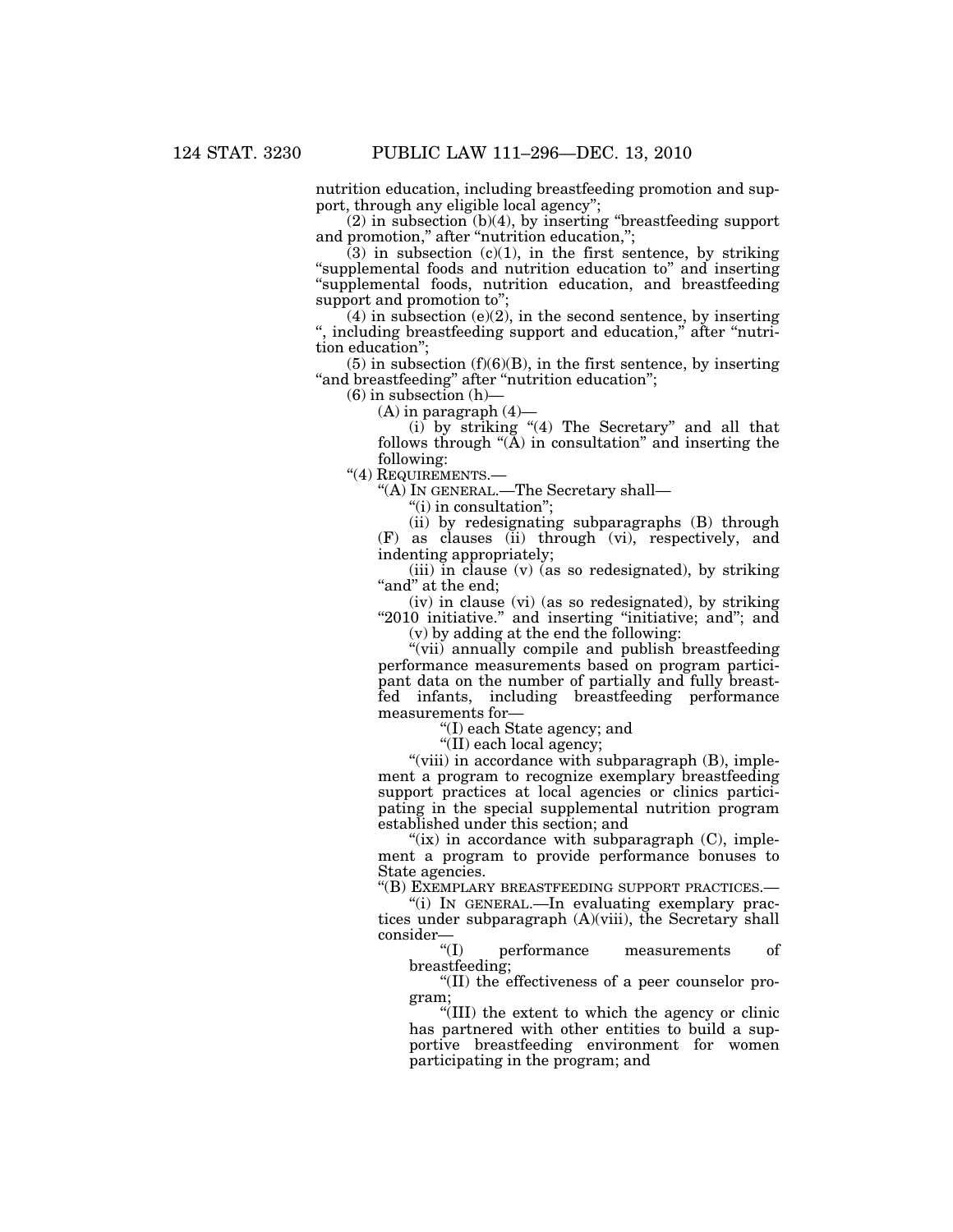nutrition education, including breastfeeding promotion and support, through any eligible local agency";

(2) in subsection (b)(4), by inserting "breastfeeding support and promotion," after "nutrition education,";

(3) in subsection (c)(1), in the first sentence, by striking "supplemental foods and nutrition education to" and inserting "supplemental foods, nutrition education, and breastfeeding support and promotion to";

(4) in subsection (e)(2), in the second sentence, by inserting ", including breastfeeding support and education," after "nutrition education";

(5) in subsection (f)(6)(B), in the first sentence, by inserting "and breastfeeding" after "nutrition education";

(6) in subsection (h)—

(A) in paragraph (4)—

(i) by striking "(4) The Secretary" and all that follows through "(A) in consultation" and inserting the following:

"(4) REQUIREMENTS.—

"(A) IN GENERAL.—The Secretary shall—

"(i) in consultation";

(ii) by redesignating subparagraphs (B) through (F) as clauses (ii) through (vi), respectively, and indenting appropriately;

(iii) in clause (v) (as so redesignated), by striking "and" at the end;

(iv) in clause (vi) (as so redesignated), by striking "2010 initiative." and inserting "initiative; and"; and

(v) by adding at the end the following:

"(vii) annually compile and publish breastfeeding performance measurements based on program participant data on the number of partially and fully breastfed infants, including breastfeeding performance measurements for—

"(I) each State agency; and

"(II) each local agency;

"(viii) in accordance with subparagraph (B), implement a program to recognize exemplary breastfeeding support practices at local agencies or clinics participating in the special supplemental nutrition program established under this section; and

"(ix) in accordance with subparagraph (C), implement a program to provide performance bonuses to State agencies.

"(B) EXEMPLARY BREASTFEEDING SUPPORT PRACTICES.—

"(i) IN GENERAL.—In evaluating exemplary practices under subparagraph (A)(viii), the Secretary shall consider—

"(I) performance measurements of breastfeeding;

"(II) the effectiveness of a peer counselor program;

"(III) the extent to which the agency or clinic has partnered with other entities to build a supportive breastfeeding environment for women participating in the program; and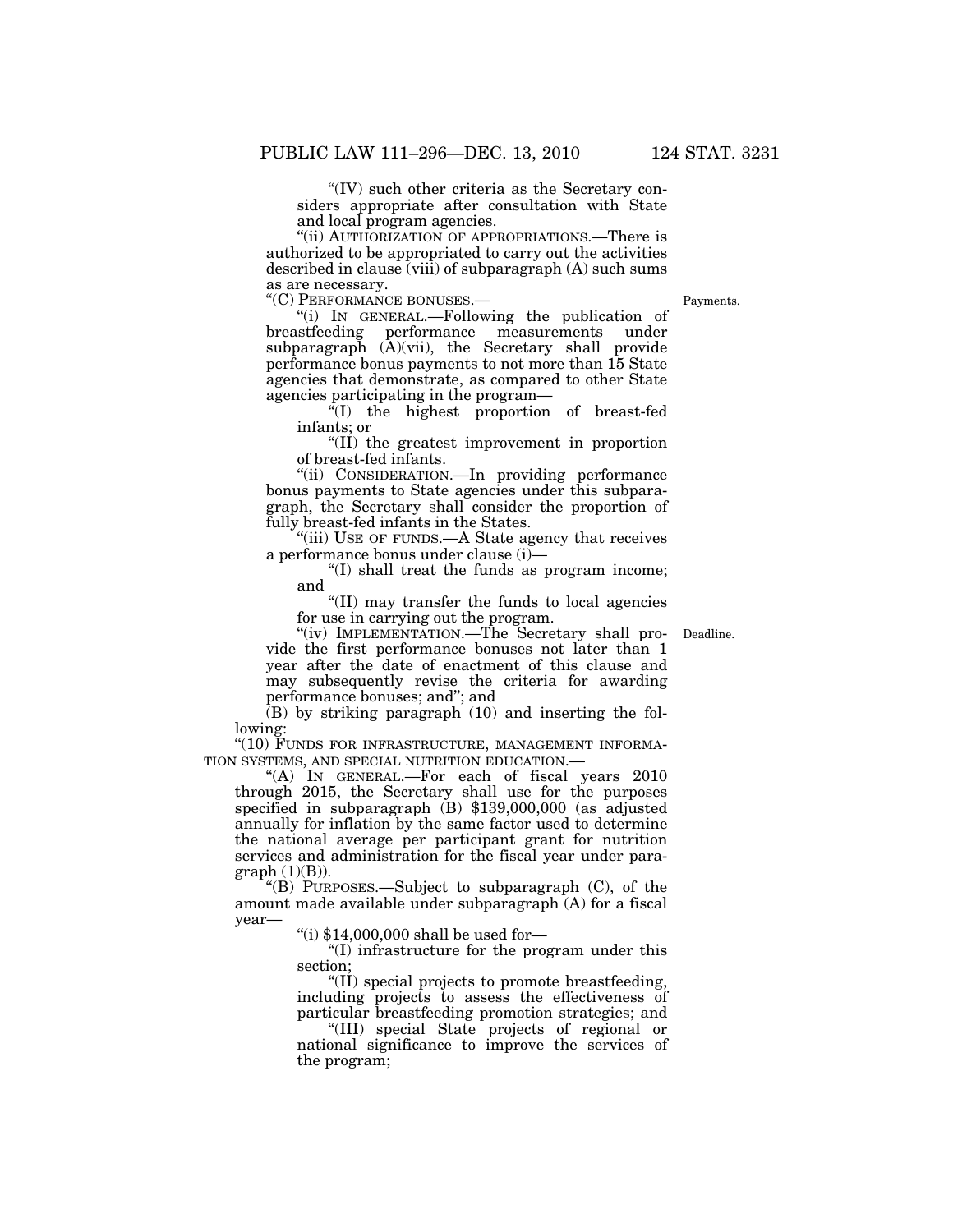"(IV) such other criteria as the Secretary considers appropriate after consultation with State and local program agencies.

"(ii) AUTHORIZATION OF APPROPRIATIONS.—There is authorized to be appropriated to carry out the activities described in clause (viii) of subparagraph (A) such sums as are necessary.

"(C) PERFORMANCE BONUSES.—

Payments.

"(i) IN GENERAL.—Following the publication of breastfeeding performance measurements under subparagraph (A)(vii), the Secretary shall provide performance bonus payments to not more than 15 State agencies that demonstrate, as compared to other State agencies participating in the program—

"(I) the highest proportion of breast-fed infants; or

"(II) the greatest improvement in proportion of breast-fed infants.

"(ii) CONSIDERATION.—In providing performance bonus payments to State agencies under this subparagraph, the Secretary shall consider the proportion of fully breast-fed infants in the States.

"(iii) USE OF FUNDS.—A State agency that receives a performance bonus under clause (i)—

"(I) shall treat the funds as program income; and

"(II) may transfer the funds to local agencies for use in carrying out the program.

Deadline.

"(iv) IMPLEMENTATION.—The Secretary shall provide the first performance bonuses not later than 1 year after the date of enactment of this clause and may subsequently revise the criteria for awarding performance bonuses; and"; and

(B) by striking paragraph (10) and inserting the following:

"(10) FUNDS FOR INFRASTRUCTURE, MANAGEMENT INFORMATION SYSTEMS, AND SPECIAL NUTRITION EDUCATION.—

"(A) IN GENERAL.—For each of fiscal years 2010 through 2015, the Secretary shall use for the purposes specified in subparagraph (B) $139,000,000 (as adjusted annually for inflation by the same factor used to determine the national average per participant grant for nutrition services and administration for the fiscal year under paragraph (1)(B)).

"(B) PURPOSES.—Subject to subparagraph (C), of the amount made available under subparagraph (A) for a fiscal year—

"(i) $14,000,000 shall be used for—

"(I) infrastructure for the program under this section;

"(II) special projects to promote breastfeeding, including projects to assess the effectiveness of particular breastfeeding promotion strategies; and

"(III) special State projects of regional or national significance to improve the services of the program;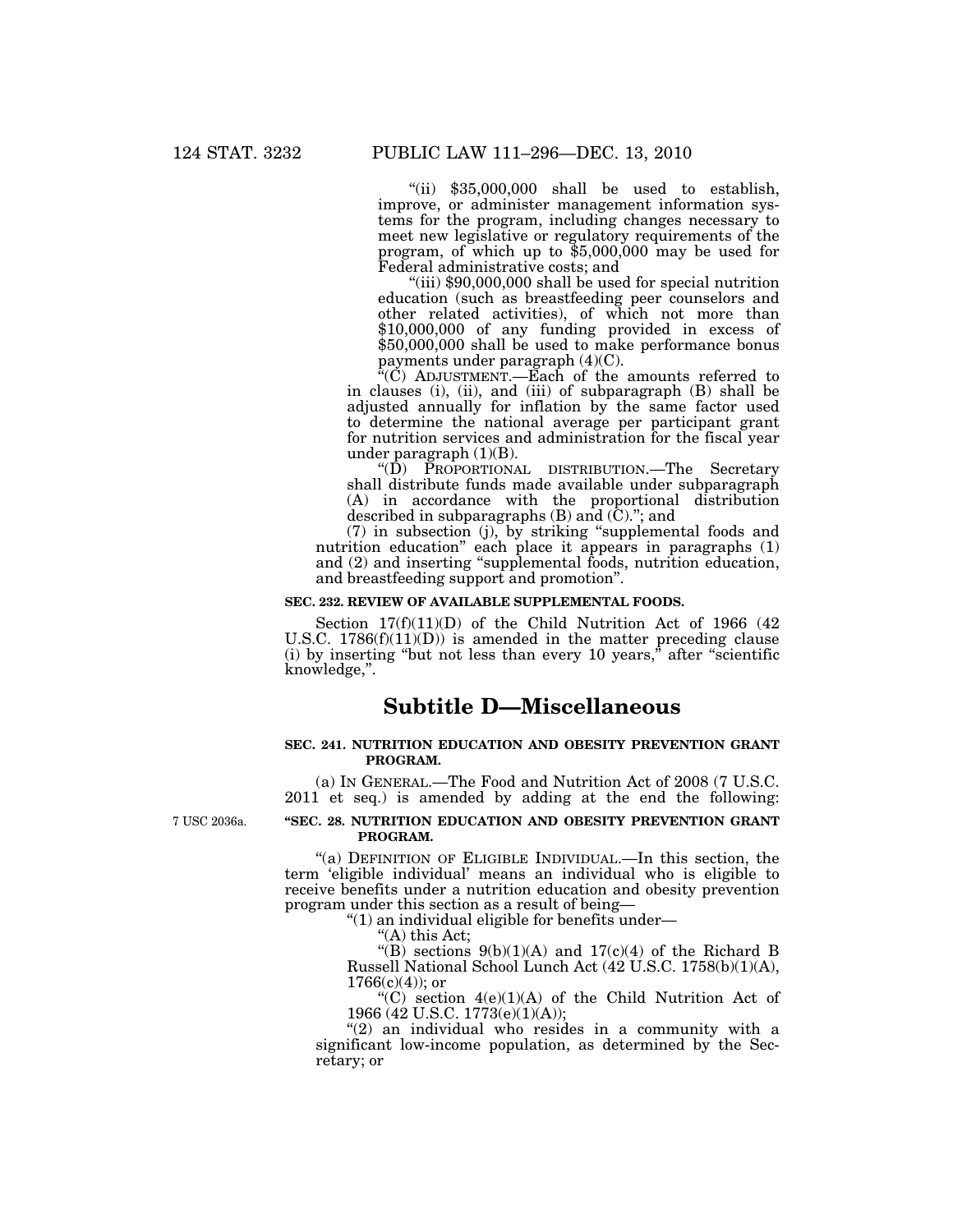"(ii) $35,000,000 shall be used to establish, improve, or administer management information systems for the program, including changes necessary to meet new legislative or regulatory requirements of the program, of which up to $5,000,000 may be used for Federal administrative costs; and

"(iii) $90,000,000 shall be used for special nutrition education (such as breastfeeding peer counselors and other related activities), of which not more than $10,000,000 of any funding provided in excess of $50,000,000 shall be used to make performance bonus payments under paragraph (4)(C).

"(C) ADJUSTMENT.—Each of the amounts referred to in clauses (i), (ii), and (iii) of subparagraph (B) shall be adjusted annually for inflation by the same factor used to determine the national average per participant grant for nutrition services and administration for the fiscal year under paragraph (1)(B).

"(D) PROPORTIONAL DISTRIBUTION.—The Secretary shall distribute funds made available under subparagraph (A) in accordance with the proportional distribution described in subparagraphs (B) and (C)."; and

(7) in subsection (j), by striking "supplemental foods and nutrition education" each place it appears in paragraphs (1) and (2) and inserting "supplemental foods, nutrition education, and breastfeeding support and promotion".

**SEC. 232. REVIEW OF AVAILABLE SUPPLEMENTAL FOODS.**

Section 17(f)(11)(D) of the Child Nutrition Act of 1966 (42 U.S.C. 1786(f)(11)(D)) is amended in the matter preceding clause (i) by inserting "but not less than every 10 years," after "scientific knowledge,".

## Subtitle D—Miscellaneous

**SEC. 241. NUTRITION EDUCATION AND OBESITY PREVENTION GRANT PROGRAM.**

(a) IN GENERAL.—The Food and Nutrition Act of 2008 (7 U.S.C. 2011 et seq.) is amended by adding at the end the following:

7 USC 2036a.

**"SEC. 28. NUTRITION EDUCATION AND OBESITY PREVENTION GRANT PROGRAM.**

"(a) DEFINITION OF ELIGIBLE INDIVIDUAL.—In this section, the term 'eligible individual' means an individual who is eligible to receive benefits under a nutrition education and obesity prevention program under this section as a result of being—

"(1) an individual eligible for benefits under—

"(A) this Act;

"(B) sections 9(b)(1)(A) and 17(c)(4) of the Richard B Russell National School Lunch Act (42 U.S.C. 1758(b)(1)(A), 1766(c)(4)); or

"(C) section 4(e)(1)(A) of the Child Nutrition Act of 1966 (42 U.S.C. 1773(e)(1)(A));

"(2) an individual who resides in a community with a significant low-income population, as determined by the Secretary; or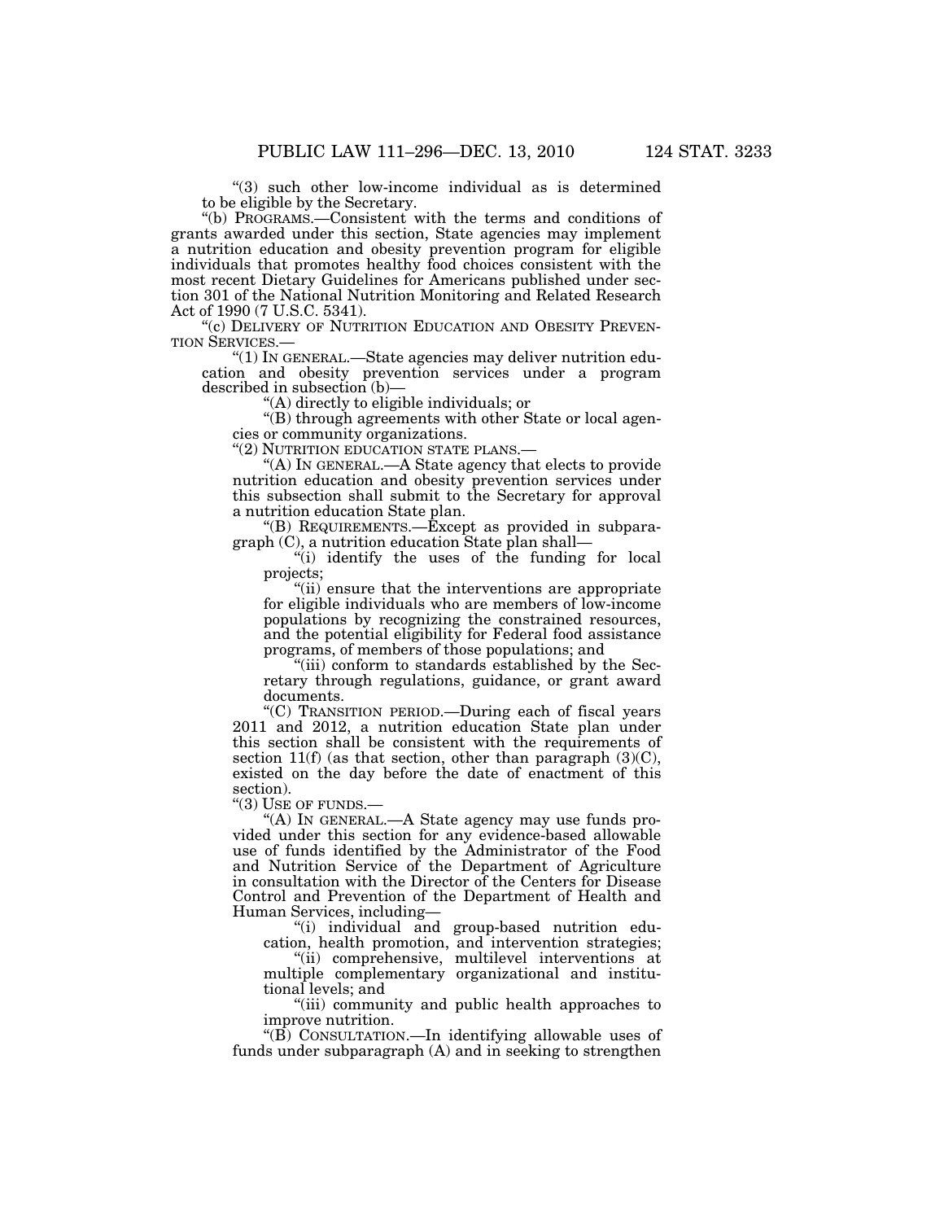"(3) such other low-income individual as is determined to be eligible by the Secretary.

"(b) PROGRAMS.—Consistent with the terms and conditions of grants awarded under this section, State agencies may implement a nutrition education and obesity prevention program for eligible individuals that promotes healthy food choices consistent with the most recent Dietary Guidelines for Americans published under section 301 of the National Nutrition Monitoring and Related Research Act of 1990 (7 U.S.C. 5341).

"(c) DELIVERY OF NUTRITION EDUCATION AND OBESITY PREVENTION SERVICES.—

"(1) IN GENERAL.—State agencies may deliver nutrition education and obesity prevention services under a program described in subsection (b)—

"(A) directly to eligible individuals; or

"(B) through agreements with other State or local agencies or community organizations.

"(2) NUTRITION EDUCATION STATE PLANS.—

"(A) IN GENERAL.—A State agency that elects to provide nutrition education and obesity prevention services under this subsection shall submit to the Secretary for approval a nutrition education State plan.

"(B) REQUIREMENTS.—Except as provided in subparagraph (C), a nutrition education State plan shall—

"(i) identify the uses of the funding for local projects;

"(ii) ensure that the interventions are appropriate for eligible individuals who are members of low-income populations by recognizing the constrained resources, and the potential eligibility for Federal food assistance programs, of members of those populations; and

"(iii) conform to standards established by the Secretary through regulations, guidance, or grant award documents.

"(C) TRANSITION PERIOD.—During each of fiscal years 2011 and 2012, a nutrition education State plan under this section shall be consistent with the requirements of section 11(f) (as that section, other than paragraph (3)(C), existed on the day before the date of enactment of this section).

"(3) USE OF FUNDS.—

"(A) IN GENERAL.—A State agency may use funds provided under this section for any evidence-based allowable use of funds identified by the Administrator of the Food and Nutrition Service of the Department of Agriculture in consultation with the Director of the Centers for Disease Control and Prevention of the Department of Health and Human Services, including—

"(i) individual and group-based nutrition education, health promotion, and intervention strategies;

"(ii) comprehensive, multilevel interventions at multiple complementary organizational and institutional levels; and

"(iii) community and public health approaches to improve nutrition.

"(B) CONSULTATION.—In identifying allowable uses of funds under subparagraph (A) and in seeking to strengthen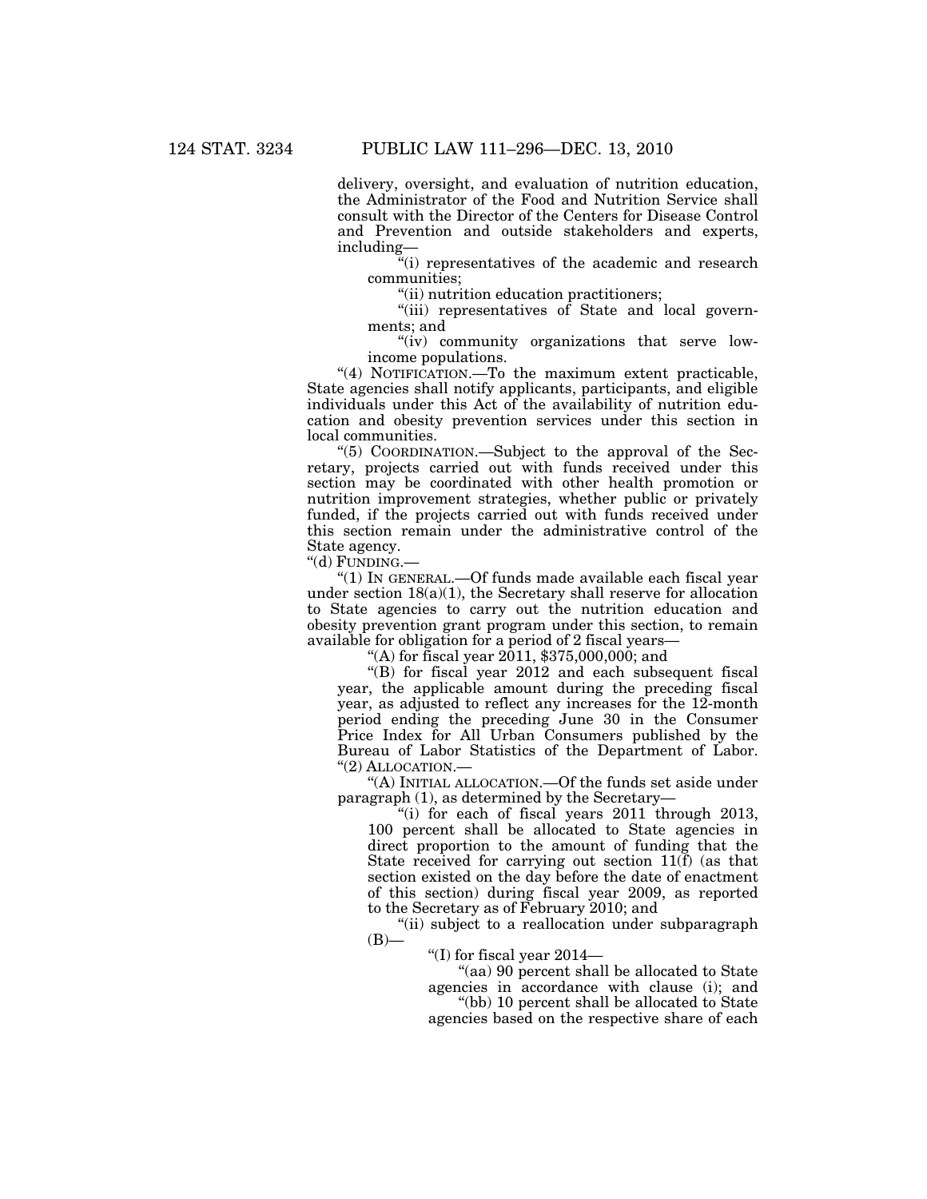delivery, oversight, and evaluation of nutrition education, the Administrator of the Food and Nutrition Service shall consult with the Director of the Centers for Disease Control and Prevention and outside stakeholders and experts, including—

"(i) representatives of the academic and research communities;

"(ii) nutrition education practitioners;

"(iii) representatives of State and local governments; and

"(iv) community organizations that serve low-income populations.

"(4) NOTIFICATION.—To the maximum extent practicable, State agencies shall notify applicants, participants, and eligible individuals under this Act of the availability of nutrition education and obesity prevention services under this section in local communities.

"(5) COORDINATION.—Subject to the approval of the Secretary, projects carried out with funds received under this section may be coordinated with other health promotion or nutrition improvement strategies, whether public or privately funded, if the projects carried out with funds received under this section remain under the administrative control of the State agency.

"(d) FUNDING.—

"(1) IN GENERAL.—Of funds made available each fiscal year under section 18(a)(1), the Secretary shall reserve for allocation to State agencies to carry out the nutrition education and obesity prevention grant program under this section, to remain available for obligation for a period of 2 fiscal years—

"(A) for fiscal year 2011, $375,000,000; and

"(B) for fiscal year 2012 and each subsequent fiscal year, the applicable amount during the preceding fiscal year, as adjusted to reflect any increases for the 12-month period ending the preceding June 30 in the Consumer Price Index for All Urban Consumers published by the Bureau of Labor Statistics of the Department of Labor.

"(2) ALLOCATION.—

"(A) INITIAL ALLOCATION.—Of the funds set aside under paragraph (1), as determined by the Secretary—

"(i) for each of fiscal years 2011 through 2013, 100 percent shall be allocated to State agencies in direct proportion to the amount of funding that the State received for carrying out section 11(f) (as that section existed on the day before the date of enactment of this section) during fiscal year 2009, as reported to the Secretary as of February 2010; and

"(ii) subject to a reallocation under subparagraph (B)—

"(I) for fiscal year 2014—

"(aa) 90 percent shall be allocated to State agencies in accordance with clause (i); and

"(bb) 10 percent shall be allocated to State agencies based on the respective share of each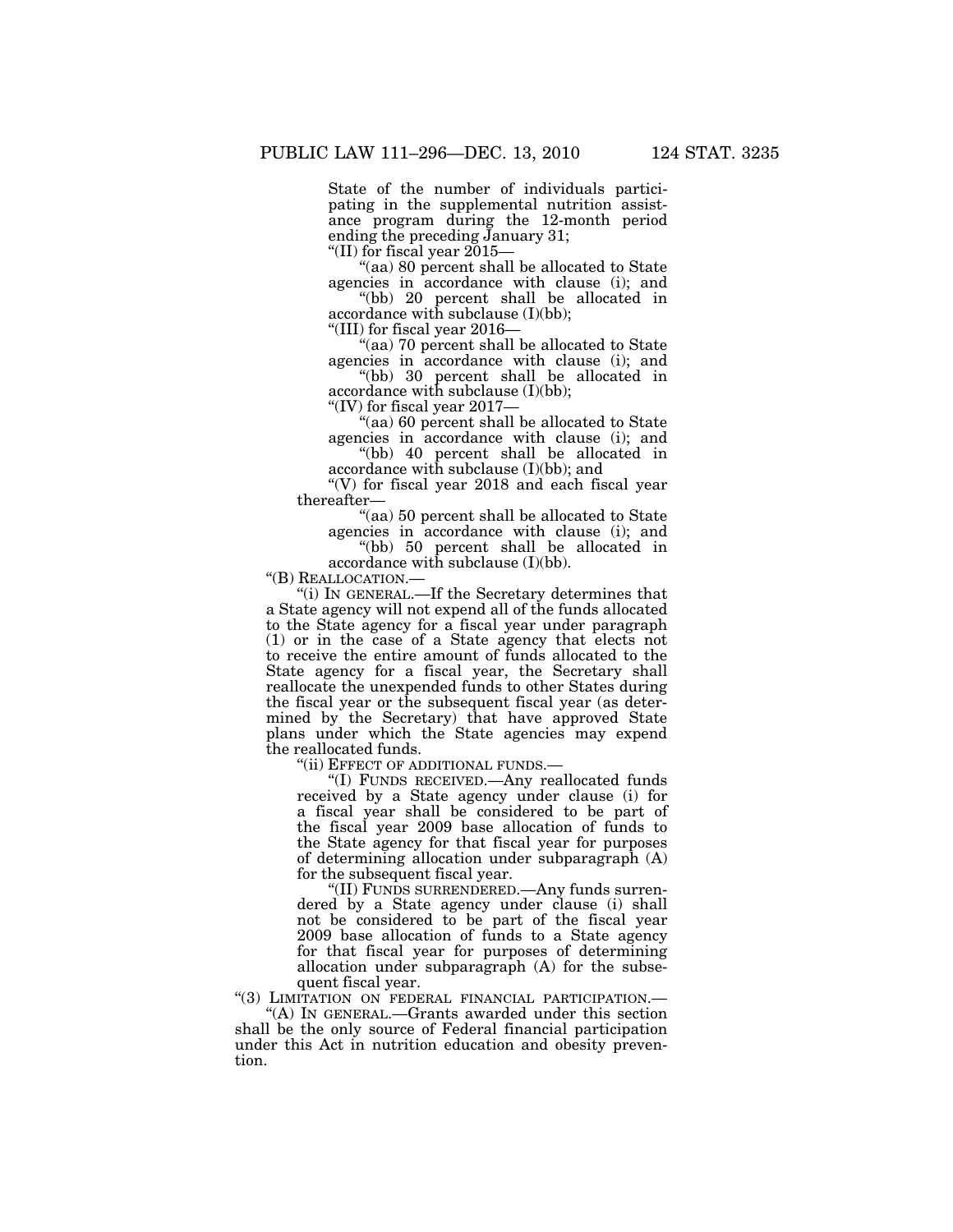State of the number of individuals participating in the supplemental nutrition assistance program during the 12-month period ending the preceding January 31;

"(II) for fiscal year 2015—

"(aa) 80 percent shall be allocated to State agencies in accordance with clause (i); and

"(bb) 20 percent shall be allocated in accordance with subclause (I)(bb);

"(III) for fiscal year 2016—

"(aa) 70 percent shall be allocated to State agencies in accordance with clause (i); and

"(bb) 30 percent shall be allocated in accordance with subclause (I)(bb);

"(IV) for fiscal year 2017—

"(aa) 60 percent shall be allocated to State agencies in accordance with clause (i); and

"(bb) 40 percent shall be allocated in accordance with subclause (I)(bb); and

"(V) for fiscal year 2018 and each fiscal year thereafter—

"(aa) 50 percent shall be allocated to State agencies in accordance with clause (i); and

"(bb) 50 percent shall be allocated in accordance with subclause (I)(bb).

"(B) REALLOCATION.—

"(i) IN GENERAL.—If the Secretary determines that a State agency will not expend all of the funds allocated to the State agency for a fiscal year under paragraph (1) or in the case of a State agency that elects not to receive the entire amount of funds allocated to the State agency for a fiscal year, the Secretary shall reallocate the unexpended funds to other States during the fiscal year or the subsequent fiscal year (as determined by the Secretary) that have approved State plans under which the State agencies may expend the reallocated funds.

"(ii) EFFECT OF ADDITIONAL FUNDS.—

"(I) FUNDS RECEIVED.—Any reallocated funds received by a State agency under clause (i) for a fiscal year shall be considered to be part of the fiscal year 2009 base allocation of funds to the State agency for that fiscal year for purposes of determining allocation under subparagraph (A) for the subsequent fiscal year.

"(II) FUNDS SURRENDERED.—Any funds surrendered by a State agency under clause (i) shall not be considered to be part of the fiscal year 2009 base allocation of funds to a State agency for that fiscal year for purposes of determining allocation under subparagraph (A) for the subsequent fiscal year.

"(3) LIMITATION ON FEDERAL FINANCIAL PARTICIPATION.—

"(A) IN GENERAL.—Grants awarded under this section shall be the only source of Federal financial participation under this Act in nutrition education and obesity prevention.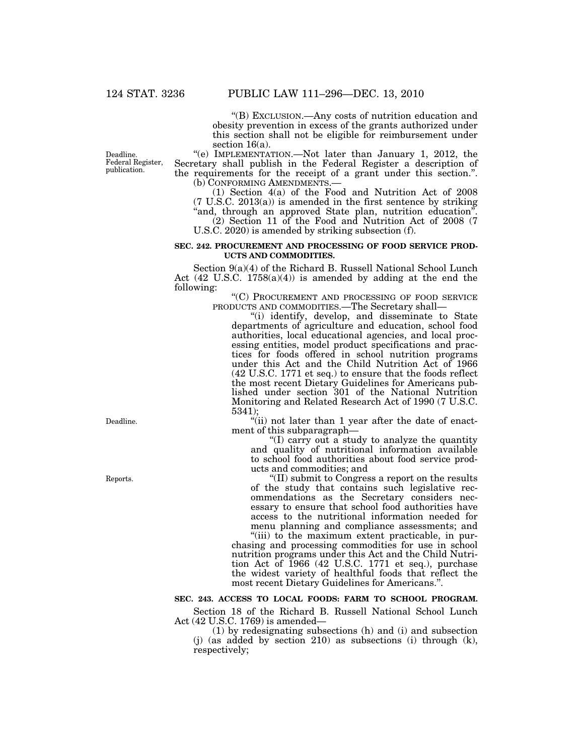"(B) EXCLUSION.—Any costs of nutrition education and obesity prevention in excess of the grants authorized under this section shall not be eligible for reimbursement under section 16(a).

Deadline. Federal Register, publication.

"(e) IMPLEMENTATION.—Not later than January 1, 2012, the Secretary shall publish in the Federal Register a description of the requirements for the receipt of a grant under this section.".

(b) CONFORMING AMENDMENTS.—

(1) Section 4(a) of the Food and Nutrition Act of 2008 (7 U.S.C. 2013(a)) is amended in the first sentence by striking "and, through an approved State plan, nutrition education".

(2) Section 11 of the Food and Nutrition Act of 2008 (7 U.S.C. 2020) is amended by striking subsection (f).

**SEC. 242. PROCUREMENT AND PROCESSING OF FOOD SERVICE PRODUCTS AND COMMODITIES.**

Section 9(a)(4) of the Richard B. Russell National School Lunch Act (42 U.S.C. 1758(a)(4)) is amended by adding at the end the following:

"(C) PROCUREMENT AND PROCESSING OF FOOD SERVICE PRODUCTS AND COMMODITIES.—The Secretary shall—

"(i) identify, develop, and disseminate to State departments of agriculture and education, school food authorities, local educational agencies, and local processing entities, model product specifications and practices for foods offered in school nutrition programs under this Act and the Child Nutrition Act of 1966 (42 U.S.C. 1771 et seq.) to ensure that the foods reflect the most recent Dietary Guidelines for Americans published under section 301 of the National Nutrition Monitoring and Related Research Act of 1990 (7 U.S.C. 5341);

Deadline.

"(ii) not later than 1 year after the date of enactment of this subparagraph—

"(I) carry out a study to analyze the quantity and quality of nutritional information available to school food authorities about food service products and commodities; and

Reports.

"(II) submit to Congress a report on the results of the study that contains such legislative recommendations as the Secretary considers necessary to ensure that school food authorities have access to the nutritional information needed for menu planning and compliance assessments; and

"(iii) to the maximum extent practicable, in purchasing and processing commodities for use in school nutrition programs under this Act and the Child Nutrition Act of 1966 (42 U.S.C. 1771 et seq.), purchase the widest variety of healthful foods that reflect the most recent Dietary Guidelines for Americans.".

**SEC. 243. ACCESS TO LOCAL FOODS: FARM TO SCHOOL PROGRAM.**

Section 18 of the Richard B. Russell National School Lunch Act (42 U.S.C. 1769) is amended—

(1) by redesignating subsections (h) and (i) and subsection (j) (as added by section 210) as subsections (i) through (k), respectively;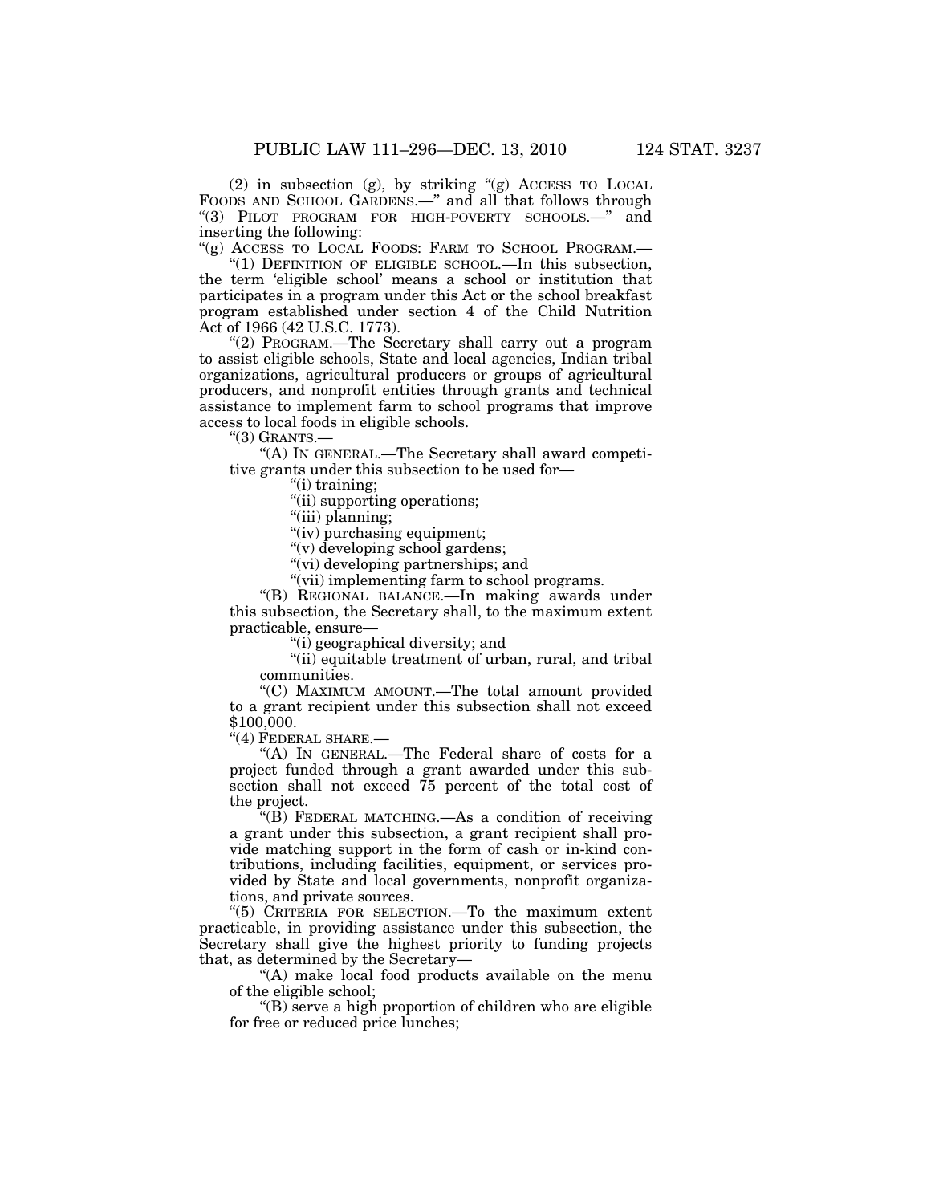(2) in subsection (g), by striking "(g) ACCESS TO LOCAL FOODS AND SCHOOL GARDENS.—" and all that follows through "(3) PILOT PROGRAM FOR HIGH-POVERTY SCHOOLS.—" and inserting the following:

"(g) ACCESS TO LOCAL FOODS: FARM TO SCHOOL PROGRAM.—

"(1) DEFINITION OF ELIGIBLE SCHOOL.—In this subsection, the term 'eligible school' means a school or institution that participates in a program under this Act or the school breakfast program established under section 4 of the Child Nutrition Act of 1966 (42 U.S.C. 1773).

"(2) PROGRAM.—The Secretary shall carry out a program to assist eligible schools, State and local agencies, Indian tribal organizations, agricultural producers or groups of agricultural producers, and nonprofit entities through grants and technical assistance to implement farm to school programs that improve access to local foods in eligible schools.

"(3) GRANTS.—

"(A) IN GENERAL.—The Secretary shall award competitive grants under this subsection to be used for—

"(i) training;

"(ii) supporting operations;

"(iii) planning;

"(iv) purchasing equipment;

"(v) developing school gardens;

"(vi) developing partnerships; and

"(vii) implementing farm to school programs.

"(B) REGIONAL BALANCE.—In making awards under this subsection, the Secretary shall, to the maximum extent practicable, ensure—

"(i) geographical diversity; and

"(ii) equitable treatment of urban, rural, and tribal communities.

"(C) MAXIMUM AMOUNT.—The total amount provided to a grant recipient under this subsection shall not exceed $100,000.

"(4) FEDERAL SHARE.—

"(A) IN GENERAL.—The Federal share of costs for a project funded through a grant awarded under this subsection shall not exceed 75 percent of the total cost of the project.

"(B) FEDERAL MATCHING.—As a condition of receiving a grant under this subsection, a grant recipient shall provide matching support in the form of cash or in-kind contributions, including facilities, equipment, or services provided by State and local governments, nonprofit organizations, and private sources.

"(5) CRITERIA FOR SELECTION.—To the maximum extent practicable, in providing assistance under this subsection, the Secretary shall give the highest priority to funding projects that, as determined by the Secretary—

"(A) make local food products available on the menu of the eligible school;

"(B) serve a high proportion of children who are eligible for free or reduced price lunches;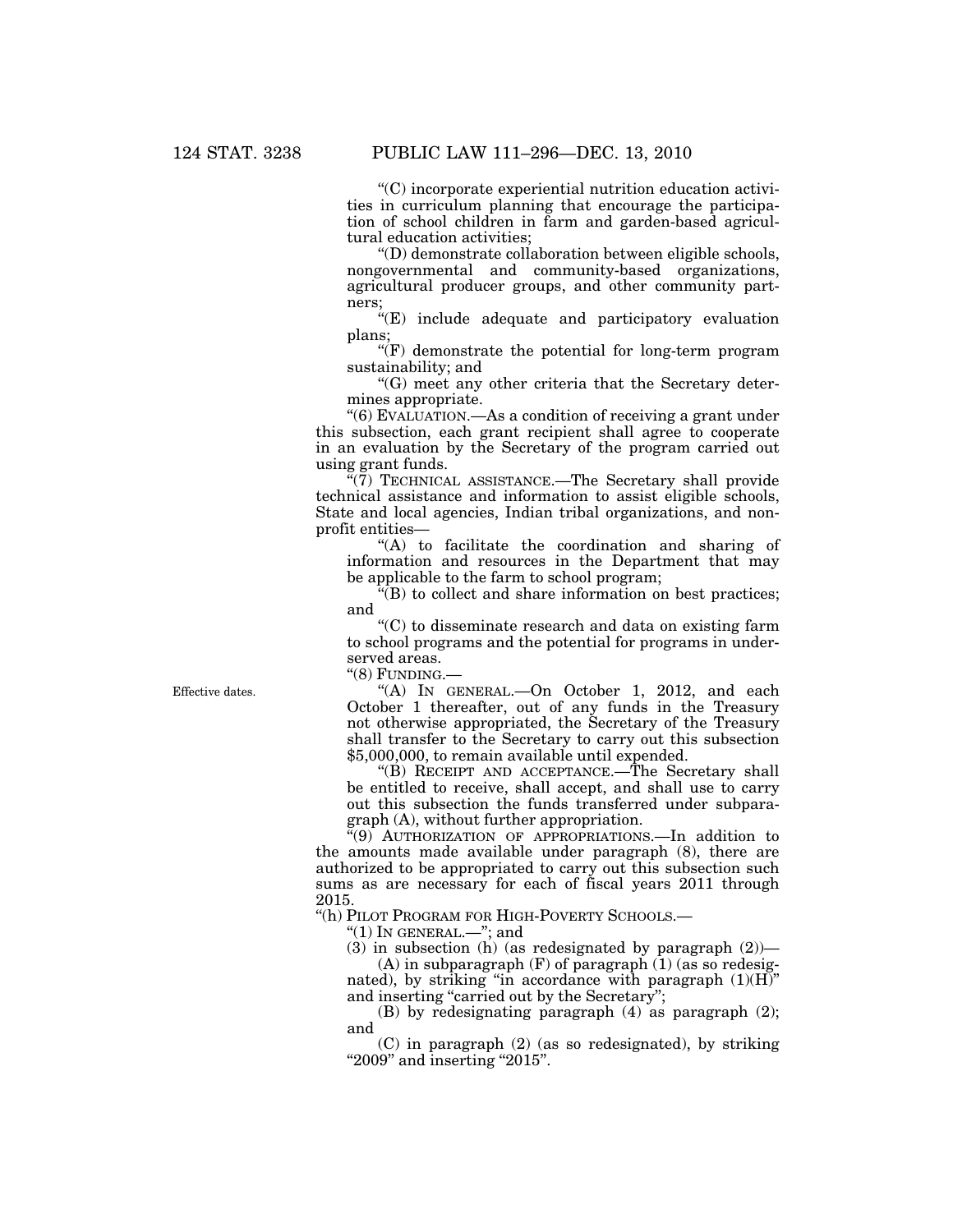"(C) incorporate experiential nutrition education activities in curriculum planning that encourage the participation of school children in farm and garden-based agricultural education activities;

"(D) demonstrate collaboration between eligible schools, nongovernmental and community-based organizations, agricultural producer groups, and other community partners;

"(E) include adequate and participatory evaluation plans;

"(F) demonstrate the potential for long-term program sustainability; and

"(G) meet any other criteria that the Secretary determines appropriate.

"(6) EVALUATION.—As a condition of receiving a grant under this subsection, each grant recipient shall agree to cooperate in an evaluation by the Secretary of the program carried out using grant funds.

"(7) TECHNICAL ASSISTANCE.—The Secretary shall provide technical assistance and information to assist eligible schools, State and local agencies, Indian tribal organizations, and nonprofit entities—

"(A) to facilitate the coordination and sharing of information and resources in the Department that may be applicable to the farm to school program;

"(B) to collect and share information on best practices; and

"(C) to disseminate research and data on existing farm to school programs and the potential for programs in underserved areas.

"(8) FUNDING.—

Effective dates.

"(A) IN GENERAL.—On October 1, 2012, and each October 1 thereafter, out of any funds in the Treasury not otherwise appropriated, the Secretary of the Treasury shall transfer to the Secretary to carry out this subsection $5,000,000, to remain available until expended.

"(B) RECEIPT AND ACCEPTANCE.—The Secretary shall be entitled to receive, shall accept, and shall use to carry out this subsection the funds transferred under subparagraph (A), without further appropriation.

"(9) AUTHORIZATION OF APPROPRIATIONS.—In addition to the amounts made available under paragraph (8), there are authorized to be appropriated to carry out this subsection such sums as are necessary for each of fiscal years 2011 through 2015.

"(h) PILOT PROGRAM FOR HIGH-POVERTY SCHOOLS.—

"(1) IN GENERAL.—"; and

(3) in subsection (h) (as redesignated by paragraph (2))—

(A) in subparagraph (F) of paragraph (1) (as so redesignated), by striking "in accordance with paragraph (1)(H)" and inserting "carried out by the Secretary";

(B) by redesignating paragraph (4) as paragraph (2); and

(C) in paragraph (2) (as so redesignated), by striking "2009" and inserting "2015".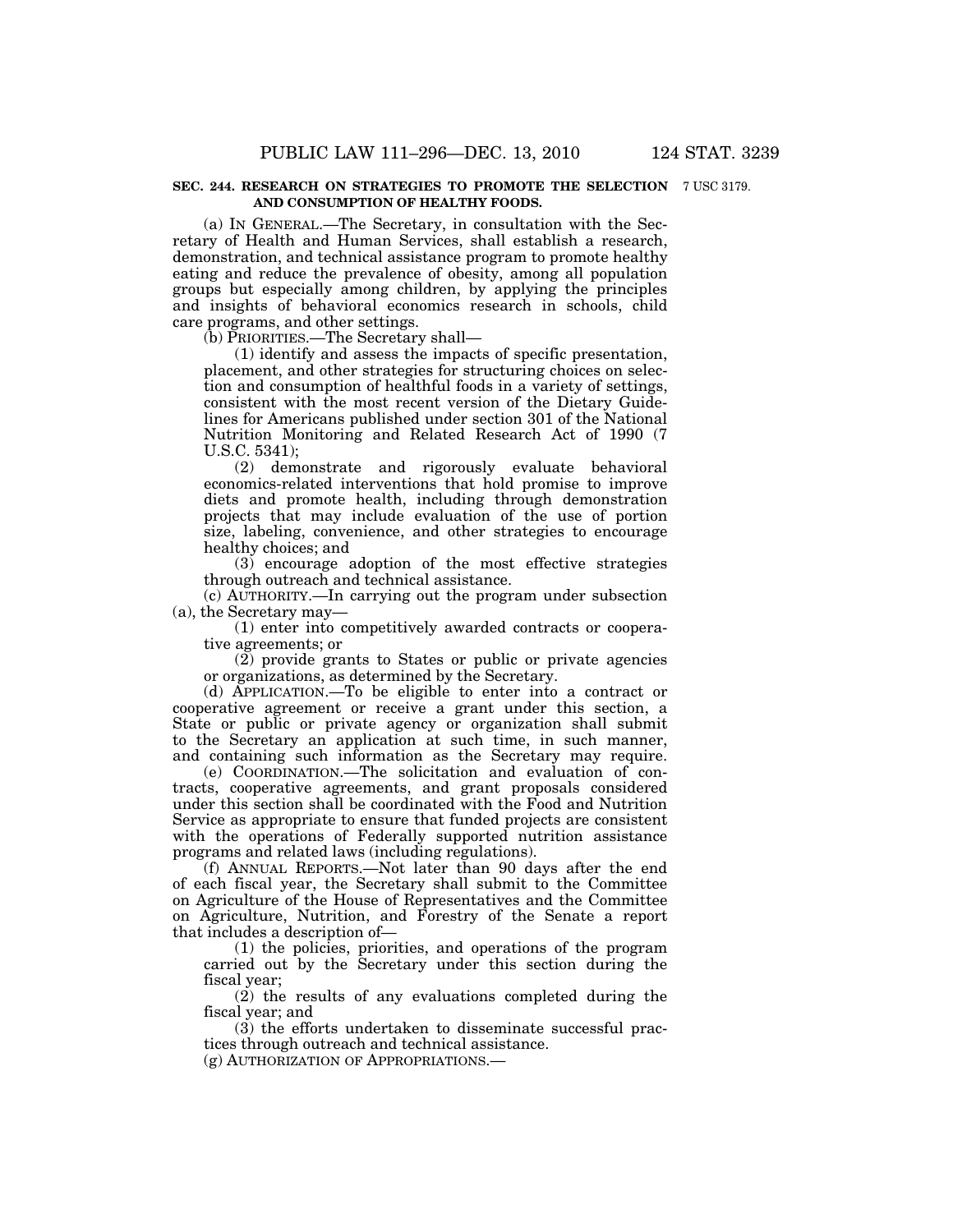**SEC. 244. RESEARCH ON STRATEGIES TO PROMOTE THE SELECTION AND CONSUMPTION OF HEALTHY FOODS.**

7 USC 3179.

(a) IN GENERAL.—The Secretary, in consultation with the Secretary of Health and Human Services, shall establish a research, demonstration, and technical assistance program to promote healthy eating and reduce the prevalence of obesity, among all population groups but especially among children, by applying the principles and insights of behavioral economics research in schools, child care programs, and other settings.

(b) PRIORITIES.—The Secretary shall—

(1) identify and assess the impacts of specific presentation, placement, and other strategies for structuring choices on selection and consumption of healthful foods in a variety of settings, consistent with the most recent version of the Dietary Guidelines for Americans published under section 301 of the National Nutrition Monitoring and Related Research Act of 1990 (7 U.S.C. 5341);

(2) demonstrate and rigorously evaluate behavioral economics-related interventions that hold promise to improve diets and promote health, including through demonstration projects that may include evaluation of the use of portion size, labeling, convenience, and other strategies to encourage healthy choices; and

(3) encourage adoption of the most effective strategies through outreach and technical assistance.

(c) AUTHORITY.—In carrying out the program under subsection (a), the Secretary may—

(1) enter into competitively awarded contracts or cooperative agreements; or

(2) provide grants to States or public or private agencies or organizations, as determined by the Secretary.

(d) APPLICATION.—To be eligible to enter into a contract or cooperative agreement or receive a grant under this section, a State or public or private agency or organization shall submit to the Secretary an application at such time, in such manner, and containing such information as the Secretary may require.

(e) COORDINATION.—The solicitation and evaluation of contracts, cooperative agreements, and grant proposals considered under this section shall be coordinated with the Food and Nutrition Service as appropriate to ensure that funded projects are consistent with the operations of Federally supported nutrition assistance programs and related laws (including regulations).

(f) ANNUAL REPORTS.—Not later than 90 days after the end of each fiscal year, the Secretary shall submit to the Committee on Agriculture of the House of Representatives and the Committee on Agriculture, Nutrition, and Forestry of the Senate a report that includes a description of—

(1) the policies, priorities, and operations of the program carried out by the Secretary under this section during the fiscal year;

(2) the results of any evaluations completed during the fiscal year; and

(3) the efforts undertaken to disseminate successful practices through outreach and technical assistance.

(g) AUTHORIZATION OF APPROPRIATIONS.—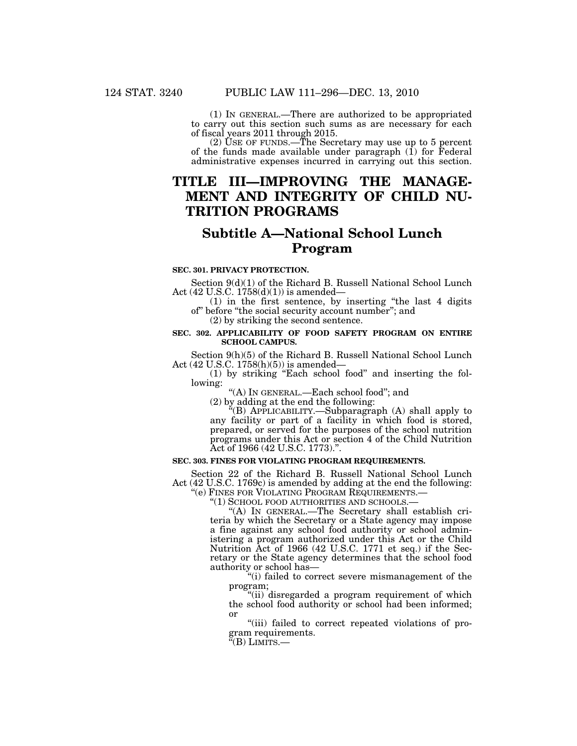(1) IN GENERAL.—There are authorized to be appropriated to carry out this section such sums as are necessary for each of fiscal years 2011 through 2015.

(2) USE OF FUNDS.—The Secretary may use up to 5 percent of the funds made available under paragraph (1) for Federal administrative expenses incurred in carrying out this section.

# TITLE III—IMPROVING THE MANAGEMENT AND INTEGRITY OF CHILD NUTRITION PROGRAMS

## Subtitle A—National School Lunch Program

**SEC. 301. PRIVACY PROTECTION.**

Section 9(d)(1) of the Richard B. Russell National School Lunch Act (42 U.S.C. 1758(d)(1)) is amended—

(1) in the first sentence, by inserting "the last 4 digits of" before "the social security account number"; and

(2) by striking the second sentence.

**SEC. 302. APPLICABILITY OF FOOD SAFETY PROGRAM ON ENTIRE SCHOOL CAMPUS.**

Section 9(h)(5) of the Richard B. Russell National School Lunch Act (42 U.S.C. 1758(h)(5)) is amended—

(1) by striking "Each school food" and inserting the following:

"(A) IN GENERAL.—Each school food"; and

(2) by adding at the end the following:

"(B) APPLICABILITY.—Subparagraph (A) shall apply to any facility or part of a facility in which food is stored, prepared, or served for the purposes of the school nutrition programs under this Act or section 4 of the Child Nutrition Act of 1966 (42 U.S.C. 1773).".

**SEC. 303. FINES FOR VIOLATING PROGRAM REQUIREMENTS.**

Section 22 of the Richard B. Russell National School Lunch Act (42 U.S.C. 1769c) is amended by adding at the end the following:

"(e) FINES FOR VIOLATING PROGRAM REQUIREMENTS.—

"(1) SCHOOL FOOD AUTHORITIES AND SCHOOLS.—

"(A) IN GENERAL.—The Secretary shall establish criteria by which the Secretary or a State agency may impose a fine against any school food authority or school administering a program authorized under this Act or the Child Nutrition Act of 1966 (42 U.S.C. 1771 et seq.) if the Secretary or the State agency determines that the school food authority or school has—

"(i) failed to correct severe mismanagement of the program;

"(ii) disregarded a program requirement of which the school food authority or school had been informed; or

"(iii) failed to correct repeated violations of program requirements.

"(B) LIMITS.—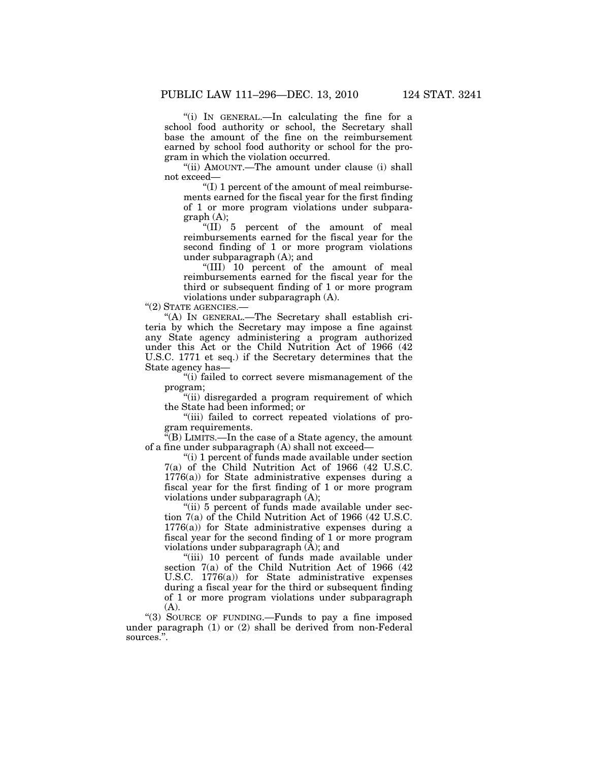"(i) IN GENERAL.—In calculating the fine for a school food authority or school, the Secretary shall base the amount of the fine on the reimbursement earned by school food authority or school for the program in which the violation occurred.

"(ii) AMOUNT.—The amount under clause (i) shall not exceed—

"(I) 1 percent of the amount of meal reimbursements earned for the fiscal year for the first finding of 1 or more program violations under subparagraph (A);

"(II) 5 percent of the amount of meal reimbursements earned for the fiscal year for the second finding of 1 or more program violations under subparagraph (A); and

"(III) 10 percent of the amount of meal reimbursements earned for the fiscal year for the third or subsequent finding of 1 or more program violations under subparagraph (A).

"(2) STATE AGENCIES.—

"(A) IN GENERAL.—The Secretary shall establish criteria by which the Secretary may impose a fine against any State agency administering a program authorized under this Act or the Child Nutrition Act of 1966 (42 U.S.C. 1771 et seq.) if the Secretary determines that the State agency has—

"(i) failed to correct severe mismanagement of the program;

"(ii) disregarded a program requirement of which the State had been informed; or

"(iii) failed to correct repeated violations of program requirements.

"(B) LIMITS.—In the case of a State agency, the amount of a fine under subparagraph (A) shall not exceed—

"(i) 1 percent of funds made available under section 7(a) of the Child Nutrition Act of 1966 (42 U.S.C. 1776(a)) for State administrative expenses during a fiscal year for the first finding of 1 or more program violations under subparagraph (A);

"(ii) 5 percent of funds made available under section 7(a) of the Child Nutrition Act of 1966 (42 U.S.C. 1776(a)) for State administrative expenses during a fiscal year for the second finding of 1 or more program violations under subparagraph (A); and

"(iii) 10 percent of funds made available under section 7(a) of the Child Nutrition Act of 1966 (42 U.S.C. 1776(a)) for State administrative expenses during a fiscal year for the third or subsequent finding of 1 or more program violations under subparagraph (A).

"(3) SOURCE OF FUNDING.—Funds to pay a fine imposed under paragraph (1) or (2) shall be derived from non-Federal sources.".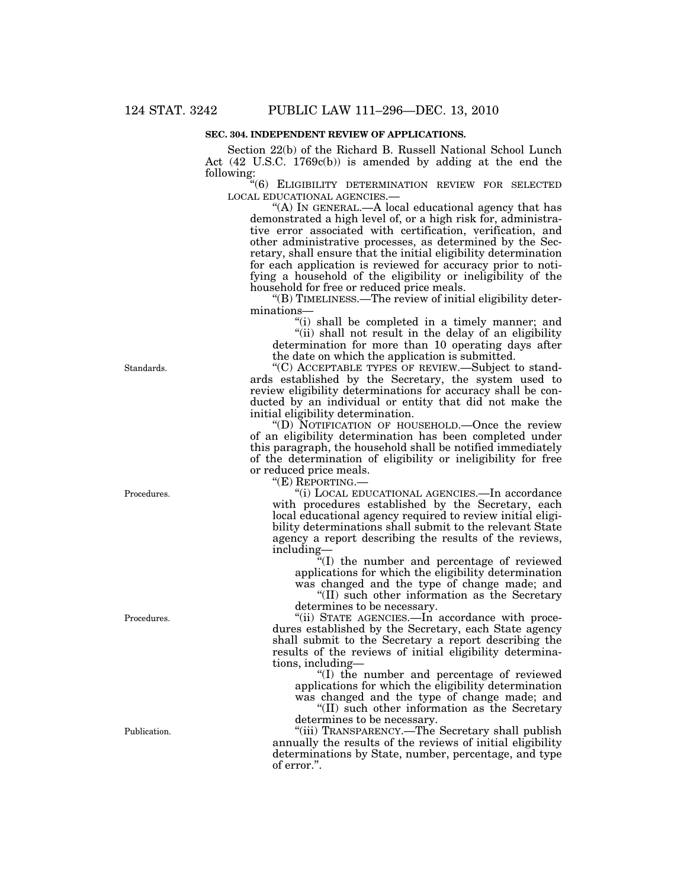**SEC. 304. INDEPENDENT REVIEW OF APPLICATIONS.**

Section 22(b) of the Richard B. Russell National School Lunch Act (42 U.S.C. 1769c(b)) is amended by adding at the end the following:

"(6) ELIGIBILITY DETERMINATION REVIEW FOR SELECTED LOCAL EDUCATIONAL AGENCIES.—

"(A) IN GENERAL.—A local educational agency that has demonstrated a high level of, or a high risk for, administrative error associated with certification, verification, and other administrative processes, as determined by the Secretary, shall ensure that the initial eligibility determination for each application is reviewed for accuracy prior to notifying a household of the eligibility or ineligibility of the household for free or reduced price meals.

"(B) TIMELINESS.—The review of initial eligibility determinations—

"(i) shall be completed in a timely manner; and

"(ii) shall not result in the delay of an eligibility determination for more than 10 operating days after the date on which the application is submitted.

Standards.

"(C) ACCEPTABLE TYPES OF REVIEW.—Subject to standards established by the Secretary, the system used to review eligibility determinations for accuracy shall be conducted by an individual or entity that did not make the initial eligibility determination.

"(D) NOTIFICATION OF HOUSEHOLD.—Once the review of an eligibility determination has been completed under this paragraph, the household shall be notified immediately of the determination of eligibility or ineligibility for free or reduced price meals.

"(E) REPORTING.—

Procedures.

"(i) LOCAL EDUCATIONAL AGENCIES.—In accordance with procedures established by the Secretary, each local educational agency required to review initial eligibility determinations shall submit to the relevant State agency a report describing the results of the reviews, including—

"(I) the number and percentage of reviewed applications for which the eligibility determination was changed and the type of change made; and

"(II) such other information as the Secretary determines to be necessary.

Procedures.

"(ii) STATE AGENCIES.—In accordance with procedures established by the Secretary, each State agency shall submit to the Secretary a report describing the results of the reviews of initial eligibility determinations, including—

"(I) the number and percentage of reviewed applications for which the eligibility determination was changed and the type of change made; and

"(II) such other information as the Secretary determines to be necessary.

Publication.

"(iii) TRANSPARENCY.—The Secretary shall publish annually the results of the reviews of initial eligibility determinations by State, number, percentage, and type of error.".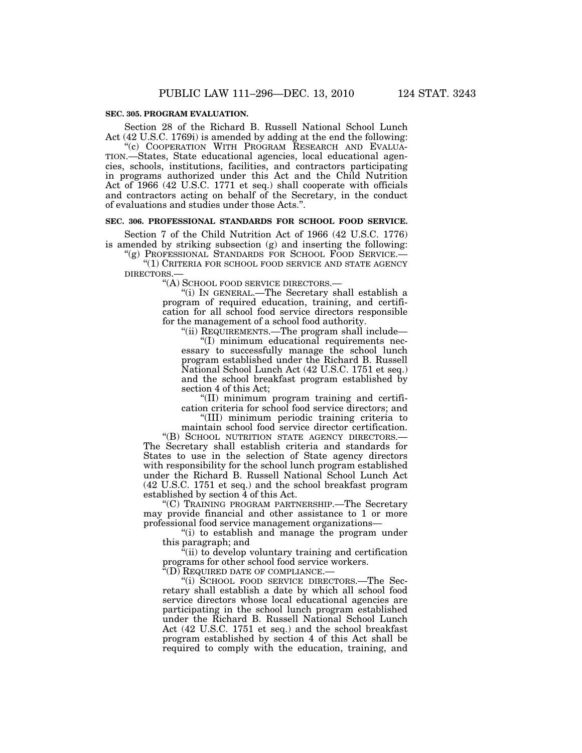**SEC. 305. PROGRAM EVALUATION.**

Section 28 of the Richard B. Russell National School Lunch Act (42 U.S.C. 1769i) is amended by adding at the end the following:

"(c) COOPERATION WITH PROGRAM RESEARCH AND EVALUATION.—States, State educational agencies, local educational agencies, schools, institutions, facilities, and contractors participating in programs authorized under this Act and the Child Nutrition Act of 1966 (42 U.S.C. 1771 et seq.) shall cooperate with officials and contractors acting on behalf of the Secretary, in the conduct of evaluations and studies under those Acts.".

**SEC. 306. PROFESSIONAL STANDARDS FOR SCHOOL FOOD SERVICE.**

Section 7 of the Child Nutrition Act of 1966 (42 U.S.C. 1776) is amended by striking subsection (g) and inserting the following:

"(g) PROFESSIONAL STANDARDS FOR SCHOOL FOOD SERVICE.—

"(1) CRITERIA FOR SCHOOL FOOD SERVICE AND STATE AGENCY DIRECTORS.—

"(A) SCHOOL FOOD SERVICE DIRECTORS.—

"(i) IN GENERAL.—The Secretary shall establish a program of required education, training, and certification for all school food service directors responsible for the management of a school food authority.

"(ii) REQUIREMENTS.—The program shall include—

"(I) minimum educational requirements necessary to successfully manage the school lunch program established under the Richard B. Russell National School Lunch Act (42 U.S.C. 1751 et seq.) and the school breakfast program established by section 4 of this Act;

"(II) minimum program training and certification criteria for school food service directors; and

"(III) minimum periodic training criteria to maintain school food service director certification.

"(B) SCHOOL NUTRITION STATE AGENCY DIRECTORS.—The Secretary shall establish criteria and standards for States to use in the selection of State agency directors with responsibility for the school lunch program established under the Richard B. Russell National School Lunch Act (42 U.S.C. 1751 et seq.) and the school breakfast program established by section 4 of this Act.

"(C) TRAINING PROGRAM PARTNERSHIP.—The Secretary may provide financial and other assistance to 1 or more professional food service management organizations—

"(i) to establish and manage the program under this paragraph; and

"(ii) to develop voluntary training and certification programs for other school food service workers.

"(D) REQUIRED DATE OF COMPLIANCE.—

"(i) SCHOOL FOOD SERVICE DIRECTORS.—The Secretary shall establish a date by which all school food service directors whose local educational agencies are participating in the school lunch program established under the Richard B. Russell National School Lunch Act (42 U.S.C. 1751 et seq.) and the school breakfast program established by section 4 of this Act shall be required to comply with the education, training, and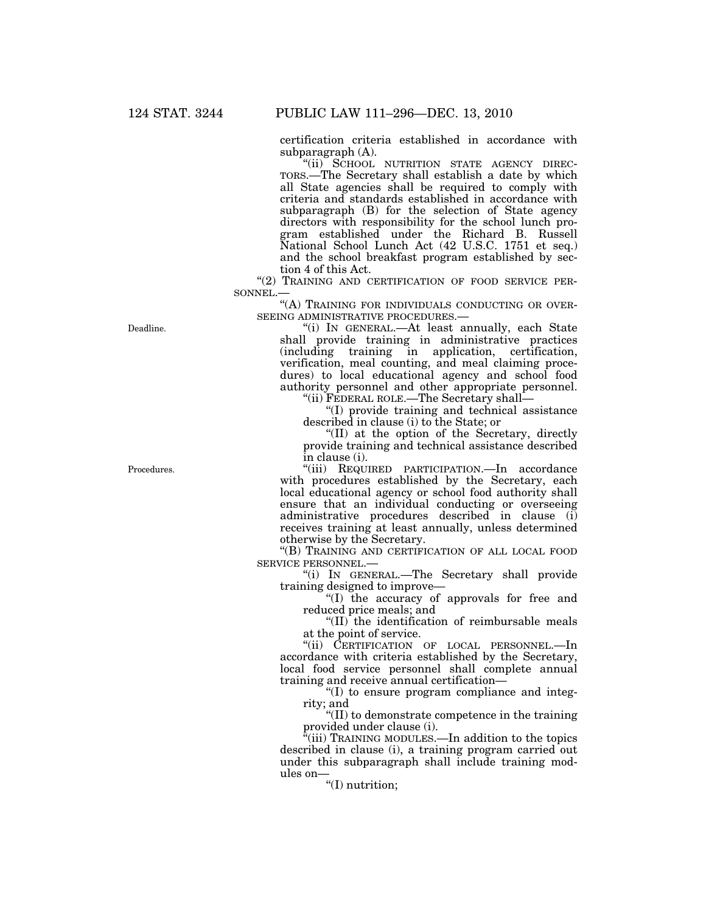certification criteria established in accordance with subparagraph (A).

"(ii) SCHOOL NUTRITION STATE AGENCY DIRECTORS.—The Secretary shall establish a date by which all State agencies shall be required to comply with criteria and standards established in accordance with subparagraph (B) for the selection of State agency directors with responsibility for the school lunch program established under the Richard B. Russell National School Lunch Act (42 U.S.C. 1751 et seq.) and the school breakfast program established by section 4 of this Act.

"(2) TRAINING AND CERTIFICATION OF FOOD SERVICE PERSONNEL.—

"(A) TRAINING FOR INDIVIDUALS CONDUCTING OR OVERSEEING ADMINISTRATIVE PROCEDURES.—

Deadline.

"(i) IN GENERAL.—At least annually, each State shall provide training in administrative practices (including training in application, certification, verification, meal counting, and meal claiming procedures) to local educational agency and school food authority personnel and other appropriate personnel.

"(ii) FEDERAL ROLE.—The Secretary shall—

"(I) provide training and technical assistance described in clause (i) to the State; or

"(II) at the option of the Secretary, directly provide training and technical assistance described in clause (i).

Procedures.

"(iii) REQUIRED PARTICIPATION.—In accordance with procedures established by the Secretary, each local educational agency or school food authority shall ensure that an individual conducting or overseeing administrative procedures described in clause (i) receives training at least annually, unless determined otherwise by the Secretary.

"(B) TRAINING AND CERTIFICATION OF ALL LOCAL FOOD SERVICE PERSONNEL.—

"(i) IN GENERAL.—The Secretary shall provide training designed to improve—

"(I) the accuracy of approvals for free and reduced price meals; and

"(II) the identification of reimbursable meals at the point of service.

"(ii) CERTIFICATION OF LOCAL PERSONNEL.—In accordance with criteria established by the Secretary, local food service personnel shall complete annual training and receive annual certification—

"(I) to ensure program compliance and integrity; and

"(II) to demonstrate competence in the training provided under clause (i).

"(iii) TRAINING MODULES.—In addition to the topics described in clause (i), a training program carried out under this subparagraph shall include training modules on—

"(I) nutrition;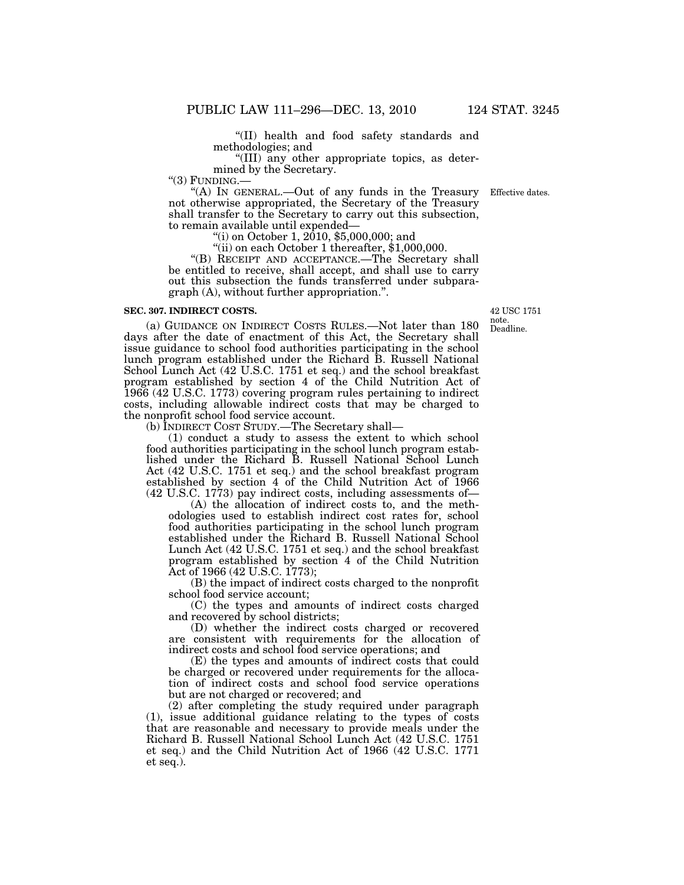"(II) health and food safety standards and methodologies; and

"(III) any other appropriate topics, as determined by the Secretary.

"(3) FUNDING.—

"(A) IN GENERAL.—Out of any funds in the Treasury not otherwise appropriated, the Secretary of the Treasury shall transfer to the Secretary to carry out this subsection, to remain available until expended—

Effective dates.

"(i) on October 1, 2010, $5,000,000; and

"(ii) on each October 1 thereafter, $1,000,000.

"(B) RECEIPT AND ACCEPTANCE.—The Secretary shall be entitled to receive, shall accept, and shall use to carry out this subsection the funds transferred under subparagraph (A), without further appropriation.".

**SEC. 307. INDIRECT COSTS.**

42 USC 1751 note.
Deadline.

(a) GUIDANCE ON INDIRECT COSTS RULES.—Not later than 180 days after the date of enactment of this Act, the Secretary shall issue guidance to school food authorities participating in the school lunch program established under the Richard B. Russell National School Lunch Act (42 U.S.C. 1751 et seq.) and the school breakfast program established by section 4 of the Child Nutrition Act of 1966 (42 U.S.C. 1773) covering program rules pertaining to indirect costs, including allowable indirect costs that may be charged to the nonprofit school food service account.

(b) INDIRECT COST STUDY.—The Secretary shall—

(1) conduct a study to assess the extent to which school food authorities participating in the school lunch program established under the Richard B. Russell National School Lunch Act (42 U.S.C. 1751 et seq.) and the school breakfast program established by section 4 of the Child Nutrition Act of 1966 (42 U.S.C. 1773) pay indirect costs, including assessments of—

(A) the allocation of indirect costs to, and the methodologies used to establish indirect cost rates for, school food authorities participating in the school lunch program established under the Richard B. Russell National School Lunch Act (42 U.S.C. 1751 et seq.) and the school breakfast program established by section 4 of the Child Nutrition Act of 1966 (42 U.S.C. 1773);

(B) the impact of indirect costs charged to the nonprofit school food service account;

(C) the types and amounts of indirect costs charged and recovered by school districts;

(D) whether the indirect costs charged or recovered are consistent with requirements for the allocation of indirect costs and school food service operations; and

(E) the types and amounts of indirect costs that could be charged or recovered under requirements for the allocation of indirect costs and school food service operations but are not charged or recovered; and

(2) after completing the study required under paragraph (1), issue additional guidance relating to the types of costs that are reasonable and necessary to provide meals under the Richard B. Russell National School Lunch Act (42 U.S.C. 1751 et seq.) and the Child Nutrition Act of 1966 (42 U.S.C. 1771 et seq.).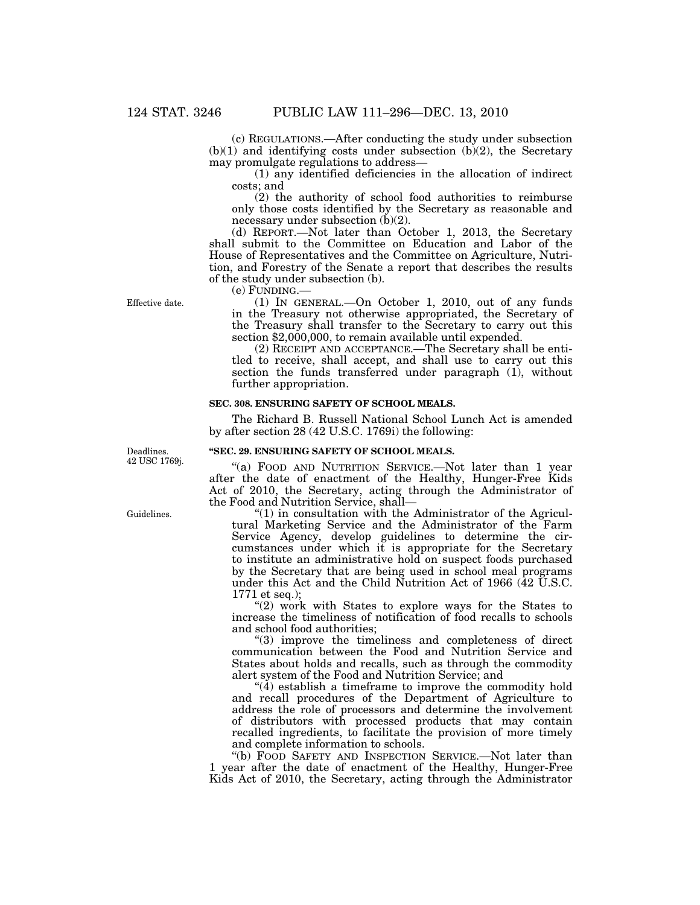(c) REGULATIONS.—After conducting the study under subsection (b)(1) and identifying costs under subsection (b)(2), the Secretary may promulgate regulations to address—

(1) any identified deficiencies in the allocation of indirect costs; and

(2) the authority of school food authorities to reimburse only those costs identified by the Secretary as reasonable and necessary under subsection (b)(2).

(d) REPORT.—Not later than October 1, 2013, the Secretary shall submit to the Committee on Education and Labor of the House of Representatives and the Committee on Agriculture, Nutrition, and Forestry of the Senate a report that describes the results of the study under subsection (b).

(e) FUNDING.—

Effective date.

(1) IN GENERAL.—On October 1, 2010, out of any funds in the Treasury not otherwise appropriated, the Secretary of the Treasury shall transfer to the Secretary to carry out this section $2,000,000, to remain available until expended.

(2) RECEIPT AND ACCEPTANCE.—The Secretary shall be entitled to receive, shall accept, and shall use to carry out this section the funds transferred under paragraph (1), without further appropriation.

**SEC. 308. ENSURING SAFETY OF SCHOOL MEALS.**

The Richard B. Russell National School Lunch Act is amended by after section 28 (42 U.S.C. 1769i) the following:

Deadlines. 42 USC 1769j.

**"SEC. 29. ENSURING SAFETY OF SCHOOL MEALS.**

"(a) FOOD AND NUTRITION SERVICE.—Not later than 1 year after the date of enactment of the Healthy, Hunger-Free Kids Act of 2010, the Secretary, acting through the Administrator of the Food and Nutrition Service, shall—

Guidelines.

"(1) in consultation with the Administrator of the Agricultural Marketing Service and the Administrator of the Farm Service Agency, develop guidelines to determine the circumstances under which it is appropriate for the Secretary to institute an administrative hold on suspect foods purchased by the Secretary that are being used in school meal programs under this Act and the Child Nutrition Act of 1966 (42 U.S.C. 1771 et seq.);

"(2) work with States to explore ways for the States to increase the timeliness of notification of food recalls to schools and school food authorities;

"(3) improve the timeliness and completeness of direct communication between the Food and Nutrition Service and States about holds and recalls, such as through the commodity alert system of the Food and Nutrition Service; and

"(4) establish a timeframe to improve the commodity hold and recall procedures of the Department of Agriculture to address the role of processors and determine the involvement of distributors with processed products that may contain recalled ingredients, to facilitate the provision of more timely and complete information to schools.

"(b) FOOD SAFETY AND INSPECTION SERVICE.—Not later than 1 year after the date of enactment of the Healthy, Hunger-Free Kids Act of 2010, the Secretary, acting through the Administrator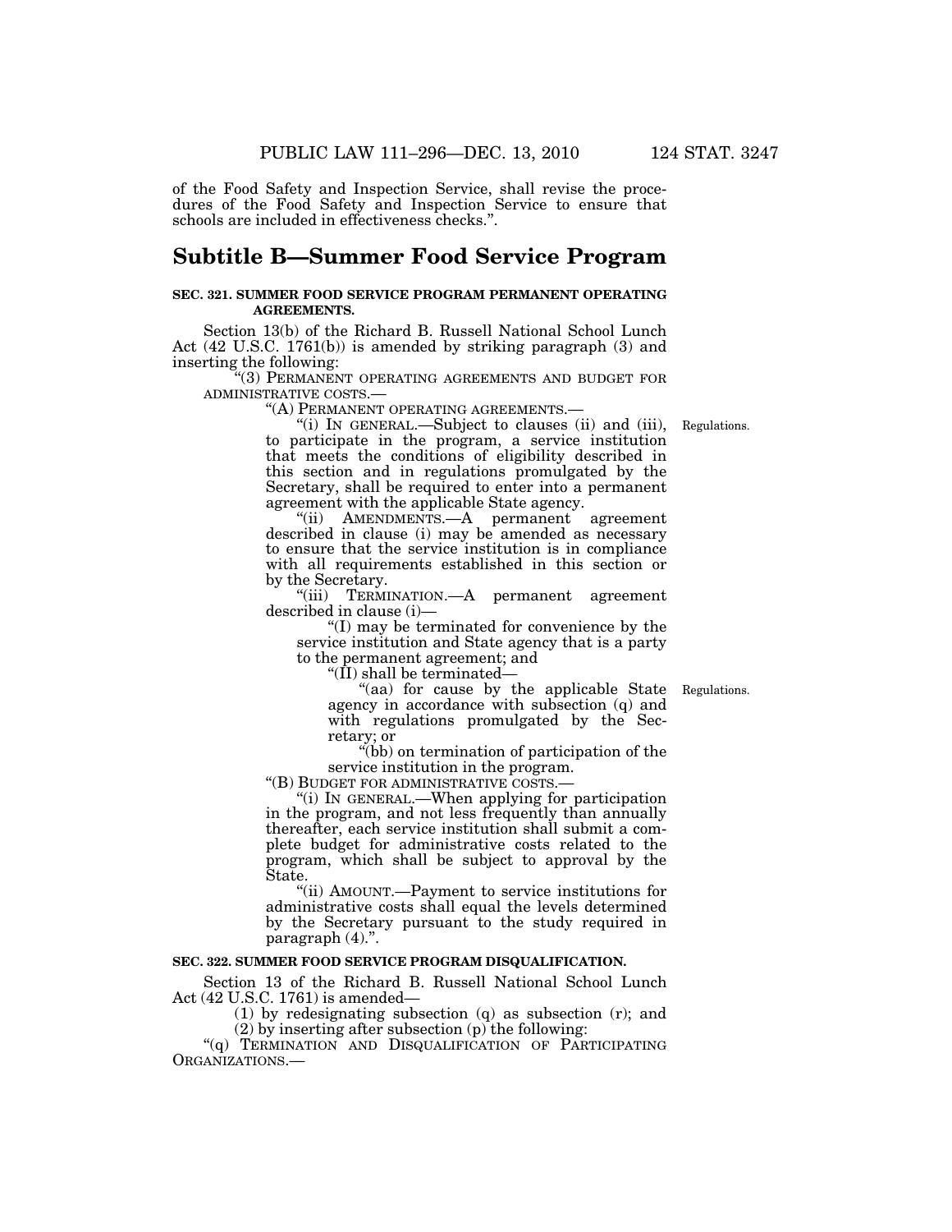of the Food Safety and Inspection Service, shall revise the procedures of the Food Safety and Inspection Service to ensure that schools are included in effectiveness checks.".

## Subtitle B—Summer Food Service Program

**SEC. 321. SUMMER FOOD SERVICE PROGRAM PERMANENT OPERATING AGREEMENTS.**

Section 13(b) of the Richard B. Russell National School Lunch Act (42 U.S.C. 1761(b)) is amended by striking paragraph (3) and inserting the following:

"(3) PERMANENT OPERATING AGREEMENTS AND BUDGET FOR ADMINISTRATIVE COSTS.—

"(A) PERMANENT OPERATING AGREEMENTS.—

"(i) IN GENERAL.—Subject to clauses (ii) and (iii), to participate in the program, a service institution that meets the conditions of eligibility described in this section and in regulations promulgated by the Secretary, shall be required to enter into a permanent agreement with the applicable State agency.

Regulations.

"(ii) AMENDMENTS.—A permanent agreement described in clause (i) may be amended as necessary to ensure that the service institution is in compliance with all requirements established in this section or by the Secretary.

"(iii) TERMINATION.—A permanent agreement described in clause (i)—

"(I) may be terminated for convenience by the service institution and State agency that is a party to the permanent agreement; and

"(II) shall be terminated—

"(aa) for cause by the applicable State agency in accordance with subsection (q) and with regulations promulgated by the Secretary; or

Regulations.

"(bb) on termination of participation of the service institution in the program.

"(B) BUDGET FOR ADMINISTRATIVE COSTS.—

"(i) IN GENERAL.—When applying for participation in the program, and not less frequently than annually thereafter, each service institution shall submit a complete budget for administrative costs related to the program, which shall be subject to approval by the State.

"(ii) AMOUNT.—Payment to service institutions for administrative costs shall equal the levels determined by the Secretary pursuant to the study required in paragraph (4).".

**SEC. 322. SUMMER FOOD SERVICE PROGRAM DISQUALIFICATION.**

Section 13 of the Richard B. Russell National School Lunch Act (42 U.S.C. 1761) is amended—

(1) by redesignating subsection (q) as subsection (r); and

(2) by inserting after subsection (p) the following:

"(q) TERMINATION AND DISQUALIFICATION OF PARTICIPATING ORGANIZATIONS.—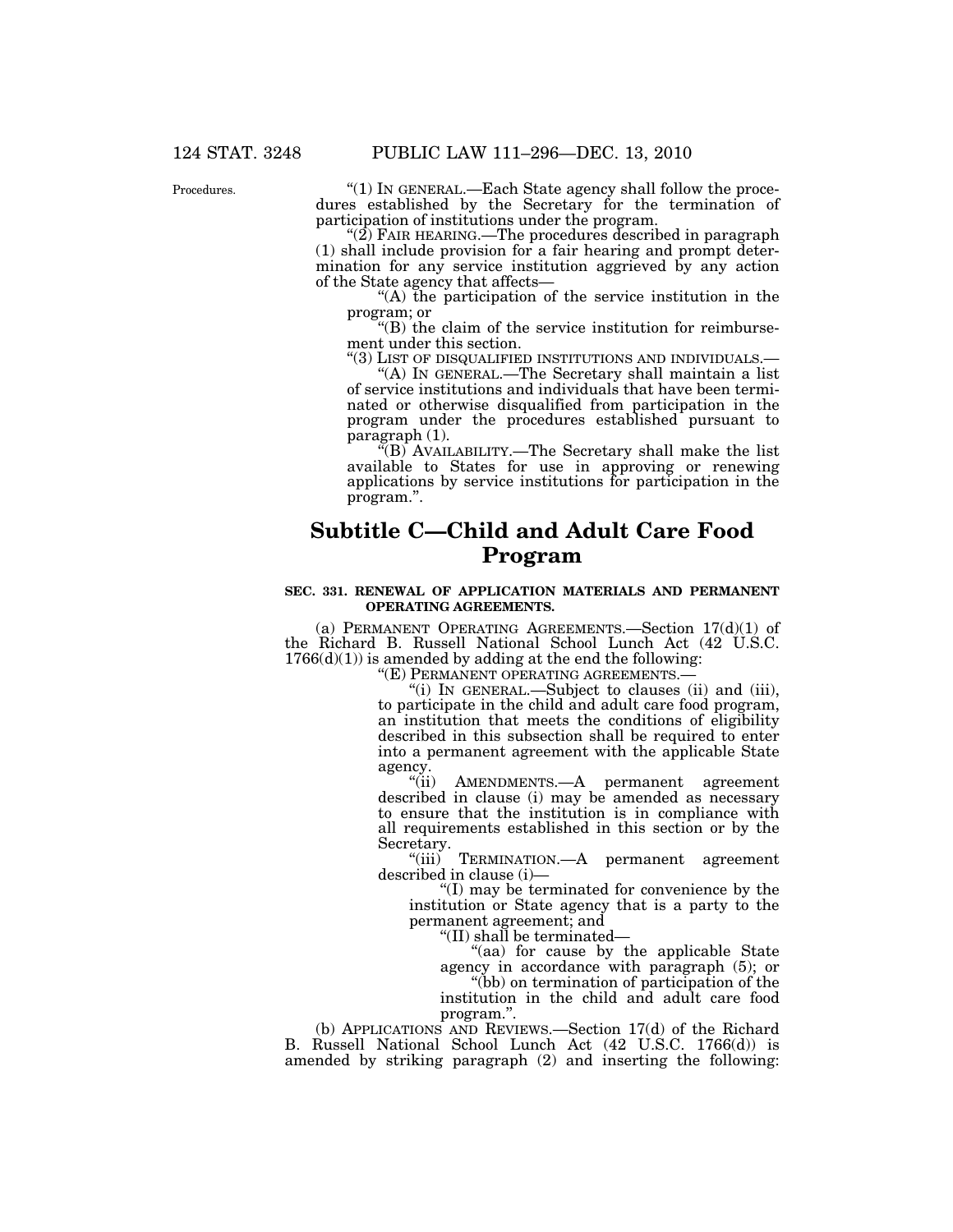Procedures.

"(1) IN GENERAL.—Each State agency shall follow the procedures established by the Secretary for the termination of participation of institutions under the program.

"(2) FAIR HEARING.—The procedures described in paragraph (1) shall include provision for a fair hearing and prompt determination for any service institution aggrieved by any action of the State agency that affects—

"(A) the participation of the service institution in the program; or

"(B) the claim of the service institution for reimbursement under this section.

"(3) LIST OF DISQUALIFIED INSTITUTIONS AND INDIVIDUALS.—

"(A) IN GENERAL.—The Secretary shall maintain a list of service institutions and individuals that have been terminated or otherwise disqualified from participation in the program under the procedures established pursuant to paragraph (1).

"(B) AVAILABILITY.—The Secretary shall make the list available to States for use in approving or renewing applications by service institutions for participation in the program.".

## Subtitle C—Child and Adult Care Food Program

### SEC. 331. RENEWAL OF APPLICATION MATERIALS AND PERMANENT OPERATING AGREEMENTS.

(a) PERMANENT OPERATING AGREEMENTS.—Section 17(d)(1) of the Richard B. Russell National School Lunch Act (42 U.S.C. 1766(d)(1)) is amended by adding at the end the following:

"(E) PERMANENT OPERATING AGREEMENTS.—

"(i) IN GENERAL.—Subject to clauses (ii) and (iii), to participate in the child and adult care food program, an institution that meets the conditions of eligibility described in this subsection shall be required to enter into a permanent agreement with the applicable State agency.

"(ii) AMENDMENTS.—A permanent agreement described in clause (i) may be amended as necessary to ensure that the institution is in compliance with all requirements established in this section or by the Secretary.

"(iii) TERMINATION.—A permanent agreement described in clause (i)—

"(I) may be terminated for convenience by the institution or State agency that is a party to the permanent agreement; and

"(II) shall be terminated—

"(aa) for cause by the applicable State agency in accordance with paragraph (5); or

"(bb) on termination of participation of the institution in the child and adult care food program.".

(b) APPLICATIONS AND REVIEWS.—Section 17(d) of the Richard B. Russell National School Lunch Act (42 U.S.C. 1766(d)) is amended by striking paragraph (2) and inserting the following: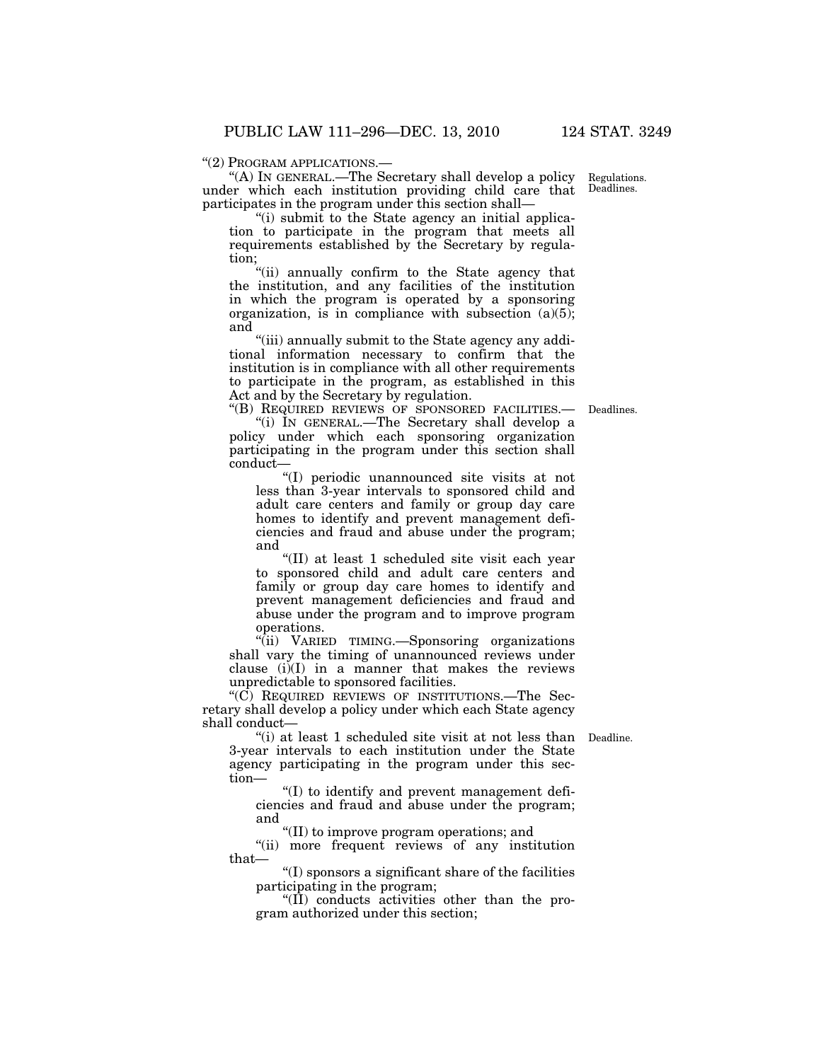"(2) PROGRAM APPLICATIONS.—

"(A) IN GENERAL.—The Secretary shall develop a policy under which each institution providing child care that participates in the program under this section shall—

Regulations. Deadlines.

"(i) submit to the State agency an initial application to participate in the program that meets all requirements established by the Secretary by regulation;

"(ii) annually confirm to the State agency that the institution, and any facilities of the institution in which the program is operated by a sponsoring organization, is in compliance with subsection (a)(5); and

"(iii) annually submit to the State agency any additional information necessary to confirm that the institution is in compliance with all other requirements to participate in the program, as established in this Act and by the Secretary by regulation.

"(B) REQUIRED REVIEWS OF SPONSORED FACILITIES.—

Deadlines.

"(i) IN GENERAL.—The Secretary shall develop a policy under which each sponsoring organization participating in the program under this section shall conduct—

"(I) periodic unannounced site visits at not less than 3-year intervals to sponsored child and adult care centers and family or group day care homes to identify and prevent management deficiencies and fraud and abuse under the program; and

"(II) at least 1 scheduled site visit each year to sponsored child and adult care centers and family or group day care homes to identify and prevent management deficiencies and fraud and abuse under the program and to improve program operations.

"(ii) VARIED TIMING.—Sponsoring organizations shall vary the timing of unannounced reviews under clause (i)(I) in a manner that makes the reviews unpredictable to sponsored facilities.

"(C) REQUIRED REVIEWS OF INSTITUTIONS.—The Secretary shall develop a policy under which each State agency shall conduct—

"(i) at least 1 scheduled site visit at not less than 3-year intervals to each institution under the State agency participating in the program under this section—

Deadline.

"(I) to identify and prevent management deficiencies and fraud and abuse under the program; and

"(II) to improve program operations; and

"(ii) more frequent reviews of any institution that—

"(I) sponsors a significant share of the facilities participating in the program;

"(II) conducts activities other than the program authorized under this section;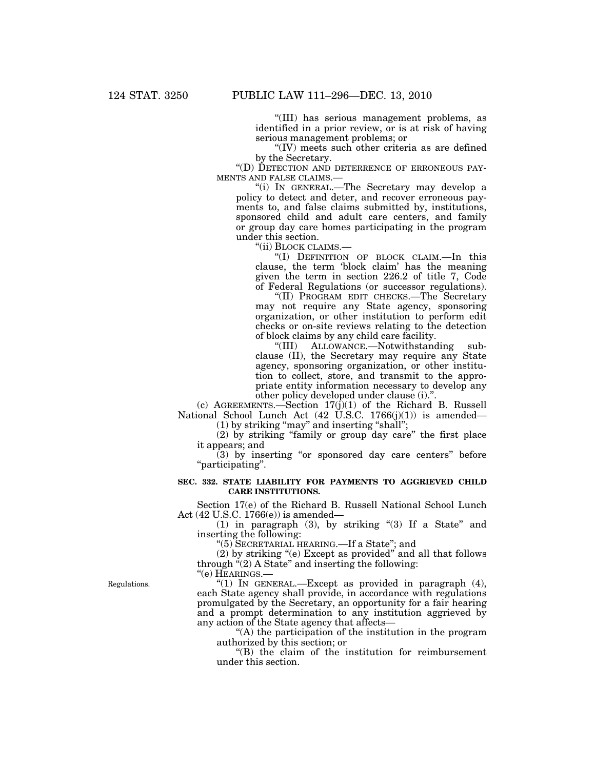"(III) has serious management problems, as identified in a prior review, or is at risk of having serious management problems; or

"(IV) meets such other criteria as are defined by the Secretary.

"(D) DETECTION AND DETERRENCE OF ERRONEOUS PAYMENTS AND FALSE CLAIMS.—

"(i) IN GENERAL.—The Secretary may develop a policy to detect and deter, and recover erroneous payments to, and false claims submitted by, institutions, sponsored child and adult care centers, and family or group day care homes participating in the program under this section.

"(ii) BLOCK CLAIMS.—

"(I) DEFINITION OF BLOCK CLAIM.—In this clause, the term 'block claim' has the meaning given the term in section 226.2 of title 7, Code of Federal Regulations (or successor regulations).

"(II) PROGRAM EDIT CHECKS.—The Secretary may not require any State agency, sponsoring organization, or other institution to perform edit checks or on-site reviews relating to the detection of block claims by any child care facility.

"(III) ALLOWANCE.—Notwithstanding subclause (II), the Secretary may require any State agency, sponsoring organization, or other institution to collect, store, and transmit to the appropriate entity information necessary to develop any other policy developed under clause (i).".

(c) AGREEMENTS.—Section 17(j)(1) of the Richard B. Russell National School Lunch Act (42 U.S.C. 1766(j)(1)) is amended—

(1) by striking "may" and inserting "shall";

(2) by striking "family or group day care" the first place it appears; and

(3) by inserting "or sponsored day care centers" before "participating".

**SEC. 332. STATE LIABILITY FOR PAYMENTS TO AGGRIEVED CHILD CARE INSTITUTIONS.**

Section 17(e) of the Richard B. Russell National School Lunch Act (42 U.S.C. 1766(e)) is amended—

(1) in paragraph (3), by striking "(3) If a State" and inserting the following:

"(5) SECRETARIAL HEARING.—If a State"; and

(2) by striking "(e) Except as provided" and all that follows through "(2) A State" and inserting the following:

"(e) HEARINGS.—

Regulations.

"(1) IN GENERAL.—Except as provided in paragraph (4), each State agency shall provide, in accordance with regulations promulgated by the Secretary, an opportunity for a fair hearing and a prompt determination to any institution aggrieved by any action of the State agency that affects—

"(A) the participation of the institution in the program authorized by this section; or

"(B) the claim of the institution for reimbursement under this section.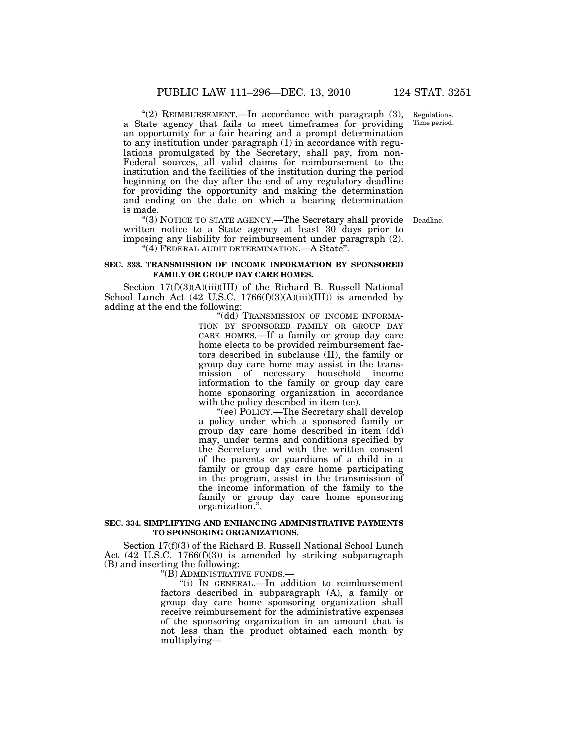"(2) REIMBURSEMENT.—In accordance with paragraph (3), a State agency that fails to meet timeframes for providing an opportunity for a fair hearing and a prompt determination to any institution under paragraph (1) in accordance with regulations promulgated by the Secretary, shall pay, from non-Federal sources, all valid claims for reimbursement to the institution and the facilities of the institution during the period beginning on the day after the end of any regulatory deadline for providing the opportunity and making the determination and ending on the date on which a hearing determination is made.

Regulations. Time period.

"(3) NOTICE TO STATE AGENCY.—The Secretary shall provide written notice to a State agency at least 30 days prior to imposing any liability for reimbursement under paragraph (2).

Deadline.

"(4) FEDERAL AUDIT DETERMINATION.—A State".

**SEC. 333. TRANSMISSION OF INCOME INFORMATION BY SPONSORED FAMILY OR GROUP DAY CARE HOMES.**

Section 17(f)(3)(A)(iii)(III) of the Richard B. Russell National School Lunch Act (42 U.S.C. 1766(f)(3)(A)(iii)(III)) is amended by adding at the end the following:

"(dd) TRANSMISSION OF INCOME INFORMATION BY SPONSORED FAMILY OR GROUP DAY CARE HOMES.—If a family or group day care home elects to be provided reimbursement factors described in subclause (II), the family or group day care home may assist in the transmission of necessary household income information to the family or group day care home sponsoring organization in accordance with the policy described in item (ee).

"(ee) POLICY.—The Secretary shall develop a policy under which a sponsored family or group day care home described in item (dd) may, under terms and conditions specified by the Secretary and with the written consent of the parents or guardians of a child in a family or group day care home participating in the program, assist in the transmission of the income information of the family to the family or group day care home sponsoring organization.".

**SEC. 334. SIMPLIFYING AND ENHANCING ADMINISTRATIVE PAYMENTS TO SPONSORING ORGANIZATIONS.**

Section 17(f)(3) of the Richard B. Russell National School Lunch Act (42 U.S.C. 1766(f)(3)) is amended by striking subparagraph (B) and inserting the following:

"(B) ADMINISTRATIVE FUNDS.—

"(i) IN GENERAL.—In addition to reimbursement factors described in subparagraph (A), a family or group day care home sponsoring organization shall receive reimbursement for the administrative expenses of the sponsoring organization in an amount that is not less than the product obtained each month by multiplying—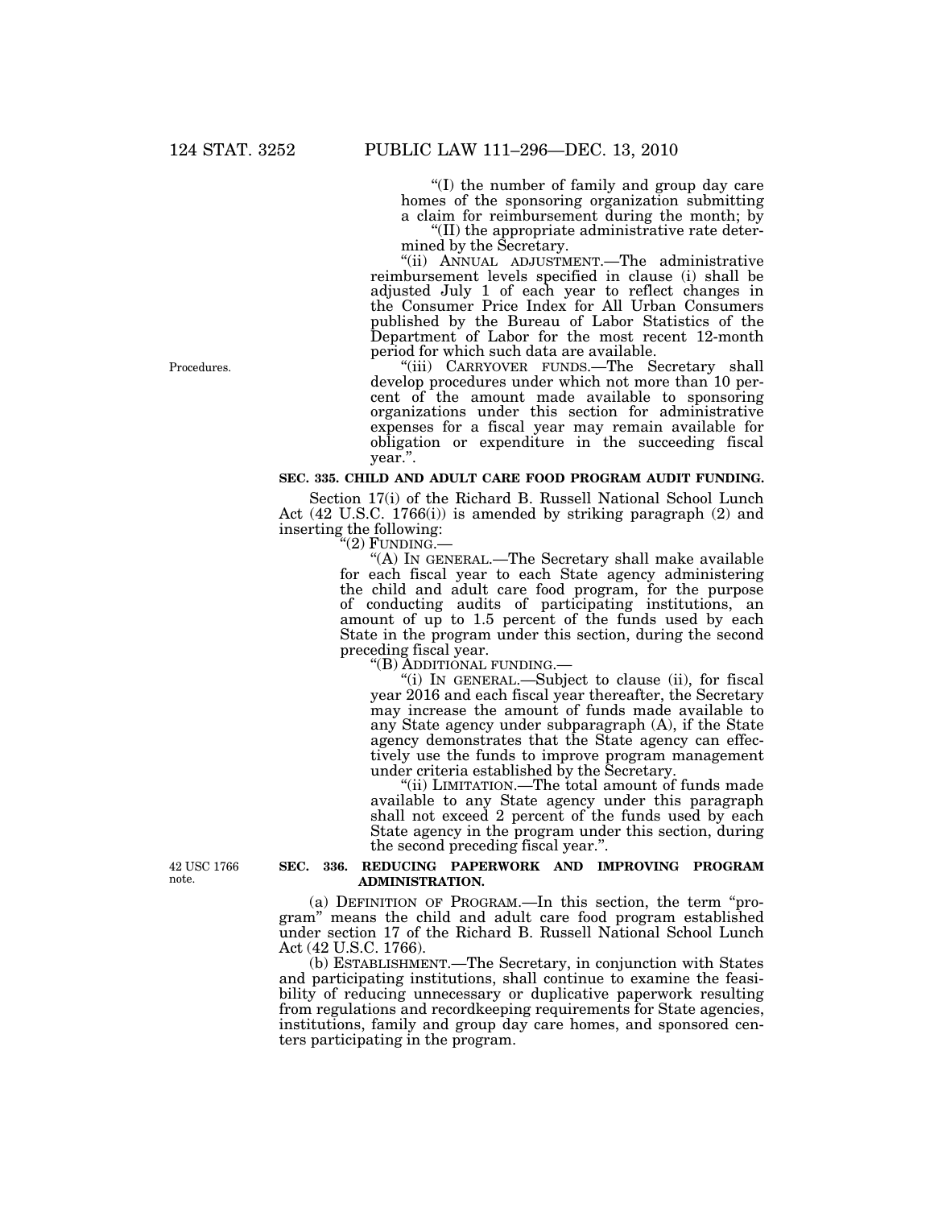"(I) the number of family and group day care homes of the sponsoring organization submitting a claim for reimbursement during the month; by

"(II) the appropriate administrative rate determined by the Secretary.

"(ii) ANNUAL ADJUSTMENT.—The administrative reimbursement levels specified in clause (i) shall be adjusted July 1 of each year to reflect changes in the Consumer Price Index for All Urban Consumers published by the Bureau of Labor Statistics of the Department of Labor for the most recent 12-month period for which such data are available.

Procedures.

"(iii) CARRYOVER FUNDS.—The Secretary shall develop procedures under which not more than 10 percent of the amount made available to sponsoring organizations under this section for administrative expenses for a fiscal year may remain available for obligation or expenditure in the succeeding fiscal year.".

**SEC. 335. CHILD AND ADULT CARE FOOD PROGRAM AUDIT FUNDING.**

Section 17(i) of the Richard B. Russell National School Lunch Act (42 U.S.C. 1766(i)) is amended by striking paragraph (2) and inserting the following:

"(2) FUNDING.—

"(A) IN GENERAL.—The Secretary shall make available for each fiscal year to each State agency administering the child and adult care food program, for the purpose of conducting audits of participating institutions, an amount of up to 1.5 percent of the funds used by each State in the program under this section, during the second preceding fiscal year.

"(B) ADDITIONAL FUNDING.—

"(i) IN GENERAL.—Subject to clause (ii), for fiscal year 2016 and each fiscal year thereafter, the Secretary may increase the amount of funds made available to any State agency under subparagraph (A), if the State agency demonstrates that the State agency can effectively use the funds to improve program management under criteria established by the Secretary.

"(ii) LIMITATION.—The total amount of funds made available to any State agency under this paragraph shall not exceed 2 percent of the funds used by each State agency in the program under this section, during the second preceding fiscal year.".

42 USC 1766 note.

**SEC. 336. REDUCING PAPERWORK AND IMPROVING PROGRAM ADMINISTRATION.**

(a) DEFINITION OF PROGRAM.—In this section, the term "program" means the child and adult care food program established under section 17 of the Richard B. Russell National School Lunch Act (42 U.S.C. 1766).

(b) ESTABLISHMENT.—The Secretary, in conjunction with States and participating institutions, shall continue to examine the feasibility of reducing unnecessary or duplicative paperwork resulting from regulations and recordkeeping requirements for State agencies, institutions, family and group day care homes, and sponsored centers participating in the program.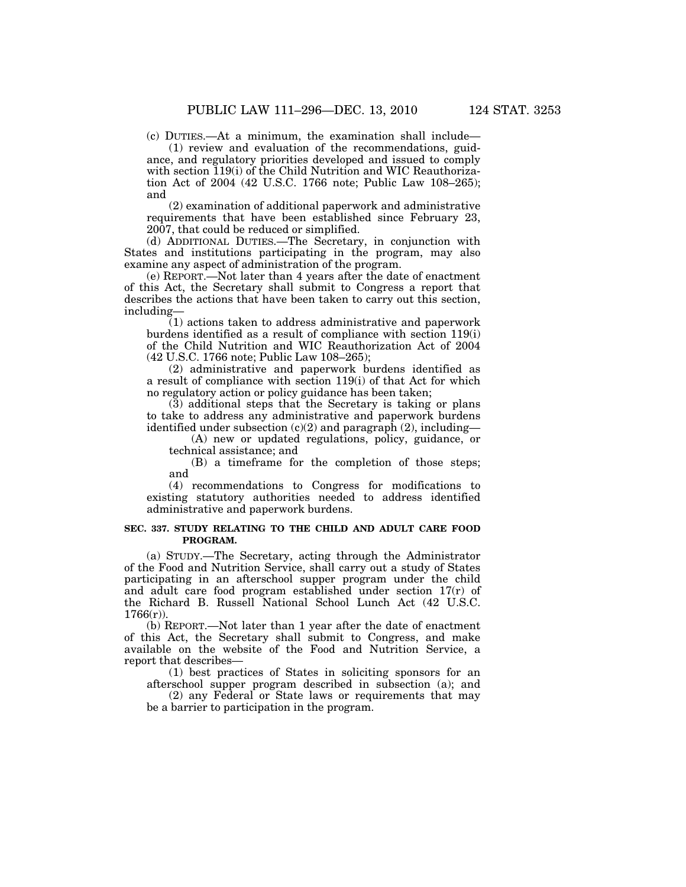(c) DUTIES.—At a minimum, the examination shall include—

(1) review and evaluation of the recommendations, guidance, and regulatory priorities developed and issued to comply with section 119(i) of the Child Nutrition and WIC Reauthorization Act of 2004 (42 U.S.C. 1766 note; Public Law 108–265); and

(2) examination of additional paperwork and administrative requirements that have been established since February 23, 2007, that could be reduced or simplified.

(d) ADDITIONAL DUTIES.—The Secretary, in conjunction with States and institutions participating in the program, may also examine any aspect of administration of the program.

(e) REPORT.—Not later than 4 years after the date of enactment of this Act, the Secretary shall submit to Congress a report that describes the actions that have been taken to carry out this section, including—

(1) actions taken to address administrative and paperwork burdens identified as a result of compliance with section 119(i) of the Child Nutrition and WIC Reauthorization Act of 2004 (42 U.S.C. 1766 note; Public Law 108–265);

(2) administrative and paperwork burdens identified as a result of compliance with section 119(i) of that Act for which no regulatory action or policy guidance has been taken;

(3) additional steps that the Secretary is taking or plans to take to address any administrative and paperwork burdens identified under subsection (c)(2) and paragraph (2), including—

(A) new or updated regulations, policy, guidance, or technical assistance; and

(B) a timeframe for the completion of those steps; and

(4) recommendations to Congress for modifications to existing statutory authorities needed to address identified administrative and paperwork burdens.

**SEC. 337. STUDY RELATING TO THE CHILD AND ADULT CARE FOOD PROGRAM.**

(a) STUDY.—The Secretary, acting through the Administrator of the Food and Nutrition Service, shall carry out a study of States participating in an afterschool supper program under the child and adult care food program established under section 17(r) of the Richard B. Russell National School Lunch Act (42 U.S.C. 1766(r)).

(b) REPORT.—Not later than 1 year after the date of enactment of this Act, the Secretary shall submit to Congress, and make available on the website of the Food and Nutrition Service, a report that describes—

(1) best practices of States in soliciting sponsors for an afterschool supper program described in subsection (a); and

(2) any Federal or State laws or requirements that may be a barrier to participation in the program.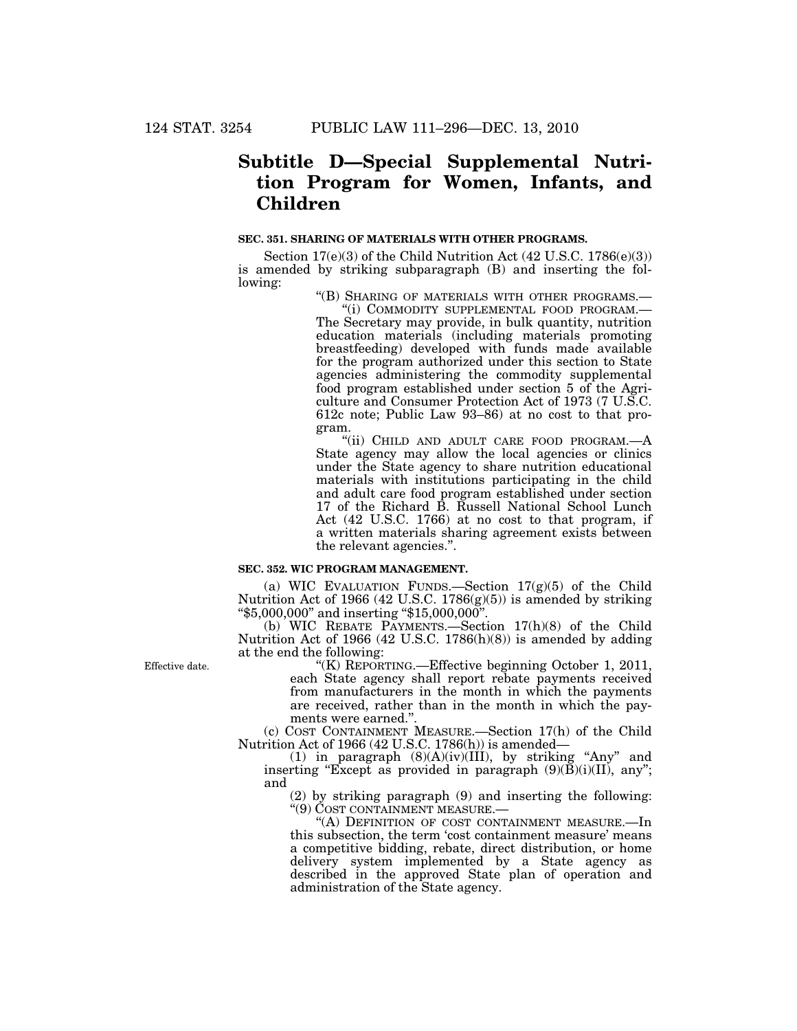# Subtitle D—Special Supplemental Nutrition Program for Women, Infants, and Children

**SEC. 351. SHARING OF MATERIALS WITH OTHER PROGRAMS.**

Section 17(e)(3) of the Child Nutrition Act (42 U.S.C. 1786(e)(3)) is amended by striking subparagraph (B) and inserting the following:

"(B) SHARING OF MATERIALS WITH OTHER PROGRAMS.—

"(i) COMMODITY SUPPLEMENTAL FOOD PROGRAM.—The Secretary may provide, in bulk quantity, nutrition education materials (including materials promoting breastfeeding) developed with funds made available for the program authorized under this section to State agencies administering the commodity supplemental food program established under section 5 of the Agriculture and Consumer Protection Act of 1973 (7 U.S.C. 612c note; Public Law 93–86) at no cost to that program.

"(ii) CHILD AND ADULT CARE FOOD PROGRAM.—A State agency may allow the local agencies or clinics under the State agency to share nutrition educational materials with institutions participating in the child and adult care food program established under section 17 of the Richard B. Russell National School Lunch Act (42 U.S.C. 1766) at no cost to that program, if a written materials sharing agreement exists between the relevant agencies.".

**SEC. 352. WIC PROGRAM MANAGEMENT.**

(a) WIC EVALUATION FUNDS.—Section 17(g)(5) of the Child Nutrition Act of 1966 (42 U.S.C. 1786(g)(5)) is amended by striking "$5,000,000" and inserting "$15,000,000".

(b) WIC REBATE PAYMENTS.—Section 17(h)(8) of the Child Nutrition Act of 1966 (42 U.S.C. 1786(h)(8)) is amended by adding at the end the following:

Effective date.

"(K) REPORTING.—Effective beginning October 1, 2011, each State agency shall report rebate payments received from manufacturers in the month in which the payments are received, rather than in the month in which the payments were earned.".

(c) COST CONTAINMENT MEASURE.—Section 17(h) of the Child Nutrition Act of 1966 (42 U.S.C. 1786(h)) is amended—

(1) in paragraph (8)(A)(iv)(III), by striking "Any" and inserting "Except as provided in paragraph (9)(B)(i)(II), any"; and

(2) by striking paragraph (9) and inserting the following:

"(9) COST CONTAINMENT MEASURE.—

"(A) DEFINITION OF COST CONTAINMENT MEASURE.—In this subsection, the term 'cost containment measure' means a competitive bidding, rebate, direct distribution, or home delivery system implemented by a State agency as described in the approved State plan of operation and administration of the State agency.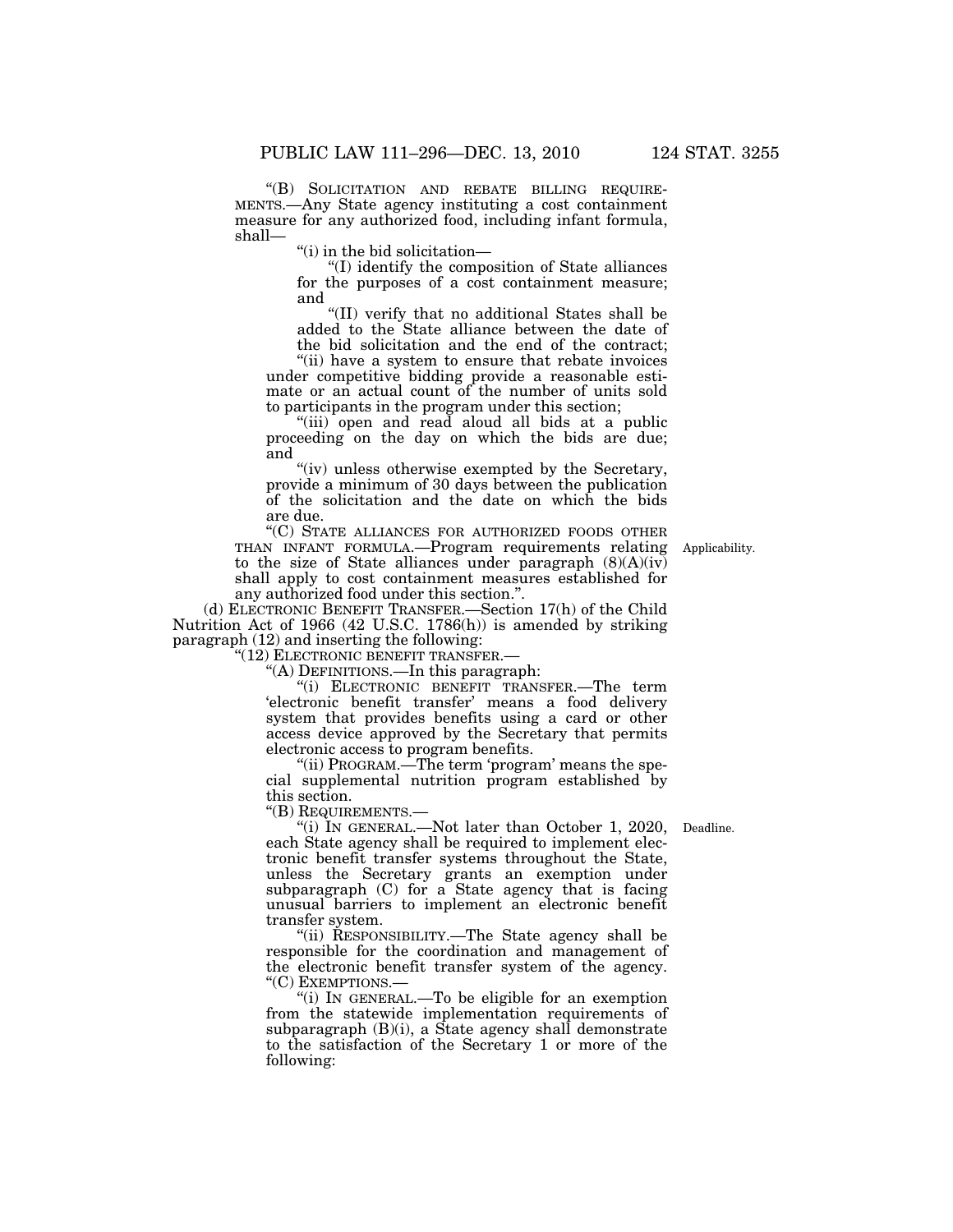"(B) SOLICITATION AND REBATE BILLING REQUIREMENTS.—Any State agency instituting a cost containment measure for any authorized food, including infant formula, shall—

"(i) in the bid solicitation—

"(I) identify the composition of State alliances for the purposes of a cost containment measure; and

"(II) verify that no additional States shall be added to the State alliance between the date of the bid solicitation and the end of the contract;

"(ii) have a system to ensure that rebate invoices under competitive bidding provide a reasonable estimate or an actual count of the number of units sold to participants in the program under this section;

"(iii) open and read aloud all bids at a public proceeding on the day on which the bids are due; and

"(iv) unless otherwise exempted by the Secretary, provide a minimum of 30 days between the publication of the solicitation and the date on which the bids are due.

"(C) STATE ALLIANCES FOR AUTHORIZED FOODS OTHER THAN INFANT FORMULA.—Program requirements relating to the size of State alliances under paragraph (8)(A)(iv) shall apply to cost containment measures established for any authorized food under this section.".

Applicability.

(d) ELECTRONIC BENEFIT TRANSFER.—Section 17(h) of the Child Nutrition Act of 1966 (42 U.S.C. 1786(h)) is amended by striking paragraph (12) and inserting the following:

"(12) ELECTRONIC BENEFIT TRANSFER.—

"(A) DEFINITIONS.—In this paragraph:

"(i) ELECTRONIC BENEFIT TRANSFER.—The term 'electronic benefit transfer' means a food delivery system that provides benefits using a card or other access device approved by the Secretary that permits electronic access to program benefits.

"(ii) PROGRAM.—The term 'program' means the special supplemental nutrition program established by this section.

"(B) REQUIREMENTS.—

"(i) IN GENERAL.—Not later than October 1, 2020, each State agency shall be required to implement electronic benefit transfer systems throughout the State, unless the Secretary grants an exemption under subparagraph (C) for a State agency that is facing unusual barriers to implement an electronic benefit transfer system.

Deadline.

"(ii) RESPONSIBILITY.—The State agency shall be responsible for the coordination and management of the electronic benefit transfer system of the agency.

"(C) EXEMPTIONS.—

"(i) IN GENERAL.—To be eligible for an exemption from the statewide implementation requirements of subparagraph (B)(i), a State agency shall demonstrate to the satisfaction of the Secretary 1 or more of the following: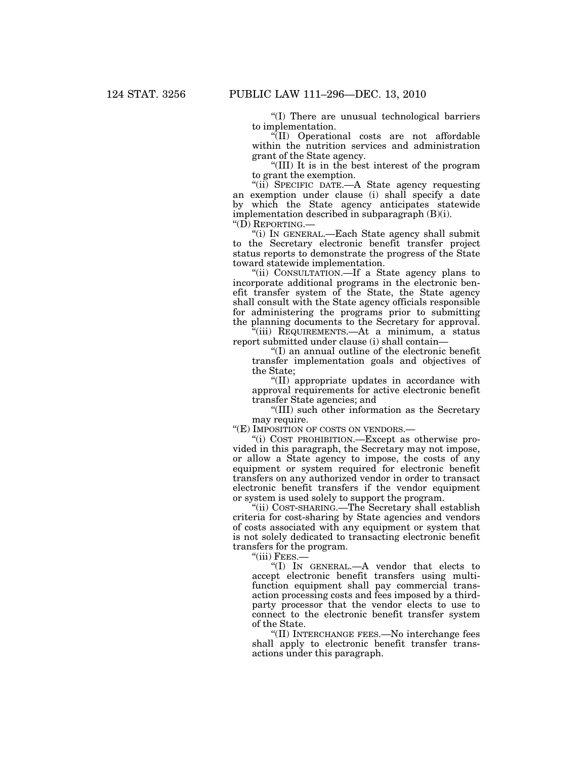"(I) There are unusual technological barriers to implementation.

"(II) Operational costs are not affordable within the nutrition services and administration grant of the State agency.

"(III) It is in the best interest of the program to grant the exemption.

"(ii) SPECIFIC DATE.—A State agency requesting an exemption under clause (i) shall specify a date by which the State agency anticipates statewide implementation described in subparagraph (B)(i).

"(D) REPORTING.—

"(i) IN GENERAL.—Each State agency shall submit to the Secretary electronic benefit transfer project status reports to demonstrate the progress of the State toward statewide implementation.

"(ii) CONSULTATION.—If a State agency plans to incorporate additional programs in the electronic benefit transfer system of the State, the State agency shall consult with the State agency officials responsible for administering the programs prior to submitting the planning documents to the Secretary for approval.

"(iii) REQUIREMENTS.—At a minimum, a status report submitted under clause (i) shall contain—

"(I) an annual outline of the electronic benefit transfer implementation goals and objectives of the State;

"(II) appropriate updates in accordance with approval requirements for active electronic benefit transfer State agencies; and

"(III) such other information as the Secretary may require.

"(E) IMPOSITION OF COSTS ON VENDORS.—

"(i) COST PROHIBITION.—Except as otherwise provided in this paragraph, the Secretary may not impose, or allow a State agency to impose, the costs of any equipment or system required for electronic benefit transfers on any authorized vendor in order to transact electronic benefit transfers if the vendor equipment or system is used solely to support the program.

"(ii) COST-SHARING.—The Secretary shall establish criteria for cost-sharing by State agencies and vendors of costs associated with any equipment or system that is not solely dedicated to transacting electronic benefit transfers for the program.

"(iii) FEES.—

"(I) IN GENERAL.—A vendor that elects to accept electronic benefit transfers using multi-function equipment shall pay commercial transaction processing costs and fees imposed by a third-party processor that the vendor elects to use to connect to the electronic benefit transfer system of the State.

"(II) INTERCHANGE FEES.—No interchange fees shall apply to electronic benefit transfer transactions under this paragraph.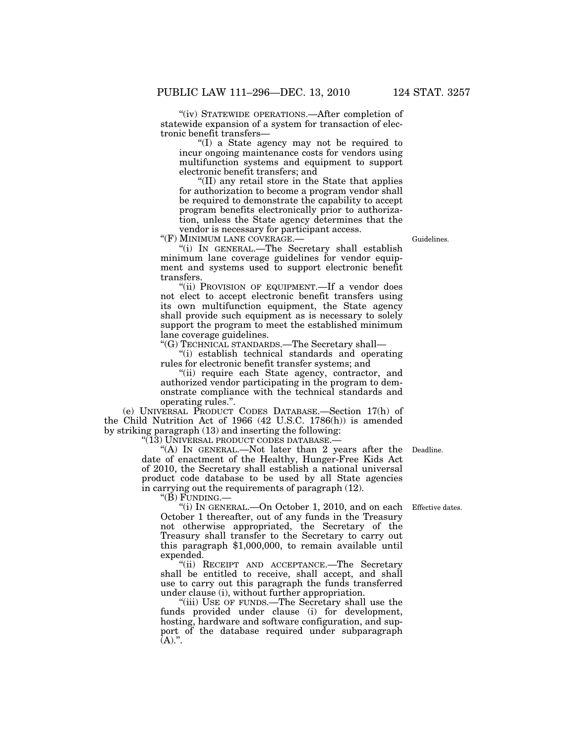"(iv) STATEWIDE OPERATIONS.—After completion of statewide expansion of a system for transaction of electronic benefit transfers—

"(I) a State agency may not be required to incur ongoing maintenance costs for vendors using multifunction systems and equipment to support electronic benefit transfers; and

"(II) any retail store in the State that applies for authorization to become a program vendor shall be required to demonstrate the capability to accept program benefits electronically prior to authorization, unless the State agency determines that the vendor is necessary for participant access.

"(F) MINIMUM LANE COVERAGE.—

Guidelines.

"(i) IN GENERAL.—The Secretary shall establish minimum lane coverage guidelines for vendor equipment and systems used to support electronic benefit transfers.

"(ii) PROVISION OF EQUIPMENT.—If a vendor does not elect to accept electronic benefit transfers using its own multifunction equipment, the State agency shall provide such equipment as is necessary to solely support the program to meet the established minimum lane coverage guidelines.

"(G) TECHNICAL STANDARDS.—The Secretary shall—

"(i) establish technical standards and operating rules for electronic benefit transfer systems; and

"(ii) require each State agency, contractor, and authorized vendor participating in the program to demonstrate compliance with the technical standards and operating rules.".

(e) UNIVERSAL PRODUCT CODES DATABASE.—Section 17(h) of the Child Nutrition Act of 1966 (42 U.S.C. 1786(h)) is amended by striking paragraph (13) and inserting the following:

"(13) UNIVERSAL PRODUCT CODES DATABASE.—

Deadline.

"(A) IN GENERAL.—Not later than 2 years after the date of enactment of the Healthy, Hunger-Free Kids Act of 2010, the Secretary shall establish a national universal product code database to be used by all State agencies in carrying out the requirements of paragraph (12).

"(B) FUNDING.—

Effective dates.

"(i) IN GENERAL.—On October 1, 2010, and on each October 1 thereafter, out of any funds in the Treasury not otherwise appropriated, the Secretary of the Treasury shall transfer to the Secretary to carry out this paragraph $1,000,000, to remain available until expended.

"(ii) RECEIPT AND ACCEPTANCE.—The Secretary shall be entitled to receive, shall accept, and shall use to carry out this paragraph the funds transferred under clause (i), without further appropriation.

"(iii) USE OF FUNDS.—The Secretary shall use the funds provided under clause (i) for development, hosting, hardware and software configuration, and support of the database required under subparagraph (A).".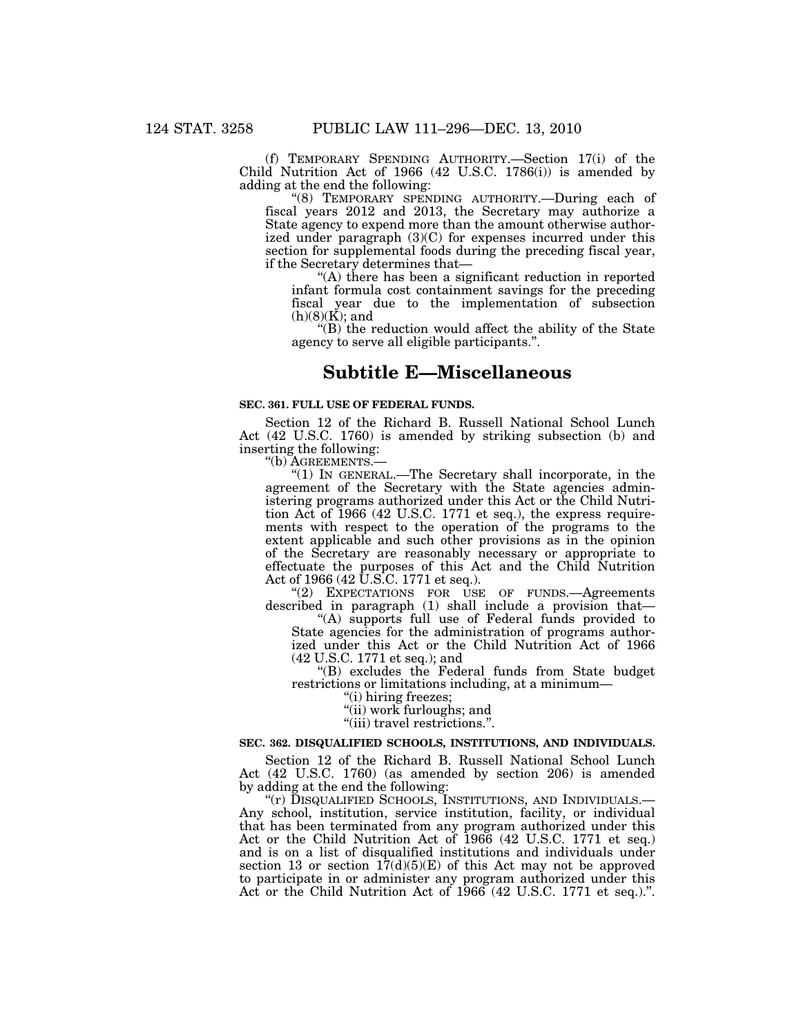(f) TEMPORARY SPENDING AUTHORITY.—Section 17(i) of the Child Nutrition Act of 1966 (42 U.S.C. 1786(i)) is amended by adding at the end the following:

"(8) TEMPORARY SPENDING AUTHORITY.—During each of fiscal years 2012 and 2013, the Secretary may authorize a State agency to expend more than the amount otherwise authorized under paragraph (3)(C) for expenses incurred under this section for supplemental foods during the preceding fiscal year, if the Secretary determines that—

"(A) there has been a significant reduction in reported infant formula cost containment savings for the preceding fiscal year due to the implementation of subsection (h)(8)(K); and

"(B) the reduction would affect the ability of the State agency to serve all eligible participants.".

## Subtitle E—Miscellaneous

### SEC. 361. FULL USE OF FEDERAL FUNDS.

Section 12 of the Richard B. Russell National School Lunch Act (42 U.S.C. 1760) is amended by striking subsection (b) and inserting the following:

"(b) AGREEMENTS.—

"(1) IN GENERAL.—The Secretary shall incorporate, in the agreement of the Secretary with the State agencies administering programs authorized under this Act or the Child Nutrition Act of 1966 (42 U.S.C. 1771 et seq.), the express requirements with respect to the operation of the programs to the extent applicable and such other provisions as in the opinion of the Secretary are reasonably necessary or appropriate to effectuate the purposes of this Act and the Child Nutrition Act of 1966 (42 U.S.C. 1771 et seq.).

"(2) EXPECTATIONS FOR USE OF FUNDS.—Agreements described in paragraph (1) shall include a provision that—

"(A) supports full use of Federal funds provided to State agencies for the administration of programs authorized under this Act or the Child Nutrition Act of 1966 (42 U.S.C. 1771 et seq.); and

"(B) excludes the Federal funds from State budget restrictions or limitations including, at a minimum—

"(i) hiring freezes;

"(ii) work furloughs; and

"(iii) travel restrictions.".

### SEC. 362. DISQUALIFIED SCHOOLS, INSTITUTIONS, AND INDIVIDUALS.

Section 12 of the Richard B. Russell National School Lunch Act (42 U.S.C. 1760) (as amended by section 206) is amended by adding at the end the following:

"(r) DISQUALIFIED SCHOOLS, INSTITUTIONS, AND INDIVIDUALS.—Any school, institution, service institution, facility, or individual that has been terminated from any program authorized under this Act or the Child Nutrition Act of 1966 (42 U.S.C. 1771 et seq.) and is on a list of disqualified institutions and individuals under section 13 or section 17(d)(5)(E) of this Act may not be approved to participate in or administer any program authorized under this Act or the Child Nutrition Act of 1966 (42 U.S.C. 1771 et seq.).".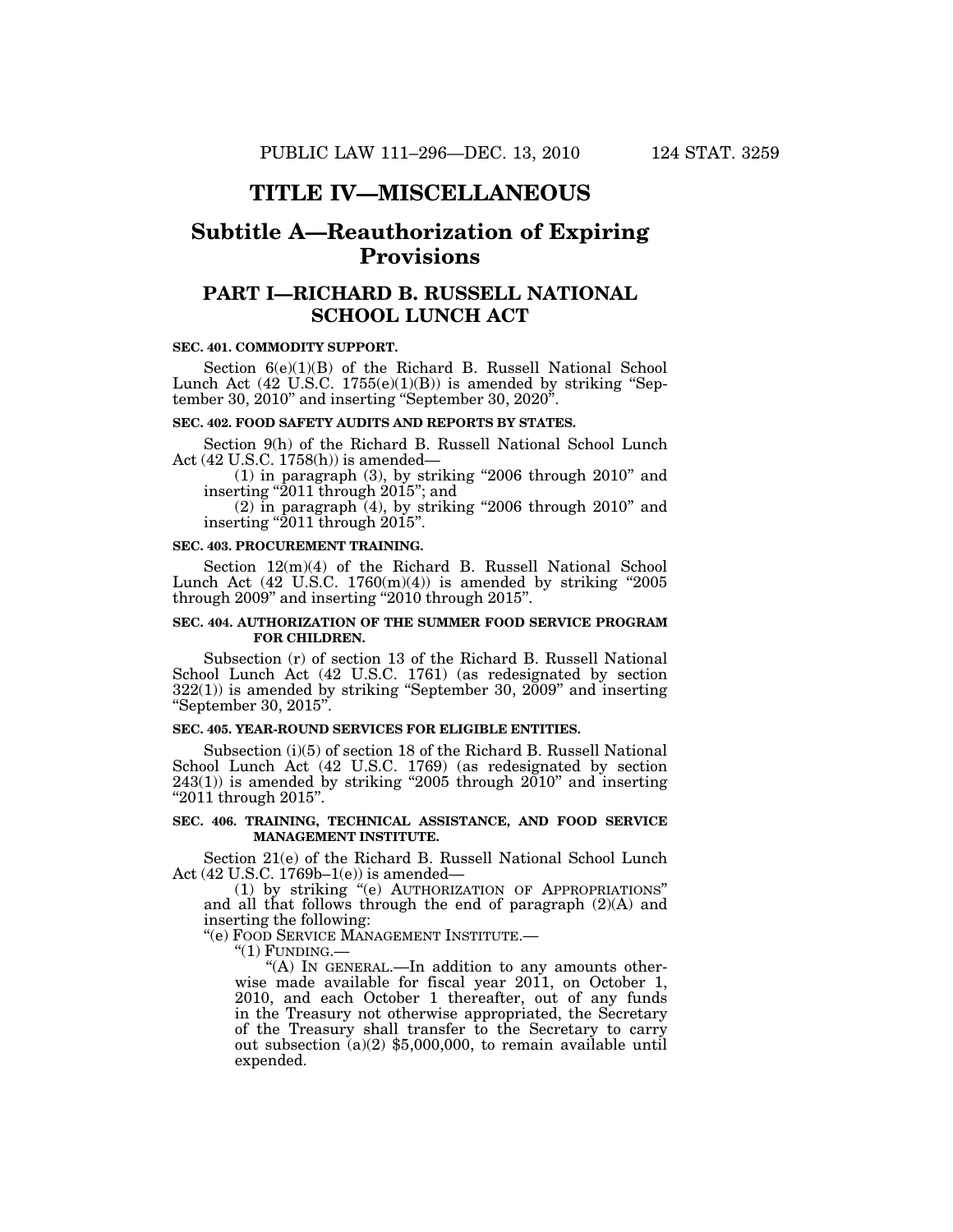# TITLE IV—MISCELLANEOUS

## Subtitle A—Reauthorization of Expiring Provisions

### PART I—RICHARD B. RUSSELL NATIONAL SCHOOL LUNCH ACT

**SEC. 401. COMMODITY SUPPORT.**

Section 6(e)(1)(B) of the Richard B. Russell National School Lunch Act (42 U.S.C. 1755(e)(1)(B)) is amended by striking "September 30, 2010" and inserting "September 30, 2020".

**SEC. 402. FOOD SAFETY AUDITS AND REPORTS BY STATES.**

Section 9(h) of the Richard B. Russell National School Lunch Act (42 U.S.C. 1758(h)) is amended—

(1) in paragraph (3), by striking "2006 through 2010" and inserting "2011 through 2015"; and

(2) in paragraph (4), by striking "2006 through 2010" and inserting "2011 through 2015".

**SEC. 403. PROCUREMENT TRAINING.**

Section 12(m)(4) of the Richard B. Russell National School Lunch Act (42 U.S.C. 1760(m)(4)) is amended by striking "2005 through 2009" and inserting "2010 through 2015".

**SEC. 404. AUTHORIZATION OF THE SUMMER FOOD SERVICE PROGRAM FOR CHILDREN.**

Subsection (r) of section 13 of the Richard B. Russell National School Lunch Act (42 U.S.C. 1761) (as redesignated by section 322(1)) is amended by striking "September 30, 2009" and inserting "September 30, 2015".

**SEC. 405. YEAR-ROUND SERVICES FOR ELIGIBLE ENTITIES.**

Subsection (i)(5) of section 18 of the Richard B. Russell National School Lunch Act (42 U.S.C. 1769) (as redesignated by section 243(1)) is amended by striking "2005 through 2010" and inserting "2011 through 2015".

**SEC. 406. TRAINING, TECHNICAL ASSISTANCE, AND FOOD SERVICE MANAGEMENT INSTITUTE.**

Section 21(e) of the Richard B. Russell National School Lunch Act (42 U.S.C. 1769b–1(e)) is amended—

(1) by striking "(e) AUTHORIZATION OF APPROPRIATIONS" and all that follows through the end of paragraph (2)(A) and inserting the following:

"(e) FOOD SERVICE MANAGEMENT INSTITUTE.—

"(1) FUNDING.—

"(A) IN GENERAL.—In addition to any amounts otherwise made available for fiscal year 2011, on October 1, 2010, and each October 1 thereafter, out of any funds in the Treasury not otherwise appropriated, the Secretary of the Treasury shall transfer to the Secretary to carry out subsection (a)(2) $5,000,000, to remain available until expended.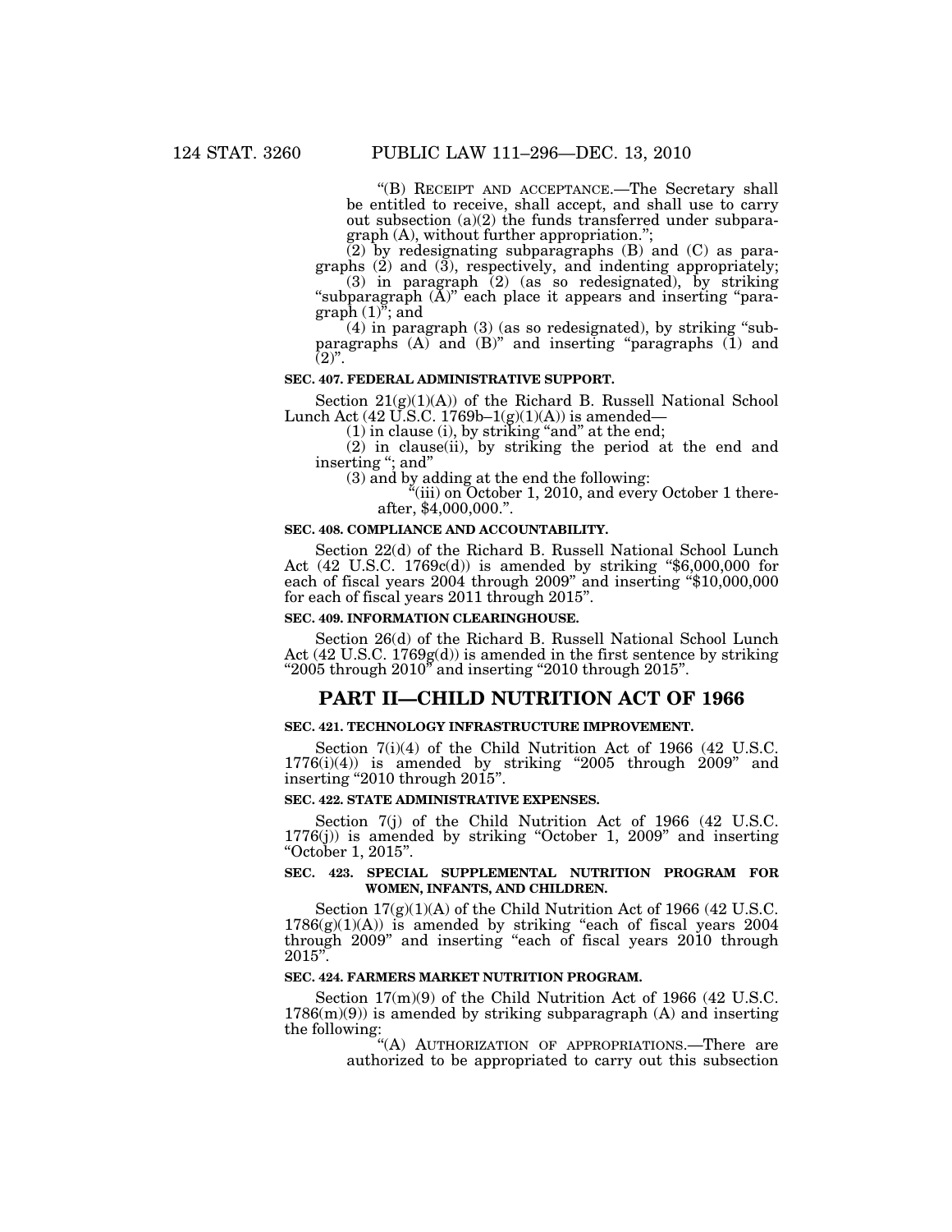"(B) RECEIPT AND ACCEPTANCE.—The Secretary shall be entitled to receive, shall accept, and shall use to carry out subsection (a)(2) the funds transferred under subparagraph (A), without further appropriation.";

(2) by redesignating subparagraphs (B) and (C) as paragraphs (2) and (3), respectively, and indenting appropriately;

(3) in paragraph (2) (as so redesignated), by striking "subparagraph (A)" each place it appears and inserting "paragraph (1)"; and

(4) in paragraph (3) (as so redesignated), by striking "subparagraphs (A) and (B)" and inserting "paragraphs (1) and (2)".

**SEC. 407. FEDERAL ADMINISTRATIVE SUPPORT.**

Section 21(g)(1)(A)) of the Richard B. Russell National School Lunch Act (42 U.S.C. 1769b–1(g)(1)(A)) is amended—

(1) in clause (i), by striking "and" at the end;

(2) in clause(ii), by striking the period at the end and inserting "; and"

(3) and by adding at the end the following:

"(iii) on October 1, 2010, and every October 1 thereafter, $4,000,000.".

**SEC. 408. COMPLIANCE AND ACCOUNTABILITY.**

Section 22(d) of the Richard B. Russell National School Lunch Act (42 U.S.C. 1769c(d)) is amended by striking "$6,000,000 for each of fiscal years 2004 through 2009" and inserting "$10,000,000 for each of fiscal years 2011 through 2015".

**SEC. 409. INFORMATION CLEARINGHOUSE.**

Section 26(d) of the Richard B. Russell National School Lunch Act (42 U.S.C. 1769g(d)) is amended in the first sentence by striking "2005 through 2010" and inserting "2010 through 2015".

## PART II—CHILD NUTRITION ACT OF 1966

**SEC. 421. TECHNOLOGY INFRASTRUCTURE IMPROVEMENT.**

Section 7(i)(4) of the Child Nutrition Act of 1966 (42 U.S.C. 1776(i)(4)) is amended by striking "2005 through 2009" and inserting "2010 through 2015".

**SEC. 422. STATE ADMINISTRATIVE EXPENSES.**

Section 7(j) of the Child Nutrition Act of 1966 (42 U.S.C. 1776(j)) is amended by striking "October 1, 2009" and inserting "October 1, 2015".

**SEC. 423. SPECIAL SUPPLEMENTAL NUTRITION PROGRAM FOR WOMEN, INFANTS, AND CHILDREN.**

Section 17(g)(1)(A) of the Child Nutrition Act of 1966 (42 U.S.C. 1786(g)(1)(A)) is amended by striking "each of fiscal years 2004 through 2009" and inserting "each of fiscal years 2010 through 2015".

**SEC. 424. FARMERS MARKET NUTRITION PROGRAM.**

Section 17(m)(9) of the Child Nutrition Act of 1966 (42 U.S.C. 1786(m)(9)) is amended by striking subparagraph (A) and inserting the following:

"(A) AUTHORIZATION OF APPROPRIATIONS.—There are authorized to be appropriated to carry out this subsection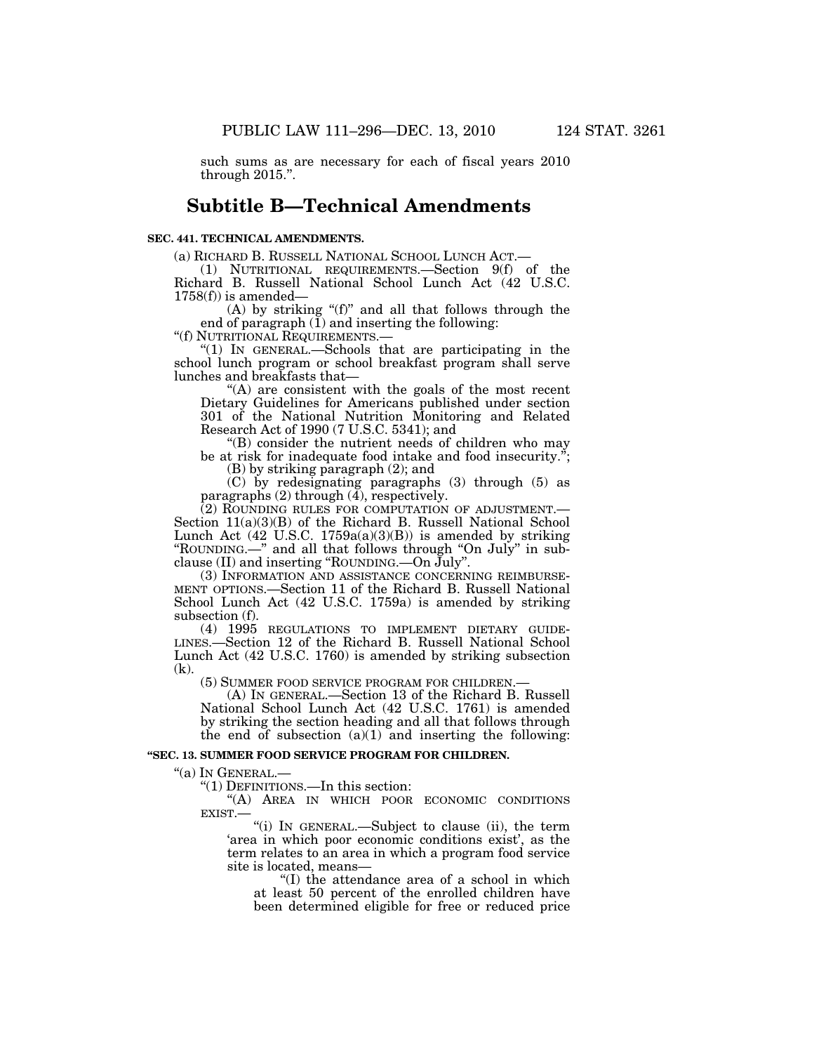such sums as are necessary for each of fiscal years 2010 through 2015.”.

## Subtitle B—Technical Amendments

**SEC. 441. TECHNICAL AMENDMENTS.**

(a) RICHARD B. RUSSELL NATIONAL SCHOOL LUNCH ACT.—

(1) NUTRITIONAL REQUIREMENTS.—Section 9(f) of the Richard B. Russell National School Lunch Act (42 U.S.C. 1758(f)) is amended—

(A) by striking “(f)” and all that follows through the end of paragraph (1) and inserting the following:

“(f) NUTRITIONAL REQUIREMENTS.—

“(1) IN GENERAL.—Schools that are participating in the school lunch program or school breakfast program shall serve lunches and breakfasts that—

“(A) are consistent with the goals of the most recent Dietary Guidelines for Americans published under section 301 of the National Nutrition Monitoring and Related Research Act of 1990 (7 U.S.C. 5341); and

“(B) consider the nutrient needs of children who may be at risk for inadequate food intake and food insecurity.”;

(B) by striking paragraph (2); and

(C) by redesignating paragraphs (3) through (5) as paragraphs (2) through (4), respectively.

(2) ROUNDING RULES FOR COMPUTATION OF ADJUSTMENT.—Section 11(a)(3)(B) of the Richard B. Russell National School Lunch Act (42 U.S.C. 1759a(a)(3)(B)) is amended by striking “ROUNDING.—” and all that follows through “On July” in subclause (II) and inserting “ROUNDING.—On July”.

(3) INFORMATION AND ASSISTANCE CONCERNING REIMBURSEMENT OPTIONS.—Section 11 of the Richard B. Russell National School Lunch Act (42 U.S.C. 1759a) is amended by striking subsection (f).

(4) 1995 REGULATIONS TO IMPLEMENT DIETARY GUIDELINES.—Section 12 of the Richard B. Russell National School Lunch Act (42 U.S.C. 1760) is amended by striking subsection (k).

(5) SUMMER FOOD SERVICE PROGRAM FOR CHILDREN.—

(A) IN GENERAL.—Section 13 of the Richard B. Russell National School Lunch Act (42 U.S.C. 1761) is amended by striking the section heading and all that follows through the end of subsection (a)(1) and inserting the following:

**“SEC. 13. SUMMER FOOD SERVICE PROGRAM FOR CHILDREN.**

“(a) IN GENERAL.—

“(1) DEFINITIONS.—In this section:

“(A) AREA IN WHICH POOR ECONOMIC CONDITIONS EXIST.—

“(i) IN GENERAL.—Subject to clause (ii), the term ‘area in which poor economic conditions exist’, as the term relates to an area in which a program food service site is located, means—

“(I) the attendance area of a school in which at least 50 percent of the enrolled children have been determined eligible for free or reduced price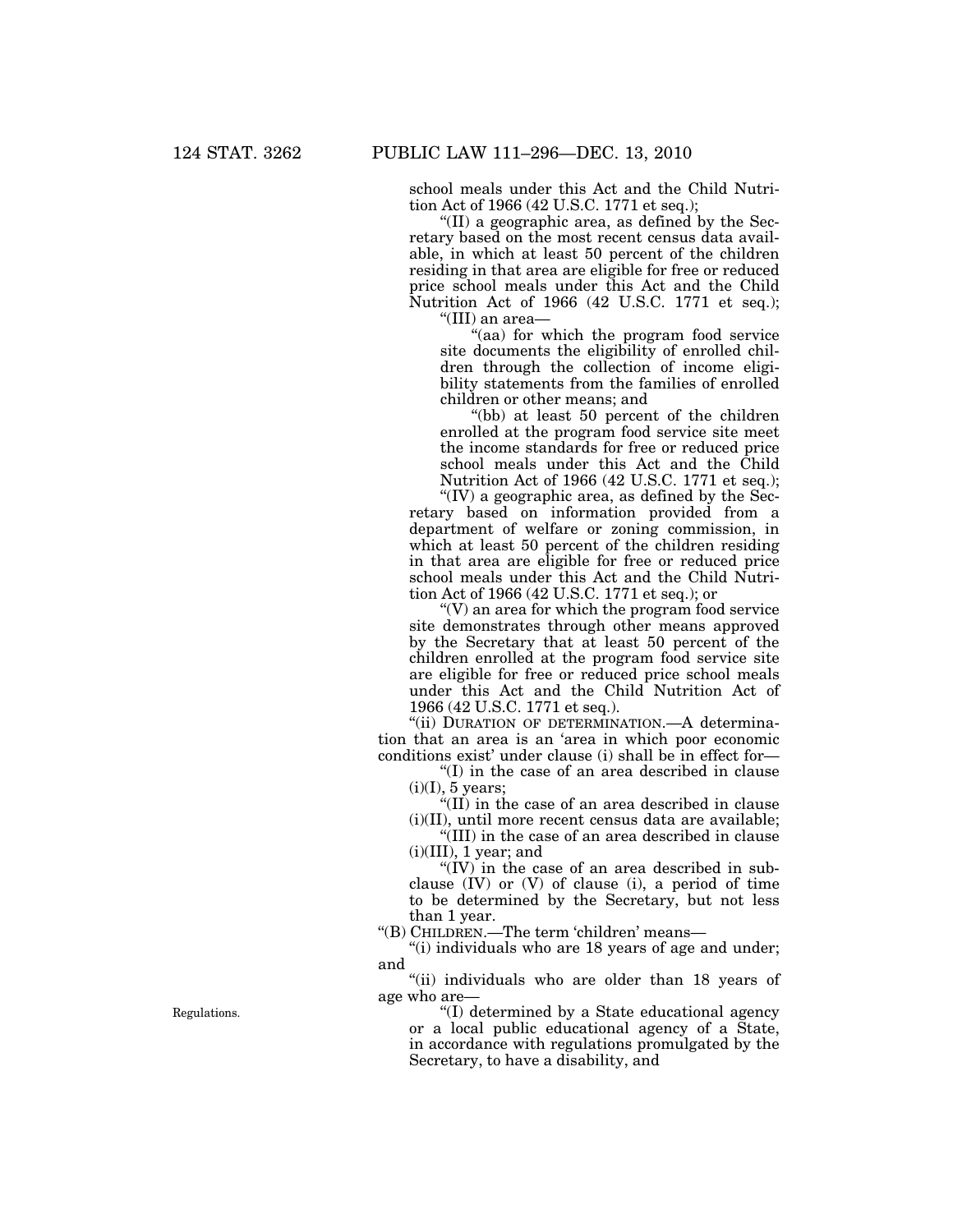school meals under this Act and the Child Nutrition Act of 1966 (42 U.S.C. 1771 et seq.);

"(II) a geographic area, as defined by the Secretary based on the most recent census data available, in which at least 50 percent of the children residing in that area are eligible for free or reduced price school meals under this Act and the Child Nutrition Act of 1966 (42 U.S.C. 1771 et seq.);

"(III) an area—

"(aa) for which the program food service site documents the eligibility of enrolled children through the collection of income eligibility statements from the families of enrolled children or other means; and

"(bb) at least 50 percent of the children enrolled at the program food service site meet the income standards for free or reduced price school meals under this Act and the Child Nutrition Act of 1966 (42 U.S.C. 1771 et seq.);

"(IV) a geographic area, as defined by the Secretary based on information provided from a department of welfare or zoning commission, in which at least 50 percent of the children residing in that area are eligible for free or reduced price school meals under this Act and the Child Nutrition Act of 1966 (42 U.S.C. 1771 et seq.); or

"(V) an area for which the program food service site demonstrates through other means approved by the Secretary that at least 50 percent of the children enrolled at the program food service site are eligible for free or reduced price school meals under this Act and the Child Nutrition Act of 1966 (42 U.S.C. 1771 et seq.).

"(ii) DURATION OF DETERMINATION.—A determination that an area is an 'area in which poor economic conditions exist' under clause (i) shall be in effect for—

"(I) in the case of an area described in clause (i)(I), 5 years;

"(II) in the case of an area described in clause (i)(II), until more recent census data are available;

"(III) in the case of an area described in clause (i)(III), 1 year; and

"(IV) in the case of an area described in subclause (IV) or (V) of clause (i), a period of time to be determined by the Secretary, but not less than 1 year.

"(B) CHILDREN.—The term 'children' means—

"(i) individuals who are 18 years of age and under; and

"(ii) individuals who are older than 18 years of age who are—

Regulations.

"(I) determined by a State educational agency or a local public educational agency of a State, in accordance with regulations promulgated by the Secretary, to have a disability, and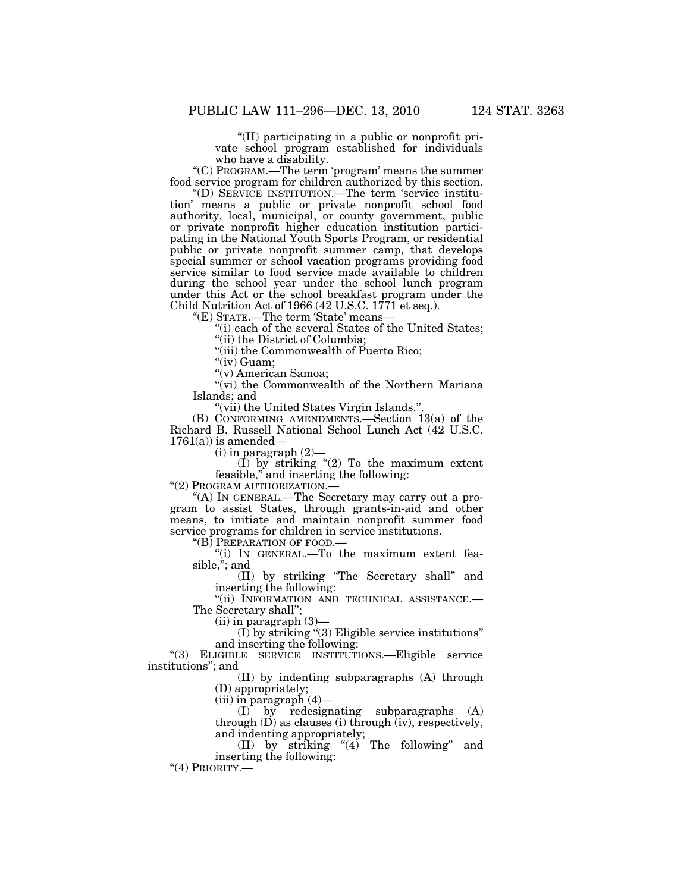"(II) participating in a public or nonprofit private school program established for individuals who have a disability.

"(C) PROGRAM.—The term 'program' means the summer food service program for children authorized by this section.

"(D) SERVICE INSTITUTION.—The term 'service institution' means a public or private nonprofit school food authority, local, municipal, or county government, public or private nonprofit higher education institution participating in the National Youth Sports Program, or residential public or private nonprofit summer camp, that develops special summer or school vacation programs providing food service similar to food service made available to children during the school year under the school lunch program under this Act or the school breakfast program under the Child Nutrition Act of 1966 (42 U.S.C. 1771 et seq.).

"(E) STATE.—The term 'State' means—

"(i) each of the several States of the United States;

"(ii) the District of Columbia;

"(iii) the Commonwealth of Puerto Rico;

"(iv) Guam;

"(v) American Samoa;

"(vi) the Commonwealth of the Northern Mariana Islands; and

"(vii) the United States Virgin Islands.".

(B) CONFORMING AMENDMENTS.—Section 13(a) of the Richard B. Russell National School Lunch Act (42 U.S.C. 1761(a)) is amended—

(i) in paragraph (2)—

(I) by striking "(2) To the maximum extent feasible," and inserting the following:

"(2) PROGRAM AUTHORIZATION.—

"(A) IN GENERAL.—The Secretary may carry out a program to assist States, through grants-in-aid and other means, to initiate and maintain nonprofit summer food service programs for children in service institutions.

"(B) PREPARATION OF FOOD.—

"(i) IN GENERAL.—To the maximum extent feasible,"; and

(II) by striking "The Secretary shall" and inserting the following:

"(ii) INFORMATION AND TECHNICAL ASSISTANCE.—The Secretary shall";

(ii) in paragraph (3)—

(I) by striking "(3) Eligible service institutions" and inserting the following:

"(3) ELIGIBLE SERVICE INSTITUTIONS.—Eligible service institutions"; and

(II) by indenting subparagraphs (A) through (D) appropriately;

(iii) in paragraph (4)—

(I) by redesignating subparagraphs (A) through (D) as clauses (i) through (iv), respectively, and indenting appropriately;

(II) by striking "(4) The following" and inserting the following:

"(4) PRIORITY.—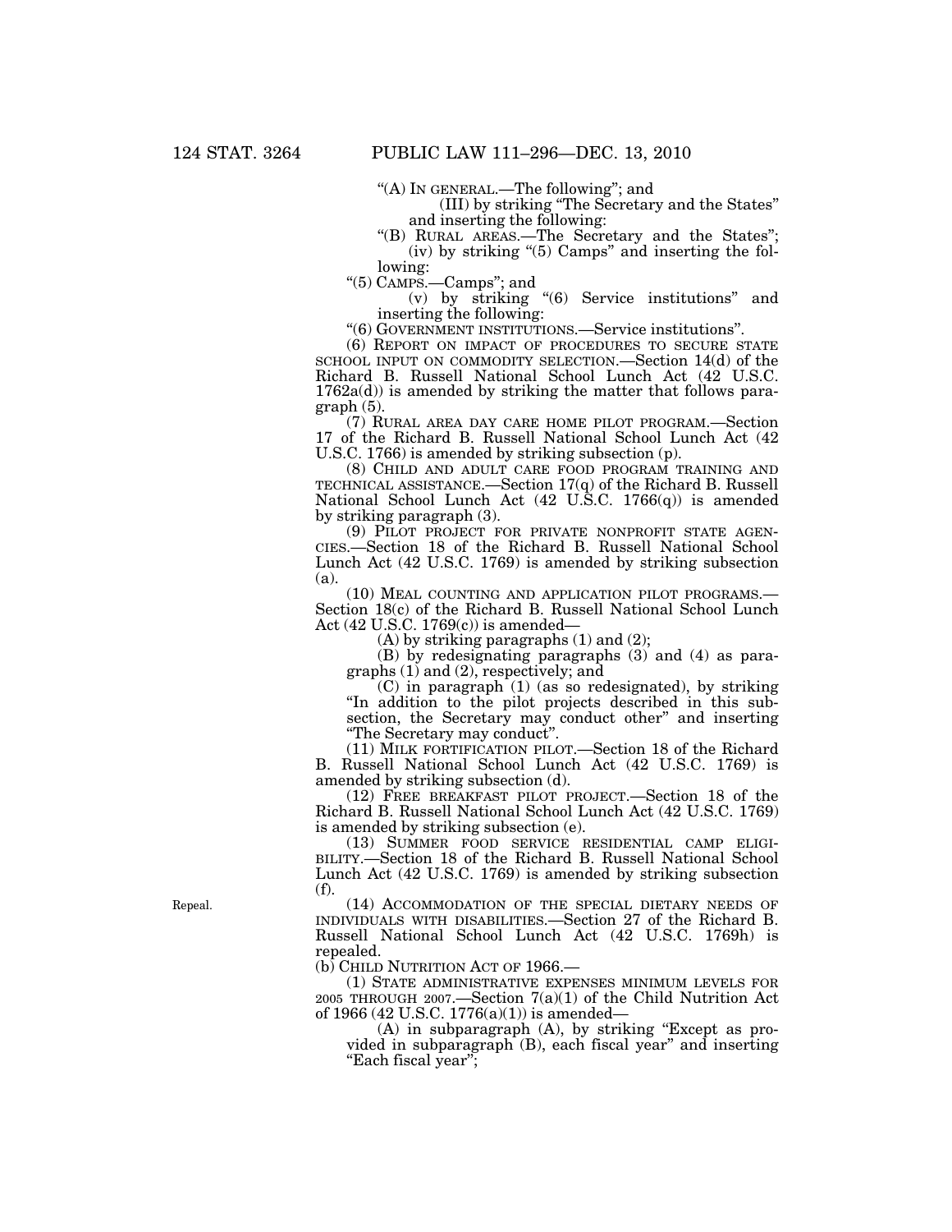"(A) IN GENERAL.—The following"; and

(III) by striking "The Secretary and the States" and inserting the following:

"(B) RURAL AREAS.—The Secretary and the States";

(iv) by striking "(5) Camps" and inserting the following:

"(5) CAMPS.—Camps"; and

(v) by striking "(6) Service institutions" and inserting the following:

"(6) GOVERNMENT INSTITUTIONS.—Service institutions".

(6) REPORT ON IMPACT OF PROCEDURES TO SECURE STATE SCHOOL INPUT ON COMMODITY SELECTION.—Section 14(d) of the Richard B. Russell National School Lunch Act (42 U.S.C. 1762a(d)) is amended by striking the matter that follows paragraph (5).

(7) RURAL AREA DAY CARE HOME PILOT PROGRAM.—Section 17 of the Richard B. Russell National School Lunch Act (42 U.S.C. 1766) is amended by striking subsection (p).

(8) CHILD AND ADULT CARE FOOD PROGRAM TRAINING AND TECHNICAL ASSISTANCE.—Section 17(q) of the Richard B. Russell National School Lunch Act (42 U.S.C. 1766(q)) is amended by striking paragraph (3).

(9) PILOT PROJECT FOR PRIVATE NONPROFIT STATE AGENCIES.—Section 18 of the Richard B. Russell National School Lunch Act (42 U.S.C. 1769) is amended by striking subsection (a).

(10) MEAL COUNTING AND APPLICATION PILOT PROGRAMS.—Section 18(c) of the Richard B. Russell National School Lunch Act (42 U.S.C. 1769(c)) is amended—

(A) by striking paragraphs (1) and (2);

(B) by redesignating paragraphs (3) and (4) as paragraphs (1) and (2), respectively; and

(C) in paragraph (1) (as so redesignated), by striking "In addition to the pilot projects described in this subsection, the Secretary may conduct other" and inserting "The Secretary may conduct".

(11) MILK FORTIFICATION PILOT.—Section 18 of the Richard B. Russell National School Lunch Act (42 U.S.C. 1769) is amended by striking subsection (d).

(12) FREE BREAKFAST PILOT PROJECT.—Section 18 of the Richard B. Russell National School Lunch Act (42 U.S.C. 1769) is amended by striking subsection (e).

(13) SUMMER FOOD SERVICE RESIDENTIAL CAMP ELIGIBILITY.—Section 18 of the Richard B. Russell National School Lunch Act (42 U.S.C. 1769) is amended by striking subsection (f).

Repeal.

(14) ACCOMMODATION OF THE SPECIAL DIETARY NEEDS OF INDIVIDUALS WITH DISABILITIES.—Section 27 of the Richard B. Russell National School Lunch Act (42 U.S.C. 1769h) is repealed.

(b) CHILD NUTRITION ACT OF 1966.—

(1) STATE ADMINISTRATIVE EXPENSES MINIMUM LEVELS FOR 2005 THROUGH 2007.—Section 7(a)(1) of the Child Nutrition Act of 1966 (42 U.S.C. 1776(a)(1)) is amended—

(A) in subparagraph (A), by striking "Except as provided in subparagraph (B), each fiscal year" and inserting "Each fiscal year";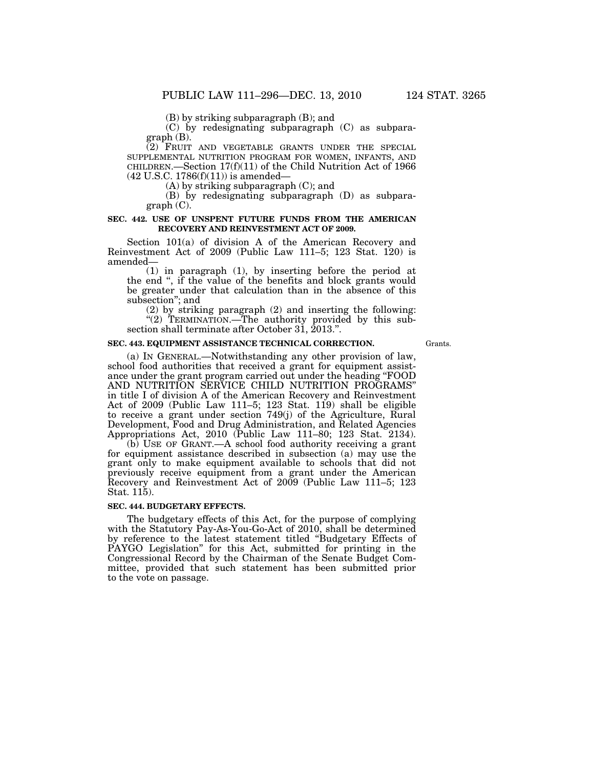(B) by striking subparagraph (B); and

(C) by redesignating subparagraph (C) as subparagraph (B).

(2) FRUIT AND VEGETABLE GRANTS UNDER THE SPECIAL SUPPLEMENTAL NUTRITION PROGRAM FOR WOMEN, INFANTS, AND CHILDREN.—Section 17(f)(11) of the Child Nutrition Act of 1966 (42 U.S.C. 1786(f)(11)) is amended—

(A) by striking subparagraph (C); and

(B) by redesignating subparagraph (D) as subparagraph (C).

**SEC. 442. USE OF UNSPENT FUTURE FUNDS FROM THE AMERICAN RECOVERY AND REINVESTMENT ACT OF 2009.**

Section 101(a) of division A of the American Recovery and Reinvestment Act of 2009 (Public Law 111–5; 123 Stat. 120) is amended—

(1) in paragraph (1), by inserting before the period at the end ", if the value of the benefits and block grants would be greater under that calculation than in the absence of this subsection"; and

(2) by striking paragraph (2) and inserting the following:

"(2) TERMINATION.—The authority provided by this subsection shall terminate after October 31, 2013.".

**SEC. 443. EQUIPMENT ASSISTANCE TECHNICAL CORRECTION.**

Grants.

(a) IN GENERAL.—Notwithstanding any other provision of law, school food authorities that received a grant for equipment assistance under the grant program carried out under the heading "FOOD AND NUTRITION SERVICE CHILD NUTRITION PROGRAMS" in title I of division A of the American Recovery and Reinvestment Act of 2009 (Public Law 111–5; 123 Stat. 119) shall be eligible to receive a grant under section 749(j) of the Agriculture, Rural Development, Food and Drug Administration, and Related Agencies Appropriations Act, 2010 (Public Law 111–80; 123 Stat. 2134).

(b) USE OF GRANT.—A school food authority receiving a grant for equipment assistance described in subsection (a) may use the grant only to make equipment available to schools that did not previously receive equipment from a grant under the American Recovery and Reinvestment Act of 2009 (Public Law 111–5; 123 Stat. 115).

**SEC. 444. BUDGETARY EFFECTS.**

The budgetary effects of this Act, for the purpose of complying with the Statutory Pay-As-You-Go-Act of 2010, shall be determined by reference to the latest statement titled "Budgetary Effects of PAYGO Legislation" for this Act, submitted for printing in the Congressional Record by the Chairman of the Senate Budget Committee, provided that such statement has been submitted prior to the vote on passage.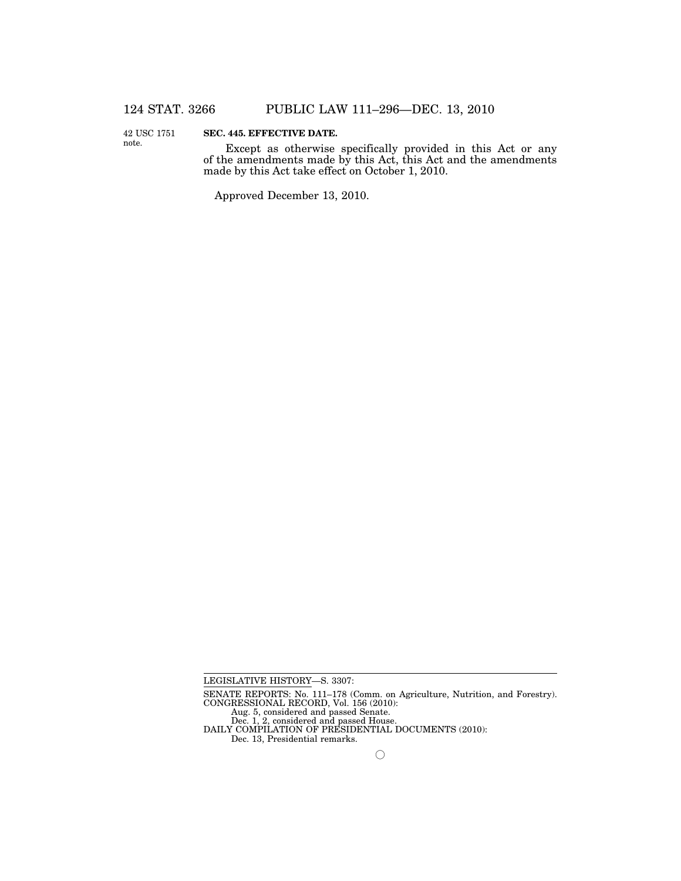42 USC 1751 note.

**SEC. 445. EFFECTIVE DATE.**

Except as otherwise specifically provided in this Act or any of the amendments made by this Act, this Act and the amendments made by this Act take effect on October 1, 2010.

Approved December 13, 2010.

LEGISLATIVE HISTORY—S. 3307:

SENATE REPORTS: No. 111–178 (Comm. on Agriculture, Nutrition, and Forestry).
CONGRESSIONAL RECORD, Vol. 156 (2010):
Aug. 5, considered and passed Senate.
Dec. 1, 2, considered and passed House.
DAILY COMPILATION OF PRESIDENTIAL DOCUMENTS (2010):
Dec. 13, Presidential remarks.